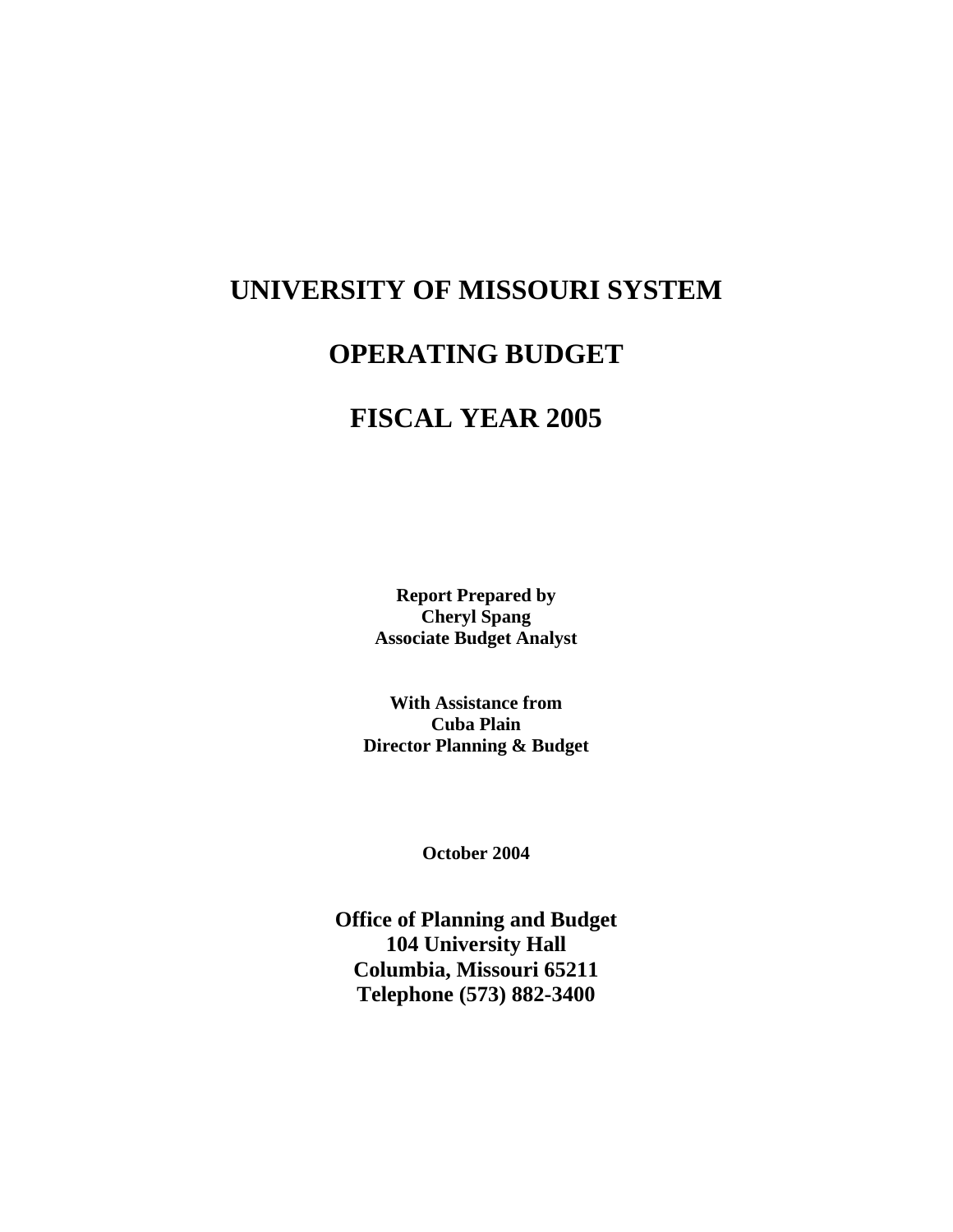# UNIVERSITY OF MISSOURI SYSTEM

# OPERATING BUDGET

# FISCAL YEAR 2005

**Report Prepared by**
**Cheryl Spang**
**Associate Budget Analyst**

**With Assistance from**
**Cuba Plain**
**Director Planning & Budget**

**October 2004**

**Office of Planning and Budget**
**104 University Hall**
**Columbia, Missouri 65211**
**Telephone (573) 882-3400**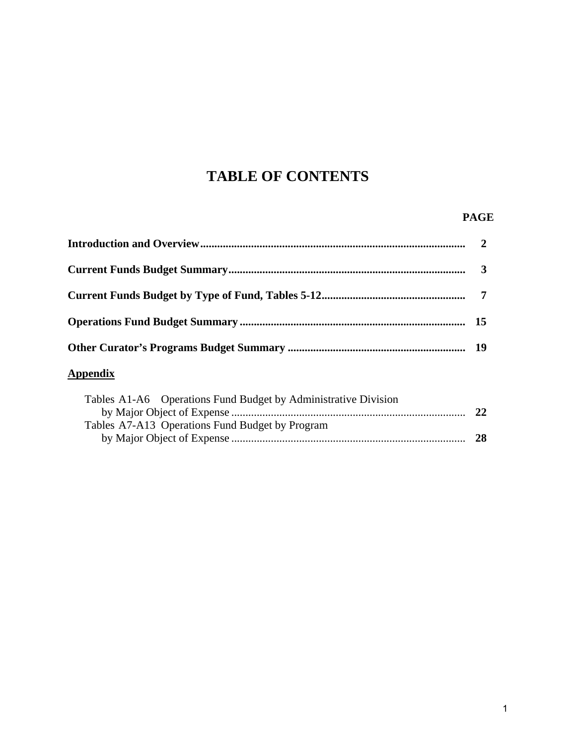# TABLE OF CONTENTS

| | PAGE |
|---|---|
| **Introduction and Overview** | **2** |
| **Current Funds Budget Summary** | **3** |
| **Current Funds Budget by Type of Fund, Tables 5-12** | **7** |
| **Operations Fund Budget Summary** | **15** |
| **Other Curator's Programs Budget Summary** | **19** |

**<u>Appendix</u>**

| | |
|---|---|
| Tables A1-A6 Operations Fund Budget by Administrative Division by Major Object of Expense | **22** |
| Tables A7-A13 Operations Fund Budget by Program by Major Object of Expense | **28** |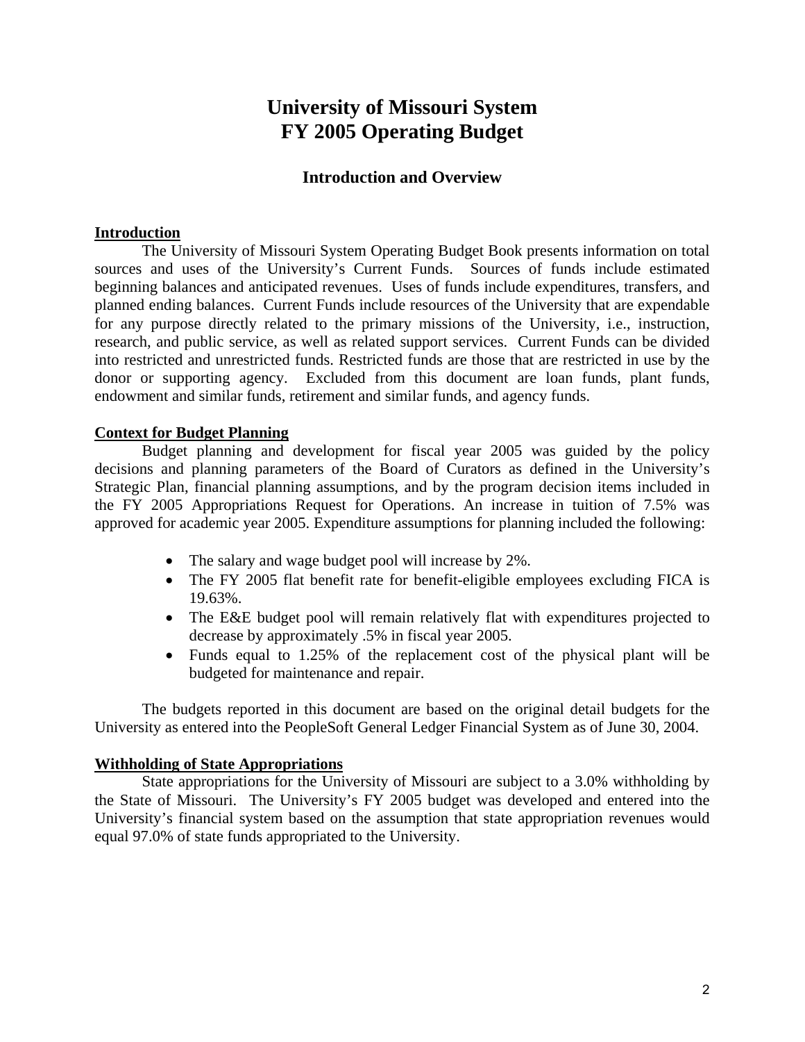# University of Missouri System
# FY 2005 Operating Budget

## Introduction and Overview

**Introduction**

The University of Missouri System Operating Budget Book presents information on total sources and uses of the University's Current Funds. Sources of funds include estimated beginning balances and anticipated revenues. Uses of funds include expenditures, transfers, and planned ending balances. Current Funds include resources of the University that are expendable for any purpose directly related to the primary missions of the University, i.e., instruction, research, and public service, as well as related support services. Current Funds can be divided into restricted and unrestricted funds. Restricted funds are those that are restricted in use by the donor or supporting agency. Excluded from this document are loan funds, plant funds, endowment and similar funds, retirement and similar funds, and agency funds.

**Context for Budget Planning**

Budget planning and development for fiscal year 2005 was guided by the policy decisions and planning parameters of the Board of Curators as defined in the University's Strategic Plan, financial planning assumptions, and by the program decision items included in the FY 2005 Appropriations Request for Operations. An increase in tuition of 7.5% was approved for academic year 2005. Expenditure assumptions for planning included the following:

- The salary and wage budget pool will increase by 2%.
- The FY 2005 flat benefit rate for benefit-eligible employees excluding FICA is 19.63%.
- The E&E budget pool will remain relatively flat with expenditures projected to decrease by approximately .5% in fiscal year 2005.
- Funds equal to 1.25% of the replacement cost of the physical plant will be budgeted for maintenance and repair.

The budgets reported in this document are based on the original detail budgets for the University as entered into the PeopleSoft General Ledger Financial System as of June 30, 2004.

**Withholding of State Appropriations**

State appropriations for the University of Missouri are subject to a 3.0% withholding by the State of Missouri. The University's FY 2005 budget was developed and entered into the University's financial system based on the assumption that state appropriation revenues would equal 97.0% of state funds appropriated to the University.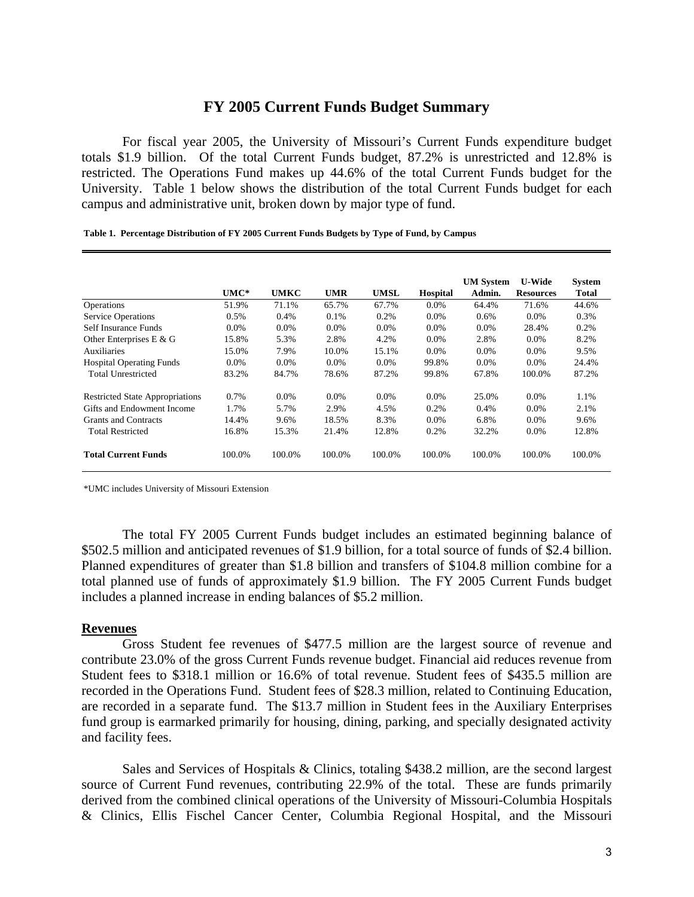# FY 2005 Current Funds Budget Summary

For fiscal year 2005, the University of Missouri's Current Funds expenditure budget totals $1.9 billion. Of the total Current Funds budget, 87.2% is unrestricted and 12.8% is restricted. The Operations Fund makes up 44.6% of the total Current Funds budget for the University. Table 1 below shows the distribution of the total Current Funds budget for each campus and administrative unit, broken down by major type of fund.

**Table 1. Percentage Distribution of FY 2005 Current Funds Budgets by Type of Fund, by Campus**

| | UMC* | UMKC | UMR | UMSL | Hospital | UM System Admin. | U-Wide Resources | System Total |
|---|---|---|---|---|---|---|---|---|
| Operations | 51.9% | 71.1% | 65.7% | 67.7% | 0.0% | 64.4% | 71.6% | 44.6% |
| Service Operations | 0.5% | 0.4% | 0.1% | 0.2% | 0.0% | 0.6% | 0.0% | 0.3% |
| Self Insurance Funds | 0.0% | 0.0% | 0.0% | 0.0% | 0.0% | 0.0% | 28.4% | 0.2% |
| Other Enterprises E & G | 15.8% | 5.3% | 2.8% | 4.2% | 0.0% | 2.8% | 0.0% | 8.2% |
| Auxiliaries | 15.0% | 7.9% | 10.0% | 15.1% | 0.0% | 0.0% | 0.0% | 9.5% |
| Hospital Operating Funds | 0.0% | 0.0% | 0.0% | 0.0% | 99.8% | 0.0% | 0.0% | 24.4% |
| Total Unrestricted | 83.2% | 84.7% | 78.6% | 87.2% | 99.8% | 67.8% | 100.0% | 87.2% |
| | | | | | | | | |
| Restricted State Appropriations | 0.7% | 0.0% | 0.0% | 0.0% | 0.0% | 25.0% | 0.0% | 1.1% |
| Gifts and Endowment Income | 1.7% | 5.7% | 2.9% | 4.5% | 0.2% | 0.4% | 0.0% | 2.1% |
| Grants and Contracts | 14.4% | 9.6% | 18.5% | 8.3% | 0.0% | 6.8% | 0.0% | 9.6% |
| Total Restricted | 16.8% | 15.3% | 21.4% | 12.8% | 0.2% | 32.2% | 0.0% | 12.8% |
| | | | | | | | | |
| **Total Current Funds** | 100.0% | 100.0% | 100.0% | 100.0% | 100.0% | 100.0% | 100.0% | 100.0% |

*UMC includes University of Missouri Extension

The total FY 2005 Current Funds budget includes an estimated beginning balance of $502.5 million and anticipated revenues of $1.9 billion, for a total source of funds of $2.4 billion. Planned expenditures of greater than $1.8 billion and transfers of $104.8 million combine for a total planned use of funds of approximately $1.9 billion. The FY 2005 Current Funds budget includes a planned increase in ending balances of $5.2 million.

## Revenues

Gross Student fee revenues of $477.5 million are the largest source of revenue and contribute 23.0% of the gross Current Funds revenue budget. Financial aid reduces revenue from Student fees to $318.1 million or 16.6% of total revenue. Student fees of $435.5 million are recorded in the Operations Fund. Student fees of $28.3 million, related to Continuing Education, are recorded in a separate fund. The $13.7 million in Student fees in the Auxiliary Enterprises fund group is earmarked primarily for housing, dining, parking, and specially designated activity and facility fees.

Sales and Services of Hospitals & Clinics, totaling $438.2 million, are the second largest source of Current Fund revenues, contributing 22.9% of the total. These are funds primarily derived from the combined clinical operations of the University of Missouri-Columbia Hospitals & Clinics, Ellis Fischel Cancer Center, Columbia Regional Hospital, and the Missouri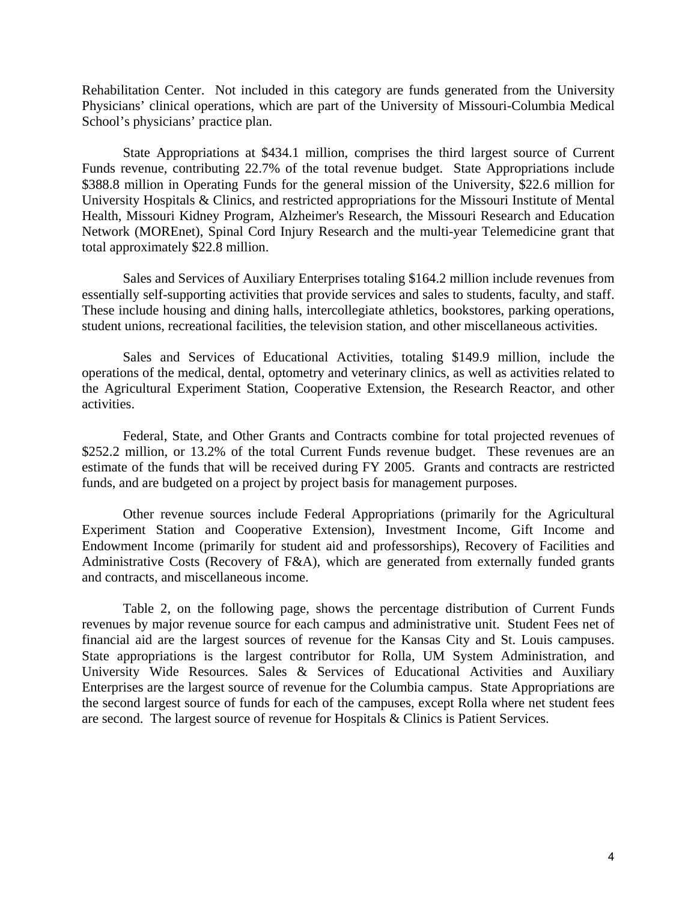Rehabilitation Center. Not included in this category are funds generated from the University Physicians' clinical operations, which are part of the University of Missouri-Columbia Medical School's physicians' practice plan.

State Appropriations at $434.1 million, comprises the third largest source of Current Funds revenue, contributing 22.7% of the total revenue budget. State Appropriations include $388.8 million in Operating Funds for the general mission of the University, $22.6 million for University Hospitals & Clinics, and restricted appropriations for the Missouri Institute of Mental Health, Missouri Kidney Program, Alzheimer's Research, the Missouri Research and Education Network (MOREnet), Spinal Cord Injury Research and the multi-year Telemedicine grant that total approximately $22.8 million.

Sales and Services of Auxiliary Enterprises totaling $164.2 million include revenues from essentially self-supporting activities that provide services and sales to students, faculty, and staff. These include housing and dining halls, intercollegiate athletics, bookstores, parking operations, student unions, recreational facilities, the television station, and other miscellaneous activities.

Sales and Services of Educational Activities, totaling $149.9 million, include the operations of the medical, dental, optometry and veterinary clinics, as well as activities related to the Agricultural Experiment Station, Cooperative Extension, the Research Reactor, and other activities.

Federal, State, and Other Grants and Contracts combine for total projected revenues of $252.2 million, or 13.2% of the total Current Funds revenue budget. These revenues are an estimate of the funds that will be received during FY 2005. Grants and contracts are restricted funds, and are budgeted on a project by project basis for management purposes.

Other revenue sources include Federal Appropriations (primarily for the Agricultural Experiment Station and Cooperative Extension), Investment Income, Gift Income and Endowment Income (primarily for student aid and professorships), Recovery of Facilities and Administrative Costs (Recovery of F&A), which are generated from externally funded grants and contracts, and miscellaneous income.

Table 2, on the following page, shows the percentage distribution of Current Funds revenues by major revenue source for each campus and administrative unit. Student Fees net of financial aid are the largest sources of revenue for the Kansas City and St. Louis campuses. State appropriations is the largest contributor for Rolla, UM System Administration, and University Wide Resources. Sales & Services of Educational Activities and Auxiliary Enterprises are the largest source of revenue for the Columbia campus. State Appropriations are the second largest source of funds for each of the campuses, except Rolla where net student fees are second. The largest source of revenue for Hospitals & Clinics is Patient Services.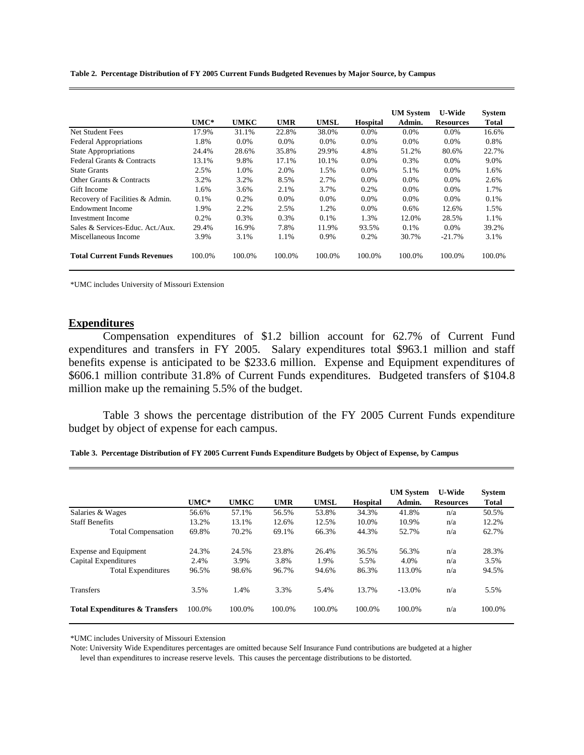**Table 2. Percentage Distribution of FY 2005 Current Funds Budgeted Revenues by Major Source, by Campus**

| | UMC* | UMKC | UMR | UMSL | Hospital | UM System Admin. | U-Wide Resources | System Total |
|---|---|---|---|---|---|---|---|---|
| Net Student Fees | 17.9% | 31.1% | 22.8% | 38.0% | 0.0% | 0.0% | 0.0% | 16.6% |
| Federal Appropriations | 1.8% | 0.0% | 0.0% | 0.0% | 0.0% | 0.0% | 0.0% | 0.8% |
| State Appropriations | 24.4% | 28.6% | 35.8% | 29.9% | 4.8% | 51.2% | 80.6% | 22.7% |
| Federal Grants & Contracts | 13.1% | 9.8% | 17.1% | 10.1% | 0.0% | 0.3% | 0.0% | 9.0% |
| State Grants | 2.5% | 1.0% | 2.0% | 1.5% | 0.0% | 5.1% | 0.0% | 1.6% |
| Other Grants & Contracts | 3.2% | 3.2% | 8.5% | 2.7% | 0.0% | 0.0% | 0.0% | 2.6% |
| Gift Income | 1.6% | 3.6% | 2.1% | 3.7% | 0.2% | 0.0% | 0.0% | 1.7% |
| Recovery of Facilities & Admin. | 0.1% | 0.2% | 0.0% | 0.0% | 0.0% | 0.0% | 0.0% | 0.1% |
| Endowment Income | 1.9% | 2.2% | 2.5% | 1.2% | 0.0% | 0.6% | 12.6% | 1.5% |
| Investment Income | 0.2% | 0.3% | 0.3% | 0.1% | 1.3% | 12.0% | 28.5% | 1.1% |
| Sales & Services-Educ. Act./Aux. | 29.4% | 16.9% | 7.8% | 11.9% | 93.5% | 0.1% | 0.0% | 39.2% |
| Miscellaneous Income | 3.9% | 3.1% | 1.1% | 0.9% | 0.2% | 30.7% | -21.7% | 3.1% |
| **Total Current Funds Revenues** | 100.0% | 100.0% | 100.0% | 100.0% | 100.0% | 100.0% | 100.0% | 100.0% |

*UMC includes University of Missouri Extension

## Expenditures

Compensation expenditures of $1.2 billion account for 62.7% of Current Fund expenditures and transfers in FY 2005. Salary expenditures total $963.1 million and staff benefits expense is anticipated to be $233.6 million. Expense and Equipment expenditures of $606.1 million contribute 31.8% of Current Funds expenditures. Budgeted transfers of $104.8 million make up the remaining 5.5% of the budget.

Table 3 shows the percentage distribution of the FY 2005 Current Funds expenditure budget by object of expense for each campus.

**Table 3. Percentage Distribution of FY 2005 Current Funds Expenditure Budgets by Object of Expense, by Campus**

| | UMC* | UMKC | UMR | UMSL | Hospital | UM System Admin. | U-Wide Resources | System Total |
|---|---|---|---|---|---|---|---|---|
| Salaries & Wages | 56.6% | 57.1% | 56.5% | 53.8% | 34.3% | 41.8% | n/a | 50.5% |
| Staff Benefits | 13.2% | 13.1% | 12.6% | 12.5% | 10.0% | 10.9% | n/a | 12.2% |
| Total Compensation | 69.8% | 70.2% | 69.1% | 66.3% | 44.3% | 52.7% | n/a | 62.7% |
| Expense and Equipment | 24.3% | 24.5% | 23.8% | 26.4% | 36.5% | 56.3% | n/a | 28.3% |
| Capital Expenditures | 2.4% | 3.9% | 3.8% | 1.9% | 5.5% | 4.0% | n/a | 3.5% |
| Total Expenditures | 96.5% | 98.6% | 96.7% | 94.6% | 86.3% | 113.0% | n/a | 94.5% |
| Transfers | 3.5% | 1.4% | 3.3% | 5.4% | 13.7% | -13.0% | n/a | 5.5% |
| **Total Expenditures & Transfers** | 100.0% | 100.0% | 100.0% | 100.0% | 100.0% | 100.0% | n/a | 100.0% |

*UMC includes University of Missouri Extension

Note: University Wide Expenditures percentages are omitted because Self Insurance Fund contributions are budgeted at a higher level than expenditures to increase reserve levels. This causes the percentage distributions to be distorted.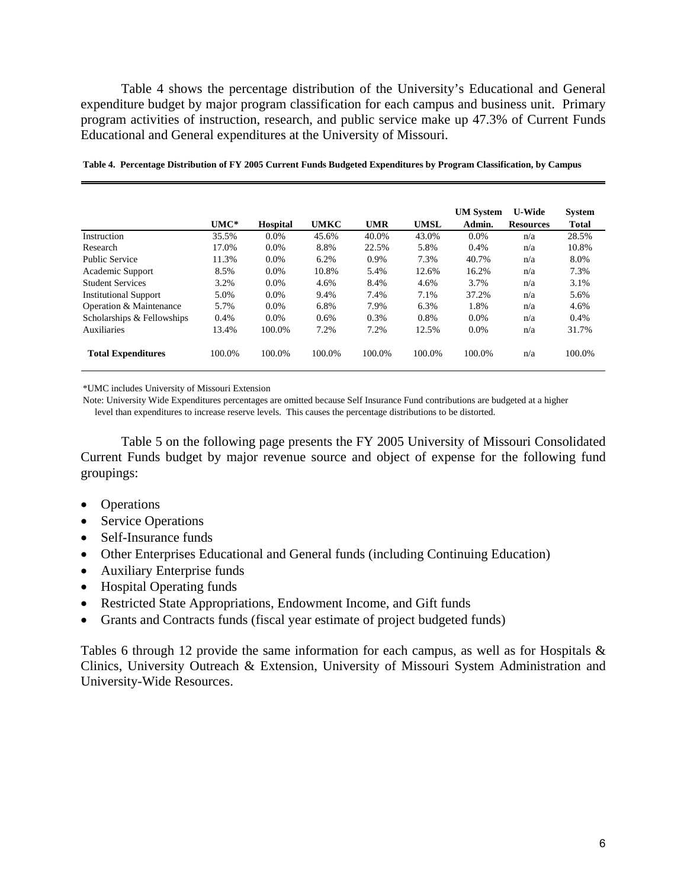Table 4 shows the percentage distribution of the University's Educational and General expenditure budget by major program classification for each campus and business unit. Primary program activities of instruction, research, and public service make up 47.3% of Current Funds Educational and General expenditures at the University of Missouri.

**Table 4. Percentage Distribution of FY 2005 Current Funds Budgeted Expenditures by Program Classification, by Campus**

| | UMC* | Hospital | UMKC | UMR | UMSL | UM System Admin. | U-Wide Resources | System Total |
|---|---|---|---|---|---|---|---|---|
| Instruction | 35.5% | 0.0% | 45.6% | 40.0% | 43.0% | 0.0% | n/a | 28.5% |
| Research | 17.0% | 0.0% | 8.8% | 22.5% | 5.8% | 0.4% | n/a | 10.8% |
| Public Service | 11.3% | 0.0% | 6.2% | 0.9% | 7.3% | 40.7% | n/a | 8.0% |
| Academic Support | 8.5% | 0.0% | 10.8% | 5.4% | 12.6% | 16.2% | n/a | 7.3% |
| Student Services | 3.2% | 0.0% | 4.6% | 8.4% | 4.6% | 3.7% | n/a | 3.1% |
| Institutional Support | 5.0% | 0.0% | 9.4% | 7.4% | 7.1% | 37.2% | n/a | 5.6% |
| Operation & Maintenance | 5.7% | 0.0% | 6.8% | 7.9% | 6.3% | 1.8% | n/a | 4.6% |
| Scholarships & Fellowships | 0.4% | 0.0% | 0.6% | 0.3% | 0.8% | 0.0% | n/a | 0.4% |
| Auxiliaries | 13.4% | 100.0% | 7.2% | 7.2% | 12.5% | 0.0% | n/a | 31.7% |
| **Total Expenditures** | 100.0% | 100.0% | 100.0% | 100.0% | 100.0% | 100.0% | n/a | 100.0% |

*UMC includes University of Missouri Extension

Note: University Wide Expenditures percentages are omitted because Self Insurance Fund contributions are budgeted at a higher level than expenditures to increase reserve levels. This causes the percentage distributions to be distorted.

Table 5 on the following page presents the FY 2005 University of Missouri Consolidated Current Funds budget by major revenue source and object of expense for the following fund groupings:

- Operations
- Service Operations
- Self-Insurance funds
- Other Enterprises Educational and General funds (including Continuing Education)
- Auxiliary Enterprise funds
- Hospital Operating funds
- Restricted State Appropriations, Endowment Income, and Gift funds
- Grants and Contracts funds (fiscal year estimate of project budgeted funds)

Tables 6 through 12 provide the same information for each campus, as well as for Hospitals & Clinics, University Outreach & Extension, University of Missouri System Administration and University-Wide Resources.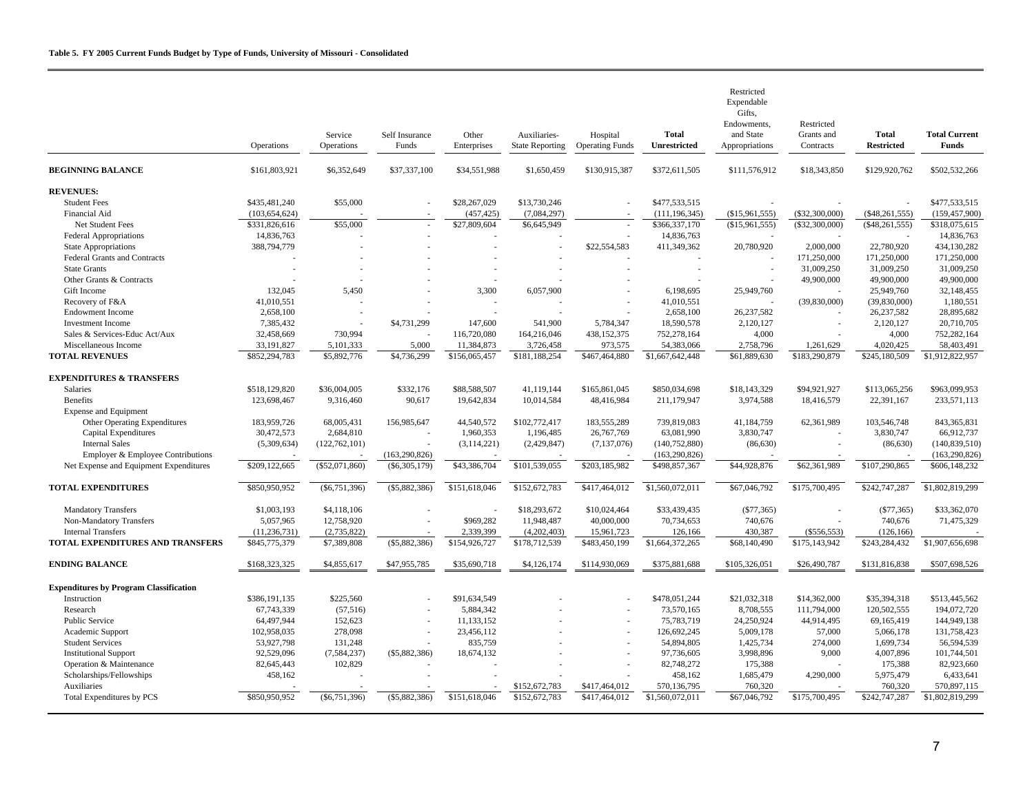**Table 5. FY 2005 Current Funds Budget by Type of Funds, University of Missouri - Consolidated**

| | Operations | Service Operations | Self Insurance Funds | Other Enterprises | Auxiliaries-State Reporting | Hospital Operating Funds | **Total Unrestricted** | Restricted Expendable Gifts, Endowments, and State Appropriations | Restricted Grants and Contracts | **Total Restricted** | **Total Current Funds** |
|---|---|---|---|---|---|---|---|---|---|---|---|
| **BEGINNING BALANCE** | $161,803,921 | $6,352,649 | $37,337,100 | $34,551,988 | $1,650,459 | $130,915,387 | $372,611,505 | $111,576,912 | $18,343,850 | $129,920,762 | $502,532,266 |
| **REVENUES:** | | | | | | | | | | | |
| Student Fees | $435,481,240 | $55,000 | - | $28,267,029 | $13,730,246 | - | $477,533,515 | - | - | - | $477,533,515 |
| Financial Aid | (103,654,624) | - | - | (457,425) | (7,084,297) | - | (111,196,345) | ($15,961,555) | ($32,300,000) | ($48,261,555) | (159,457,900) |
| Net Student Fees | $331,826,616 | $55,000 | - | $27,809,604 | $6,645,949 | - | $366,337,170 | ($15,961,555) | ($32,300,000) | ($48,261,555) | $318,075,615 |
| Federal Appropriations | 14,836,763 | - | - | - | - | - | 14,836,763 | - | - | - | 14,836,763 |
| State Appropriations | 388,794,779 | - | - | - | - | $22,554,583 | 411,349,362 | 20,780,920 | 2,000,000 | 22,780,920 | 434,130,282 |
| Federal Grants and Contracts | - | - | - | - | - | - | - | - | 171,250,000 | 171,250,000 | 171,250,000 |
| State Grants | - | - | - | - | - | - | - | - | 31,009,250 | 31,009,250 | 31,009,250 |
| Other Grants & Contracts | - | - | - | - | - | - | - | - | 49,900,000 | 49,900,000 | 49,900,000 |
| Gift Income | 132,045 | 5,450 | - | 3,300 | 6,057,900 | - | 6,198,695 | 25,949,760 | - | 25,949,760 | 32,148,455 |
| Recovery of F&A | 41,010,551 | - | - | - | - | - | 41,010,551 | - | (39,830,000) | (39,830,000) | 1,180,551 |
| Endowment Income | 2,658,100 | - | - | - | - | - | 2,658,100 | 26,237,582 | - | 26,237,582 | 28,895,682 |
| Investment Income | 7,385,432 | - | $4,731,299 | 147,600 | 541,900 | 5,784,347 | 18,590,578 | 2,120,127 | - | 2,120,127 | 20,710,705 |
| Sales & Services-Educ Act/Aux | 32,458,669 | 730,994 | - | 116,720,080 | 164,216,046 | 438,152,375 | 752,278,164 | 4,000 | - | 4,000 | 752,282,164 |
| Miscellaneous Income | 33,191,827 | 5,101,333 | 5,000 | 11,384,873 | 3,726,458 | 973,575 | 54,383,066 | 2,758,796 | 1,261,629 | 4,020,425 | 58,403,491 |
| **TOTAL REVENUES** | $852,294,783 | $5,892,776 | $4,736,299 | $156,065,457 | $181,188,254 | $467,464,880 | $1,667,642,448 | $61,889,630 | $183,290,879 | $245,180,509 | $1,912,822,957 |
| **EXPENDITURES & TRANSFERS** | | | | | | | | | | | |
| Salaries | $518,129,820 | $36,004,005 | $332,176 | $88,588,507 | 41,119,144 | $165,861,045 | $850,034,698 | $18,143,329 | $94,921,927 | $113,065,256 | $963,099,953 |
| Benefits | 123,698,467 | 9,316,460 | 90,617 | 19,642,834 | 10,014,584 | 48,416,984 | 211,179,947 | 3,974,588 | 18,416,579 | 22,391,167 | 233,571,113 |
| Expense and Equipment | | | | | | | | | | | |
| Other Operating Expenditures | 183,959,726 | 68,005,431 | 156,985,647 | 44,540,572 | $102,772,417 | 183,555,289 | 739,819,083 | 41,184,759 | 62,361,989 | 103,546,748 | 843,365,831 |
| Capital Expenditures | 30,472,573 | 2,684,810 | - | 1,960,353 | 1,196,485 | 26,767,769 | 63,081,990 | 3,830,747 | - | 3,830,747 | 66,912,737 |
| Internal Sales | (5,309,634) | (122,762,101) | - | (3,114,221) | (2,429,847) | (7,137,076) | (140,752,880) | (86,630) | - | (86,630) | (140,839,510) |
| Employer & Employee Contributions | - | - | (163,290,826) | - | - | - | (163,290,826) | - | - | - | (163,290,826) |
| Net Expense and Equipment Expenditures | $209,122,665 | ($52,071,860) | ($6,305,179) | $43,386,704 | $101,539,055 | $203,185,982 | $498,857,367 | $44,928,876 | $62,361,989 | $107,290,865 | $606,148,232 |
| **TOTAL EXPENDITURES** | $850,950,952 | ($6,751,396) | ($5,882,386) | $151,618,046 | $152,672,783 | $417,464,012 | $1,560,072,011 | $67,046,792 | $175,700,495 | $242,747,287 | $1,802,819,299 |
| Mandatory Transfers | $1,003,193 | $4,118,106 | - | - | $18,293,672 | $10,024,464 | $33,439,435 | ($77,365) | - | ($77,365) | $33,362,070 |
| Non-Mandatory Transfers | 5,057,965 | 12,758,920 | - | $969,282 | 11,948,487 | 40,000,000 | 70,734,653 | 740,676 | - | 740,676 | 71,475,329 |
| Internal Transfers | (11,236,731) | (2,735,822) | - | 2,339,399 | (4,202,403) | 15,961,723 | 126,166 | 430,387 | ($556,553) | (126,166) | - |
| **TOTAL EXPENDITURES AND TRANSFERS** | $845,775,379 | $7,389,808 | ($5,882,386) | $154,926,727 | $178,712,539 | $483,450,199 | $1,664,372,265 | $68,140,490 | $175,143,942 | $243,284,432 | $1,907,656,698 |
| **ENDING BALANCE** | $168,323,325 | $4,855,617 | $47,955,785 | $35,690,718 | $4,126,174 | $114,930,069 | $375,881,688 | $105,326,051 | $26,490,787 | $131,816,838 | $507,698,526 |
| **Expenditures by Program Classification** | | | | | | | | | | | |
| Instruction | $386,191,135 | $225,560 | - | $91,634,549 | - | - | $478,051,244 | $21,032,318 | $14,362,000 | $35,394,318 | $513,445,562 |
| Research | 67,743,339 | (57,516) | - | 5,884,342 | - | - | 73,570,165 | 8,708,555 | 111,794,000 | 120,502,555 | 194,072,720 |
| Public Service | 64,497,944 | 152,623 | - | 11,133,152 | - | - | 75,783,719 | 24,250,924 | 44,914,495 | 69,165,419 | 144,949,138 |
| Academic Support | 102,958,035 | 278,098 | - | 23,456,112 | - | - | 126,692,245 | 5,009,178 | 57,000 | 5,066,178 | 131,758,423 |
| Student Services | 53,927,798 | 131,248 | - | 835,759 | - | - | 54,894,805 | 1,425,734 | 274,000 | 1,699,734 | 56,594,539 |
| Institutional Support | 92,529,096 | (7,584,237) | ($5,882,386) | 18,674,132 | - | - | 97,736,605 | 3,998,896 | 9,000 | 4,007,896 | 101,744,501 |
| Operation & Maintenance | 82,645,443 | 102,829 | - | - | - | - | 82,748,272 | 175,388 | - | 175,388 | 82,923,660 |
| Scholarships/Fellowships | 458,162 | - | - | - | - | - | 458,162 | 1,685,479 | 4,290,000 | 5,975,479 | 6,433,641 |
| Auxiliaries | - | - | - | - | $152,672,783 | $417,464,012 | 570,136,795 | 760,320 | - | 760,320 | 570,897,115 |
| Total Expenditures by PCS | $850,950,952 | ($6,751,396) | ($5,882,386) | $151,618,046 | $152,672,783 | $417,464,012 | $1,560,072,011 | $67,046,792 | $175,700,495 | $242,747,287 | $1,802,819,299 |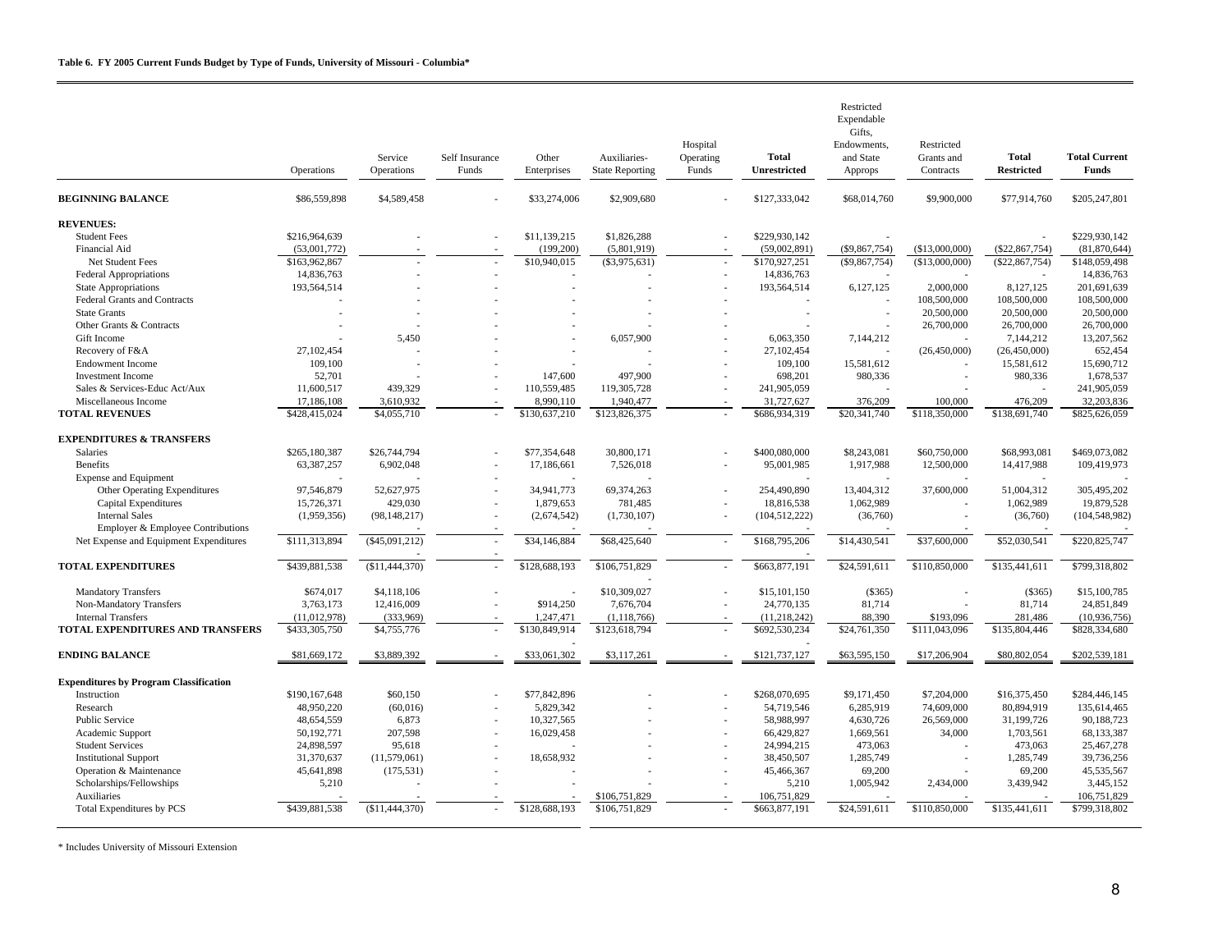**Table 6. FY 2005 Current Funds Budget by Type of Funds, University of Missouri - Columbia***

| | Operations | Service Operations | Self Insurance Funds | Other Enterprises | Auxiliaries-State Reporting | Hospital Operating Funds | **Total Unrestricted** | Restricted Expendable Gifts, Endowments, and State Approps | Restricted Grants and Contracts | **Total Restricted** | **Total Current Funds** |
|---|---|---|---|---|---|---|---|---|---|---|---|
| **BEGINNING BALANCE** | $86,559,898 | $4,589,458 | - | $33,274,006 | $2,909,680 | - | $127,333,042 | $68,014,760 | $9,900,000 | $77,914,760 | $205,247,801 |
| **REVENUES:** | | | | | | | | | | | |
| Student Fees | $216,964,639 | - | - | $11,139,215 | $1,826,288 | - | $229,930,142 | - | | - | $229,930,142 |
| Financial Aid | (53,001,772) | - | - | (199,200) | (5,801,919) | - | (59,002,891) | ($9,867,754) | ($13,000,000) | ($22,867,754) | (81,870,644) |
| Net Student Fees | $163,962,867 | - | - | $10,940,015 | ($3,975,631) | - | $170,927,251 | ($9,867,754) | ($13,000,000) | ($22,867,754) | $148,059,498 |
| Federal Appropriations | 14,836,763 | - | - | - | - | - | 14,836,763 | - | - | - | 14,836,763 |
| State Appropriations | 193,564,514 | - | - | - | - | - | 193,564,514 | 6,127,125 | 2,000,000 | 8,127,125 | 201,691,639 |
| Federal Grants and Contracts | - | - | - | - | - | - | - | - | 108,500,000 | 108,500,000 | 108,500,000 |
| State Grants | - | - | - | - | - | - | - | - | 20,500,000 | 20,500,000 | 20,500,000 |
| Other Grants & Contracts | - | - | - | - | - | - | - | - | 26,700,000 | 26,700,000 | 26,700,000 |
| Gift Income | - | 5,450 | - | - | 6,057,900 | - | 6,063,350 | 7,144,212 | - | 7,144,212 | 13,207,562 |
| Recovery of F&A | 27,102,454 | - | - | - | - | - | 27,102,454 | - | (26,450,000) | (26,450,000) | 652,454 |
| Endowment Income | 109,100 | - | - | - | - | - | 109,100 | 15,581,612 | - | 15,581,612 | 15,690,712 |
| Investment Income | 52,701 | - | - | 147,600 | 497,900 | - | 698,201 | 980,336 | - | 980,336 | 1,678,537 |
| Sales & Services-Educ Act/Aux | 11,600,517 | 439,329 | - | 110,559,485 | 119,305,728 | - | 241,905,059 | - | - | - | 241,905,059 |
| Miscellaneous Income | 17,186,108 | 3,610,932 | - | 8,990,110 | 1,940,477 | - | 31,727,627 | 376,209 | 100,000 | 476,209 | 32,203,836 |
| **TOTAL REVENUES** | $428,415,024 | $4,055,710 | - | $130,637,210 | $123,826,375 | - | $686,934,319 | $20,341,740 | $118,350,000 | $138,691,740 | $825,626,059 |
| **EXPENDITURES & TRANSFERS** | | | | | | | | | | | |
| Salaries | $265,180,387 | $26,744,794 | - | $77,354,648 | 30,800,171 | - | $400,080,000 | $8,243,081 | $60,750,000 | $68,993,081 | $469,073,082 |
| Benefits | 63,387,257 | 6,902,048 | - | 17,186,661 | 7,526,018 | - | 95,001,985 | 1,917,988 | 12,500,000 | 14,417,988 | 109,419,973 |
| Expense and Equipment | - | - | - | - | - | - | - | - | - | - | - |
| Other Operating Expenditures | 97,546,879 | 52,627,975 | - | 34,941,773 | 69,374,263 | - | 254,490,890 | 13,404,312 | 37,600,000 | 51,004,312 | 305,495,202 |
| Capital Expenditures | 15,726,371 | 429,030 | - | 1,879,653 | 781,485 | - | 18,816,538 | 1,062,989 | - | 1,062,989 | 19,879,528 |
| Internal Sales | (1,959,356) | (98,148,217) | - | (2,674,542) | (1,730,107) | - | (104,512,222) | (36,760) | - | (36,760) | (104,548,982) |
| Employer & Employee Contributions | - | - | - | - | - | - | - | - | - | - | - |
| Net Expense and Equipment Expenditures | $111,313,894 | ($45,091,212) | - | $34,146,884 | $68,425,640 | - | $168,795,206 | $14,430,541 | $37,600,000 | $52,030,541 | $220,825,747 |
| **TOTAL EXPENDITURES** | $439,881,538 | ($11,444,370) | - | $128,688,193 | $106,751,829 | - | $663,877,191 | $24,591,611 | $110,850,000 | $135,441,611 | $799,318,802 |
| Mandatory Transfers | $674,017 | $4,118,106 | - | - | $10,309,027 | - | $15,101,150 | ($365) | - | ($365) | $15,100,785 |
| Non-Mandatory Transfers | 3,763,173 | 12,416,009 | - | $914,250 | 7,676,704 | - | 24,770,135 | 81,714 | - | 81,714 | 24,851,849 |
| Internal Transfers | (11,012,978) | (333,969) | - | 1,247,471 | (1,118,766) | - | (11,218,242) | 88,390 | $193,096 | 281,486 | (10,936,756) |
| **TOTAL EXPENDITURES AND TRANSFERS** | $433,305,750 | $4,755,776 | - | $130,849,914 | $123,618,794 | - | $692,530,234 | $24,761,350 | $111,043,096 | $135,804,446 | $828,334,680 |
| **ENDING BALANCE** | $81,669,172 | $3,889,392 | - | $33,061,302 | $3,117,261 | - | $121,737,127 | $63,595,150 | $17,206,904 | $80,802,054 | $202,539,181 |
| **Expenditures by Program Classification** | | | | | | | | | | | |
| Instruction | $190,167,648 | $60,150 | - | $77,842,896 | - | - | $268,070,695 | $9,171,450 | $7,204,000 | $16,375,450 | $284,446,145 |
| Research | 48,950,220 | (60,016) | - | 5,829,342 | - | - | 54,719,546 | 6,285,919 | 74,609,000 | 80,894,919 | 135,614,465 |
| Public Service | 48,654,559 | 6,873 | - | 10,327,565 | - | - | 58,988,997 | 4,630,726 | 26,569,000 | 31,199,726 | 90,188,723 |
| Academic Support | 50,192,771 | 207,598 | - | 16,029,458 | - | - | 66,429,827 | 1,669,561 | 34,000 | 1,703,561 | 68,133,387 |
| Student Services | 24,898,597 | 95,618 | - | - | - | - | 24,994,215 | 473,063 | - | 473,063 | 25,467,278 |
| Institutional Support | 31,370,637 | (11,579,061) | - | 18,658,932 | - | - | 38,450,507 | 1,285,749 | - | 1,285,749 | 39,736,256 |
| Operation & Maintenance | 45,641,898 | (175,531) | - | - | - | - | 45,466,367 | 69,200 | - | 69,200 | 45,535,567 |
| Scholarships/Fellowships | 5,210 | - | - | - | - | - | 5,210 | 1,005,942 | 2,434,000 | 3,439,942 | 3,445,152 |
| Auxiliaries | - | - | - | - | $106,751,829 | - | 106,751,829 | - | - | - | 106,751,829 |
| Total Expenditures by PCS | $439,881,538 | ($11,444,370) | - | $128,688,193 | $106,751,829 | - | $663,877,191 | $24,591,611 | $110,850,000 | $135,441,611 | $799,318,802 |

\* Includes University of Missouri Extension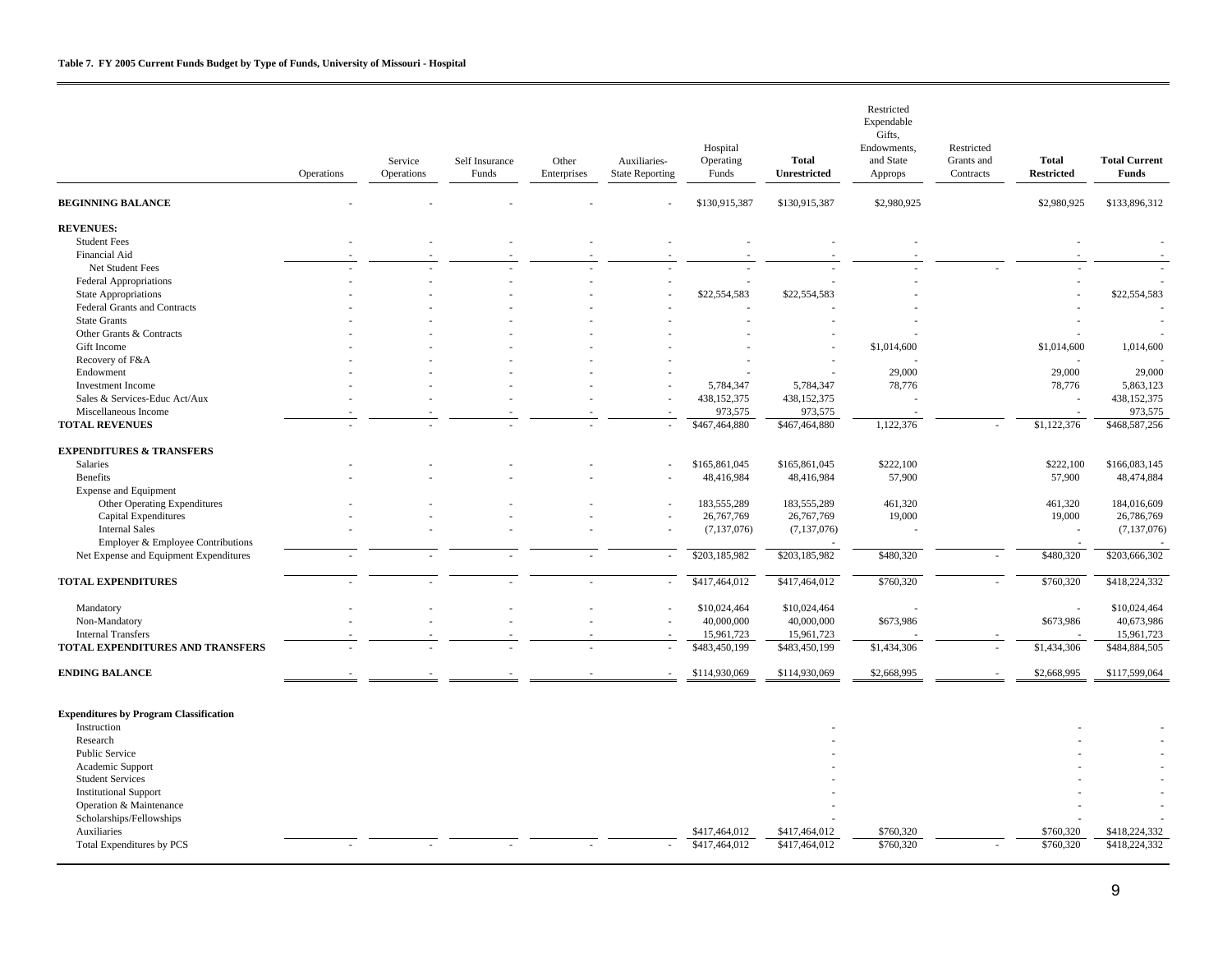**Table 7. FY 2005 Current Funds Budget by Type of Funds, University of Missouri - Hospital**

| | Operations | Service Operations | Self Insurance Funds | Other Enterprises | Auxiliaries-State Reporting | Hospital Operating Funds | **Total Unrestricted** | Restricted Expendable Gifts, Endowments, and State Approps | Restricted Grants and Contracts | **Total Restricted** | **Total Current Funds** |
|---|---|---|---|---|---|---|---|---|---|---|---|
| **BEGINNING BALANCE** | - | - | - | - | - | $130,915,387 | $130,915,387 | $2,980,925 | | $2,980,925 | $133,896,312 |
| **REVENUES:** | | | | | | | | | | | |
| Student Fees | - | - | - | - | - | - | - | - | | - | - |
| Financial Aid | - | - | - | - | - | - | - | - | | - | - |
| Net Student Fees | - | - | - | - | - | - | - | - | - | - | - |
| Federal Appropriations | - | - | - | - | - | - | - | - | | - | - |
| State Appropriations | - | - | - | - | - | $22,554,583 | $22,554,583 | - | | - | $22,554,583 |
| Federal Grants and Contracts | - | - | - | - | - | - | - | - | | - | - |
| State Grants | - | - | - | - | - | - | - | - | | - | - |
| Other Grants & Contracts | - | - | - | - | - | - | - | - | | - | - |
| Gift Income | - | - | - | - | - | - | - | $1,014,600 | | $1,014,600 | 1,014,600 |
| Recovery of F&A | - | - | - | - | - | - | - | - | | - | - |
| Endowment | - | - | - | - | - | - | - | 29,000 | | 29,000 | 29,000 |
| Investment Income | - | - | - | - | - | 5,784,347 | 5,784,347 | 78,776 | | 78,776 | 5,863,123 |
| Sales & Services-Educ Act/Aux | - | - | - | - | - | 438,152,375 | 438,152,375 | - | | - | 438,152,375 |
| Miscellaneous Income | - | - | - | - | - | 973,575 | 973,575 | - | | - | 973,575 |
| **TOTAL REVENUES** | - | - | - | - | - | $467,464,880 | $467,464,880 | 1,122,376 | - | $1,122,376 | $468,587,256 |
| **EXPENDITURES & TRANSFERS** | | | | | | | | | | | |
| Salaries | - | - | - | - | - | $165,861,045 | $165,861,045 | $222,100 | | $222,100 | $166,083,145 |
| Benefits | - | - | - | - | - | 48,416,984 | 48,416,984 | 57,900 | | 57,900 | 48,474,884 |
| Expense and Equipment | | | | | | | | | | | |
| Other Operating Expenditures | - | - | - | - | - | 183,555,289 | 183,555,289 | 461,320 | | 461,320 | 184,016,609 |
| Capital Expenditures | - | - | - | - | - | 26,767,769 | 26,767,769 | 19,000 | | 19,000 | 26,786,769 |
| Internal Sales | - | - | - | - | - | (7,137,076) | (7,137,076) | - | | - | (7,137,076) |
| Employer & Employee Contributions | | | | | | | - | | | - | - |
| Net Expense and Equipment Expenditures | - | - | - | - | - | $203,185,982 | $203,185,982 | $480,320 | - | $480,320 | $203,666,302 |
| **TOTAL EXPENDITURES** | - | - | - | - | - | $417,464,012 | $417,464,012 | $760,320 | - | $760,320 | $418,224,332 |
| Mandatory | - | - | - | - | - | $10,024,464 | $10,024,464 | - | | - | $10,024,464 |
| Non-Mandatory | - | - | - | - | - | 40,000,000 | 40,000,000 | $673,986 | | $673,986 | 40,673,986 |
| Internal Transfers | - | - | - | - | - | 15,961,723 | 15,961,723 | - | - | - | 15,961,723 |
| **TOTAL EXPENDITURES AND TRANSFERS** | - | - | - | - | - | $483,450,199 | $483,450,199 | $1,434,306 | - | $1,434,306 | $484,884,505 |
| **ENDING BALANCE** | - | - | - | - | - | $114,930,069 | $114,930,069 | $2,668,995 | - | $2,668,995 | $117,599,064 |
| **Expenditures by Program Classification** | | | | | | | | | | | |
| Instruction | | | | | | | - | | | - | - |
| Research | | | | | | | - | | | - | - |
| Public Service | | | | | | | - | | | - | - |
| Academic Support | | | | | | | - | | | - | - |
| Student Services | | | | | | | - | | | - | - |
| Institutional Support | | | | | | | - | | | - | - |
| Operation & Maintenance | | | | | | | - | | | - | - |
| Scholarships/Fellowships | | | | | | | - | | | - | - |
| Auxiliaries | | | | | | $417,464,012 | $417,464,012 | $760,320 | | $760,320 | $418,224,332 |
| Total Expenditures by PCS | - | - | - | - | - | $417,464,012 | $417,464,012 | $760,320 | - | $760,320 | $418,224,332 |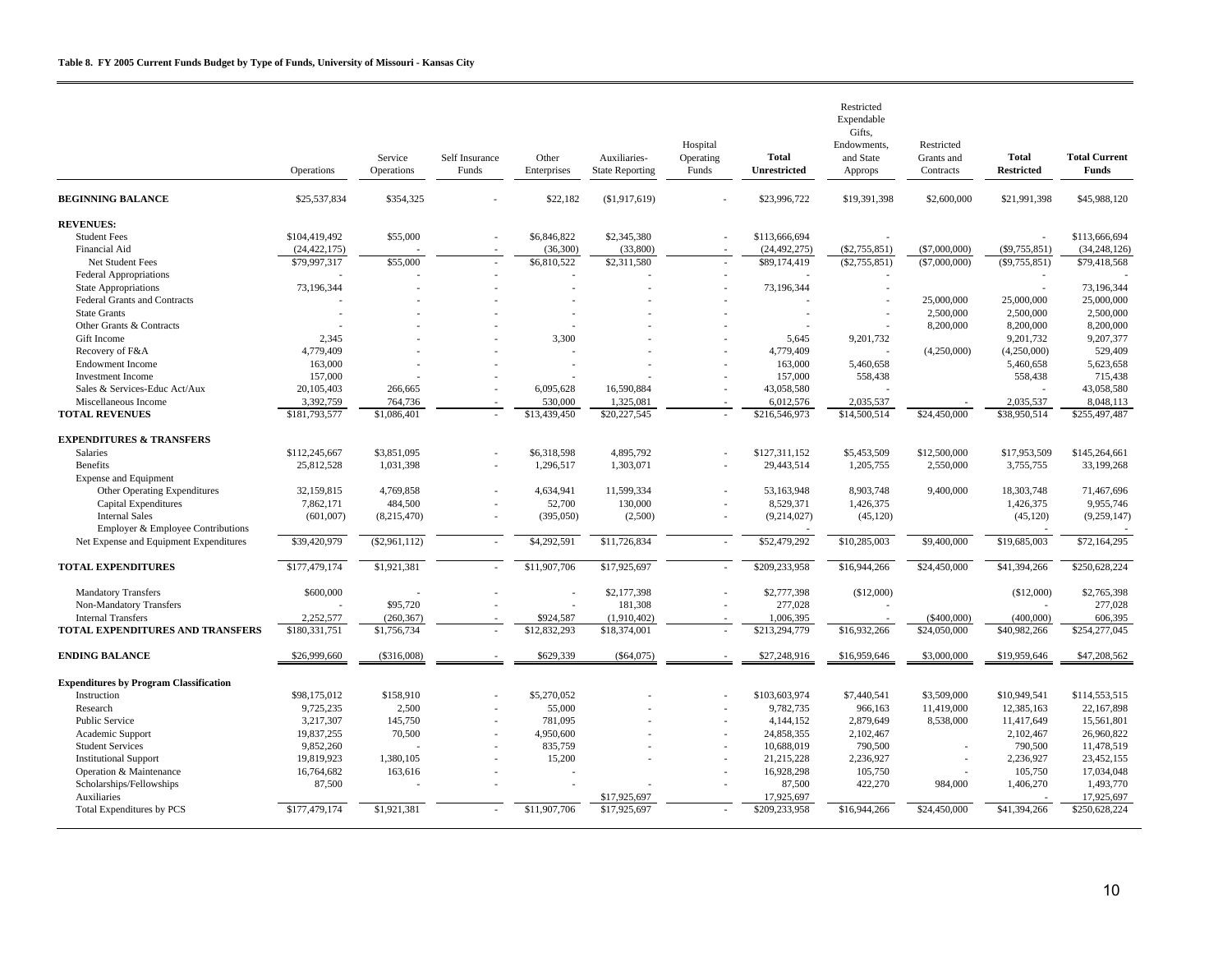**Table 8. FY 2005 Current Funds Budget by Type of Funds, University of Missouri - Kansas City**

| | Operations | Service Operations | Self Insurance Funds | Other Enterprises | Auxiliaries-State Reporting | Hospital Operating Funds | **Total Unrestricted** | Restricted Expendable Gifts, Endowments, and State Approps | Restricted Grants and Contracts | **Total Restricted** | **Total Current Funds** |
|---|---|---|---|---|---|---|---|---|---|---|---|
| **BEGINNING BALANCE** | $25,537,834 | $354,325 | - | $22,182 | ($1,917,619) | - | $23,996,722 | $19,391,398 | $2,600,000 | $21,991,398 | $45,988,120 |
| **REVENUES:** | | | | | | | | | | | |
| Student Fees | $104,419,492 | $55,000 | - | $6,846,822 | $2,345,380 | - | $113,666,694 | - | | - | $113,666,694 |
| Financial Aid | (24,422,175) | - | - | (36,300) | (33,800) | - | (24,492,275) | ($2,755,851) | ($7,000,000) | ($9,755,851) | (34,248,126) |
| Net Student Fees | $79,997,317 | $55,000 | - | $6,810,522 | $2,311,580 | - | $89,174,419 | ($2,755,851) | ($7,000,000) | ($9,755,851) | $79,418,568 |
| Federal Appropriations | - | - | - | - | - | - | - | - | | - | - |
| State Appropriations | 73,196,344 | - | - | - | - | - | 73,196,344 | - | | - | 73,196,344 |
| Federal Grants and Contracts | - | - | - | - | - | - | - | - | 25,000,000 | 25,000,000 | 25,000,000 |
| State Grants | - | - | - | - | - | - | - | - | 2,500,000 | 2,500,000 | 2,500,000 |
| Other Grants & Contracts | - | - | - | - | - | - | - | - | 8,200,000 | 8,200,000 | 8,200,000 |
| Gift Income | 2,345 | - | - | 3,300 | - | - | 5,645 | 9,201,732 | | 9,201,732 | 9,207,377 |
| Recovery of F&A | 4,779,409 | - | - | - | - | - | 4,779,409 | - | (4,250,000) | (4,250,000) | 529,409 |
| Endowment Income | 163,000 | - | - | - | - | - | 163,000 | 5,460,658 | | 5,460,658 | 5,623,658 |
| Investment Income | 157,000 | - | - | - | - | - | 157,000 | 558,438 | | 558,438 | 715,438 |
| Sales & Services-Educ Act/Aux | 20,105,403 | 266,665 | - | 6,095,628 | 16,590,884 | - | 43,058,580 | - | | - | 43,058,580 |
| Miscellaneous Income | 3,392,759 | 764,736 | - | 530,000 | 1,325,081 | - | 6,012,576 | 2,035,537 | - | 2,035,537 | 8,048,113 |
| **TOTAL REVENUES** | $181,793,577 | $1,086,401 | - | $13,439,450 | $20,227,545 | - | $216,546,973 | $14,500,514 | $24,450,000 | $38,950,514 | $255,497,487 |
| **EXPENDITURES & TRANSFERS** | | | | | | | | | | | |
| Salaries | $112,245,667 | $3,851,095 | - | $6,318,598 | 4,895,792 | - | $127,311,152 | $5,453,509 | $12,500,000 | $17,953,509 | $145,264,661 |
| Benefits | 25,812,528 | 1,031,398 | - | 1,296,517 | 1,303,071 | - | 29,443,514 | 1,205,755 | 2,550,000 | 3,755,755 | 33,199,268 |
| Expense and Equipment | | | | | | | | | | | |
| Other Operating Expenditures | 32,159,815 | 4,769,858 | - | 4,634,941 | 11,599,334 | - | 53,163,948 | 8,903,748 | 9,400,000 | 18,303,748 | 71,467,696 |
| Capital Expenditures | 7,862,171 | 484,500 | - | 52,700 | 130,000 | - | 8,529,371 | 1,426,375 | | 1,426,375 | 9,955,746 |
| Internal Sales | (601,007) | (8,215,470) | - | (395,050) | (2,500) | - | (9,214,027) | (45,120) | | (45,120) | (9,259,147) |
| Employer & Employee Contributions | | | | | | | - | | | - | - |
| Net Expense and Equipment Expenditures | $39,420,979 | ($2,961,112) | - | $4,292,591 | $11,726,834 | - | $52,479,292 | $10,285,003 | $9,400,000 | $19,685,003 | $72,164,295 |
| **TOTAL EXPENDITURES** | $177,479,174 | $1,921,381 | - | $11,907,706 | $17,925,697 | - | $209,233,958 | $16,944,266 | $24,450,000 | $41,394,266 | $250,628,224 |
| Mandatory Transfers | $600,000 | - | - | - | $2,177,398 | - | $2,777,398 | ($12,000) | | ($12,000) | $2,765,398 |
| Non-Mandatory Transfers | - | $95,720 | - | - | 181,308 | - | 277,028 | - | | - | 277,028 |
| Internal Transfers | 2,252,577 | (260,367) | - | $924,587 | (1,910,402) | - | 1,006,395 | - | ($400,000) | (400,000) | 606,395 |
| **TOTAL EXPENDITURES AND TRANSFERS** | $180,331,751 | $1,756,734 | - | $12,832,293 | $18,374,001 | - | $213,294,779 | $16,932,266 | $24,050,000 | $40,982,266 | $254,277,045 |
| **ENDING BALANCE** | $26,999,660 | ($316,008) | - | $629,339 | ($64,075) | - | $27,248,916 | $16,959,646 | $3,000,000 | $19,959,646 | $47,208,562 |
| **Expenditures by Program Classification** | | | | | | | | | | | |
| Instruction | $98,175,012 | $158,910 | - | $5,270,052 | - | - | $103,603,974 | $7,440,541 | $3,509,000 | $10,949,541 | $114,553,515 |
| Research | 9,725,235 | 2,500 | - | 55,000 | - | - | 9,782,735 | 966,163 | 11,419,000 | 12,385,163 | 22,167,898 |
| Public Service | 3,217,307 | 145,750 | - | 781,095 | - | - | 4,144,152 | 2,879,649 | 8,538,000 | 11,417,649 | 15,561,801 |
| Academic Support | 19,837,255 | 70,500 | - | 4,950,600 | - | - | 24,858,355 | 2,102,467 | | 2,102,467 | 26,960,822 |
| Student Services | 9,852,260 | - | - | 835,759 | - | - | 10,688,019 | 790,500 | - | 790,500 | 11,478,519 |
| Institutional Support | 19,819,923 | 1,380,105 | - | 15,200 | - | - | 21,215,228 | 2,236,927 | - | 2,236,927 | 23,452,155 |
| Operation & Maintenance | 16,764,682 | 163,616 | - | - | | - | 16,928,298 | 105,750 | - | 105,750 | 17,034,048 |
| Scholarships/Fellowships | 87,500 | - | - | - | - | - | 87,500 | 422,270 | 984,000 | 1,406,270 | 1,493,770 |
| Auxiliaries | | | | | $17,925,697 | | 17,925,697 | | | - | 17,925,697 |
| Total Expenditures by PCS | $177,479,174 | $1,921,381 | - | $11,907,706 | $17,925,697 | - | $209,233,958 | $16,944,266 | $24,450,000 | $41,394,266 | $250,628,224 |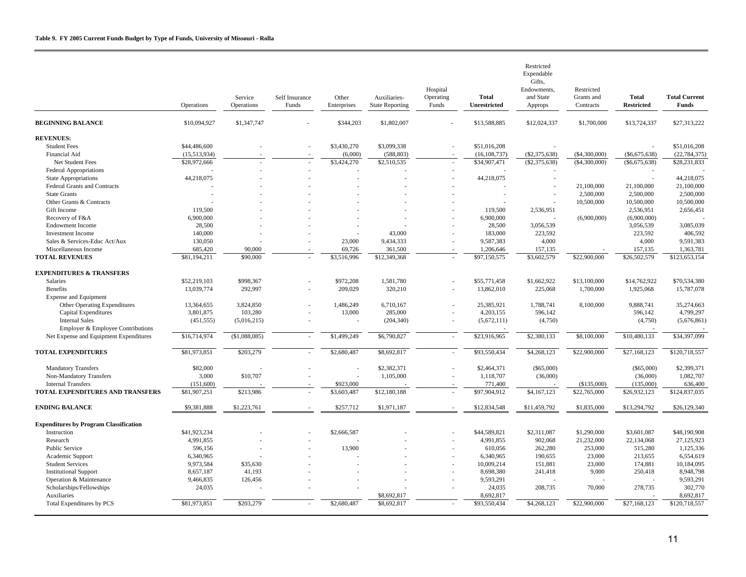**Table 9. FY 2005 Current Funds Budget by Type of Funds, University of Missouri - Rolla**

| | Operations | Service Operations | Self Insurance Funds | Other Enterprises | Auxiliaries-State Reporting | Hospital Operating Funds | **Total Unrestricted** | Restricted Expendable Gifts, Endowments, and State Approps | Restricted Grants and Contracts | **Total Restricted** | **Total Current Funds** |
|---|---|---|---|---|---|---|---|---|---|---|---|
| **BEGINNING BALANCE** | $10,094,927 | $1,347,747 | - | $344,203 | $1,802,007 | - | $13,588,885 | $12,024,337 | $1,700,000 | $13,724,337 | $27,313,222 |
| **REVENUES:** | | | | | | | | | | | |
| Student Fees | $44,486,600 | - | - | $3,430,270 | $3,099,338 | - | $51,016,208 | - | | - | $51,016,208 |
| Financial Aid | (15,513,934) | - | - | (6,000) | (588,803) | - | (16,108,737) | ($2,375,638) | ($4,300,000) | ($6,675,638) | (22,784,375) |
| Net Student Fees | $28,972,666 | - | - | $3,424,270 | $2,510,535 | - | $34,907,471 | ($2,375,638) | ($4,300,000) | ($6,675,638) | $28,231,833 |
| Federal Appropriations | - | - | - | - | - | - | - | - | | - | - |
| State Appropriations | 44,218,075 | - | - | - | - | - | 44,218,075 | - | | - | 44,218,075 |
| Federal Grants and Contracts | - | - | - | - | - | - | - | - | 21,100,000 | 21,100,000 | 21,100,000 |
| State Grants | - | - | - | - | - | - | - | - | 2,500,000 | 2,500,000 | 2,500,000 |
| Other Grants & Contracts | - | - | - | - | - | - | - | - | 10,500,000 | 10,500,000 | 10,500,000 |
| Gift Income | 119,500 | - | - | - | - | - | 119,500 | 2,536,951 | | 2,536,951 | 2,656,451 |
| Recovery of F&A | 6,900,000 | - | - | - | - | - | 6,900,000 | - | (6,900,000) | (6,900,000) | - |
| Endowment Income | 28,500 | - | - | - | - | - | 28,500 | 3,056,539 | | 3,056,539 | 3,085,039 |
| Investment Income | 140,000 | - | - | - | 43,000 | - | 183,000 | 223,592 | | 223,592 | 406,592 |
| Sales & Services-Educ Act/Aux | 130,050 | - | - | 23,000 | 9,434,333 | - | 9,587,383 | 4,000 | | 4,000 | 9,591,383 |
| Miscellaneous Income | 685,420 | 90,000 | - | 69,726 | 361,500 | - | 1,206,646 | 157,135 | - | 157,135 | 1,363,781 |
| **TOTAL REVENUES** | $81,194,211 | $90,000 | - | $3,516,996 | $12,349,368 | - | $97,150,575 | $3,602,579 | $22,900,000 | $26,502,579 | $123,653,154 |
| **EXPENDITURES & TRANSFERS** | | | | | | | | | | | |
| Salaries | $52,219,103 | $998,367 | - | $972,208 | 1,581,780 | - | $55,771,458 | $1,662,922 | $13,100,000 | $14,762,922 | $70,534,380 |
| Benefits | 13,039,774 | 292,997 | - | 209,029 | 320,210 | - | 13,862,010 | 225,068 | 1,700,000 | 1,925,068 | 15,787,078 |
| Expense and Equipment | | | | | | | | | | | |
| Other Operating Expenditures | 13,364,655 | 3,824,850 | - | 1,486,249 | 6,710,167 | - | 25,385,921 | 1,788,741 | 8,100,000 | 9,888,741 | 35,274,663 |
| Capital Expenditures | 3,801,875 | 103,280 | - | 13,000 | 285,000 | - | 4,203,155 | 596,142 | | 596,142 | 4,799,297 |
| Internal Sales | (451,555) | (5,016,215) | - | - | (204,340) | - | (5,672,111) | (4,750) | | (4,750) | (5,676,861) |
| Employer & Employee Contributions | | | | | | | - | | | - | - |
| Net Expense and Equipment Expenditures | $16,714,974 | ($1,088,085) | - | $1,499,249 | $6,790,827 | - | $23,916,965 | $2,380,133 | $8,100,000 | $10,480,133 | $34,397,099 |
| **TOTAL EXPENDITURES** | $81,973,851 | $203,279 | - | $2,680,487 | $8,692,817 | - | $93,550,434 | $4,268,123 | $22,900,000 | $27,168,123 | $120,718,557 |
| Mandatory Transfers | $82,000 | - | - | - | $2,382,371 | - | $2,464,371 | ($65,000) | | ($65,000) | $2,399,371 |
| Non-Mandatory Transfers | 3,000 | $10,707 | - | - | 1,105,000 | - | 1,118,707 | (36,000) | | (36,000) | 1,082,707 |
| Internal Transfers | (151,600) | - | - | $923,000 | - | - | 771,400 | - | ($135,000) | (135,000) | 636,400 |
| **TOTAL EXPENDITURES AND TRANSFERS** | $81,907,251 | $213,986 | - | $3,603,487 | $12,180,188 | - | $97,904,912 | $4,167,123 | $22,765,000 | $26,932,123 | $124,837,035 |
| **ENDING BALANCE** | $9,381,888 | $1,223,761 | - | $257,712 | $1,971,187 | - | $12,834,548 | $11,459,792 | $1,835,000 | $13,294,792 | $26,129,340 |
| **Expenditures by Program Classification** | | | | | | | | | | | |
| Instruction | $41,923,234 | - | - | $2,666,587 | - | - | $44,589,821 | $2,311,087 | $1,290,000 | $3,601,087 | $48,190,908 |
| Research | 4,991,855 | - | - | - | - | - | 4,991,855 | 902,068 | 21,232,000 | 22,134,068 | 27,125,923 |
| Public Service | 596,156 | - | - | 13,900 | - | - | 610,056 | 262,280 | 253,000 | 515,280 | 1,125,336 |
| Academic Support | 6,340,965 | - | - | - | - | - | 6,340,965 | 190,655 | 23,000 | 213,655 | 6,554,619 |
| Student Services | 9,973,584 | $35,630 | - | - | - | - | 10,009,214 | 151,881 | 23,000 | 174,881 | 10,184,095 |
| Institutional Support | 8,657,187 | 41,193 | - | - | - | - | 8,698,380 | 241,418 | 9,000 | 250,418 | 8,948,798 |
| Operation & Maintenance | 9,466,835 | 126,456 | - | - | - | - | 9,593,291 | - | - | - | 9,593,291 |
| Scholarships/Fellowships | 24,035 | - | - | - | - | - | 24,035 | 208,735 | 70,000 | 278,735 | 302,770 |
| Auxiliaries | | | | | $8,692,817 | | 8,692,817 | | | - | 8,692,817 |
| Total Expenditures by PCS | $81,973,851 | $203,279 | - | $2,680,487 | $8,692,817 | - | $93,550,434 | $4,268,123 | $22,900,000 | $27,168,123 | $120,718,557 |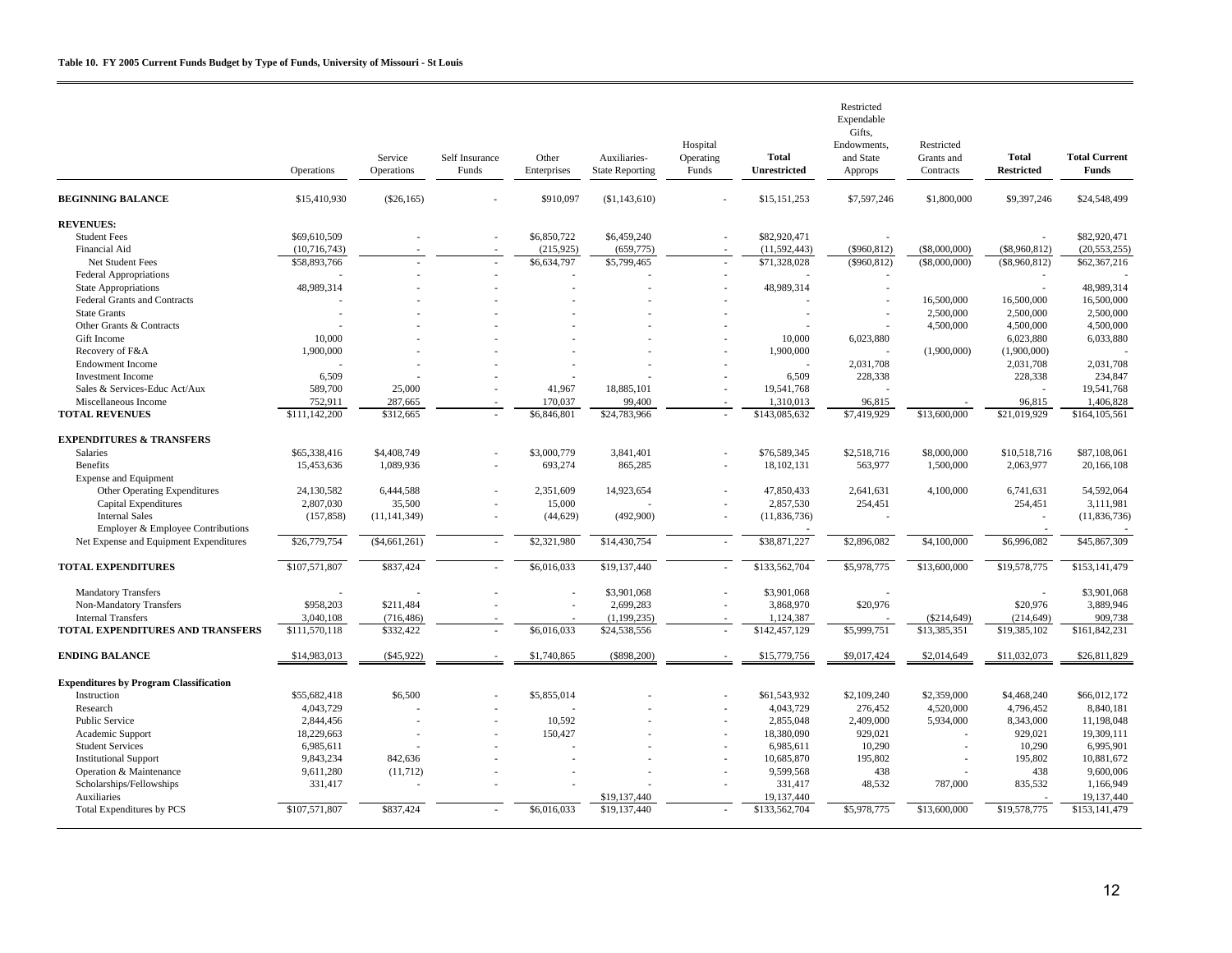**Table 10. FY 2005 Current Funds Budget by Type of Funds, University of Missouri - St Louis**

| | Operations | Service Operations | Self Insurance Funds | Other Enterprises | Auxiliaries-State Reporting | Hospital Operating Funds | **Total Unrestricted** | Restricted Expendable Gifts, Endowments, and State Approps | Restricted Grants and Contracts | **Total Restricted** | **Total Current Funds** |
|---|---|---|---|---|---|---|---|---|---|---|---|
| **BEGINNING BALANCE** | $15,410,930 | ($26,165) | - | $910,097 | ($1,143,610) | - | $15,151,253 | $7,597,246 | $1,800,000 | $9,397,246 | $24,548,499 |
| **REVENUES:** | | | | | | | | | | | |
| Student Fees | $69,610,509 | - | - | $6,850,722 | $6,459,240 | - | $82,920,471 | - | | - | $82,920,471 |
| Financial Aid | (10,716,743) | - | - | (215,925) | (659,775) | - | (11,592,443) | ($960,812) | ($8,000,000) | ($8,960,812) | (20,553,255) |
| Net Student Fees | $58,893,766 | - | - | $6,634,797 | $5,799,465 | - | $71,328,028 | ($960,812) | ($8,000,000) | ($8,960,812) | $62,367,216 |
| Federal Appropriations | - | - | - | - | - | - | - | - | | - | - |
| State Appropriations | 48,989,314 | - | - | - | - | - | 48,989,314 | - | | - | 48,989,314 |
| Federal Grants and Contracts | - | - | - | - | - | - | - | - | 16,500,000 | 16,500,000 | 16,500,000 |
| State Grants | - | - | - | - | - | - | - | - | 2,500,000 | 2,500,000 | 2,500,000 |
| Other Grants & Contracts | - | - | - | - | - | - | - | - | 4,500,000 | 4,500,000 | 4,500,000 |
| Gift Income | 10,000 | - | - | - | - | - | 10,000 | 6,023,880 | | 6,023,880 | 6,033,880 |
| Recovery of F&A | 1,900,000 | - | - | - | - | - | 1,900,000 | - | (1,900,000) | (1,900,000) | - |
| Endowment Income | - | - | - | - | - | - | - | 2,031,708 | | 2,031,708 | 2,031,708 |
| Investment Income | 6,509 | - | - | - | - | - | 6,509 | 228,338 | | 228,338 | 234,847 |
| Sales & Services-Educ Act/Aux | 589,700 | 25,000 | - | 41,967 | 18,885,101 | - | 19,541,768 | - | | - | 19,541,768 |
| Miscellaneous Income | 752,911 | 287,665 | - | 170,037 | 99,400 | - | 1,310,013 | 96,815 | - | 96,815 | 1,406,828 |
| **TOTAL REVENUES** | $111,142,200 | $312,665 | - | $6,846,801 | $24,783,966 | - | $143,085,632 | $7,419,929 | $13,600,000 | $21,019,929 | $164,105,561 |
| **EXPENDITURES & TRANSFERS** | | | | | | | | | | | |
| Salaries | $65,338,416 | $4,408,749 | - | $3,000,779 | 3,841,401 | - | $76,589,345 | $2,518,716 | $8,000,000 | $10,518,716 | $87,108,061 |
| Benefits | 15,453,636 | 1,089,936 | - | 693,274 | 865,285 | - | 18,102,131 | 563,977 | 1,500,000 | 2,063,977 | 20,166,108 |
| Expense and Equipment | | | | | | | | | | | |
| Other Operating Expenditures | 24,130,582 | 6,444,588 | - | 2,351,609 | 14,923,654 | - | 47,850,433 | 2,641,631 | 4,100,000 | 6,741,631 | 54,592,064 |
| Capital Expenditures | 2,807,030 | 35,500 | - | 15,000 | - | - | 2,857,530 | 254,451 | | 254,451 | 3,111,981 |
| Internal Sales | (157,858) | (11,141,349) | - | (44,629) | (492,900) | - | (11,836,736) | - | | - | (11,836,736) |
| Employer & Employee Contributions | | | | | | | - | | | - | - |
| Net Expense and Equipment Expenditures | $26,779,754 | ($4,661,261) | - | $2,321,980 | $14,430,754 | - | $38,871,227 | $2,896,082 | $4,100,000 | $6,996,082 | $45,867,309 |
| **TOTAL EXPENDITURES** | $107,571,807 | $837,424 | - | $6,016,033 | $19,137,440 | - | $133,562,704 | $5,978,775 | $13,600,000 | $19,578,775 | $153,141,479 |
| Mandatory Transfers | - | - | - | - | $3,901,068 | - | $3,901,068 | - | | - | $3,901,068 |
| Non-Mandatory Transfers | $958,203 | $211,484 | - | - | 2,699,283 | - | 3,868,970 | $20,976 | | $20,976 | 3,889,946 |
| Internal Transfers | 3,040,108 | (716,486) | - | - | (1,199,235) | - | 1,124,387 | - | ($214,649) | (214,649) | 909,738 |
| **TOTAL EXPENDITURES AND TRANSFERS** | $111,570,118 | $332,422 | - | $6,016,033 | $24,538,556 | - | $142,457,129 | $5,999,751 | $13,385,351 | $19,385,102 | $161,842,231 |
| **ENDING BALANCE** | $14,983,013 | ($45,922) | - | $1,740,865 | ($898,200) | - | $15,779,756 | $9,017,424 | $2,014,649 | $11,032,073 | $26,811,829 |
| **Expenditures by Program Classification** | | | | | | | | | | | |
| Instruction | $55,682,418 | $6,500 | - | $5,855,014 | - | - | $61,543,932 | $2,109,240 | $2,359,000 | $4,468,240 | $66,012,172 |
| Research | 4,043,729 | - | - | - | - | - | 4,043,729 | 276,452 | 4,520,000 | 4,796,452 | 8,840,181 |
| Public Service | 2,844,456 | - | - | 10,592 | - | - | 2,855,048 | 2,409,000 | 5,934,000 | 8,343,000 | 11,198,048 |
| Academic Support | 18,229,663 | - | - | 150,427 | - | - | 18,380,090 | 929,021 | - | 929,021 | 19,309,111 |
| Student Services | 6,985,611 | - | - | - | - | - | 6,985,611 | 10,290 | - | 10,290 | 6,995,901 |
| Institutional Support | 9,843,234 | 842,636 | - | - | - | - | 10,685,870 | 195,802 | - | 195,802 | 10,881,672 |
| Operation & Maintenance | 9,611,280 | (11,712) | - | - | - | - | 9,599,568 | 438 | - | 438 | 9,600,006 |
| Scholarships/Fellowships | 331,417 | - | - | - | - | - | 331,417 | 48,532 | 787,000 | 835,532 | 1,166,949 |
| Auxiliaries | | | | | $19,137,440 | | 19,137,440 | | | - | 19,137,440 |
| Total Expenditures by PCS | $107,571,807 | $837,424 | - | $6,016,033 | $19,137,440 | - | $133,562,704 | $5,978,775 | $13,600,000 | $19,578,775 | $153,141,479 |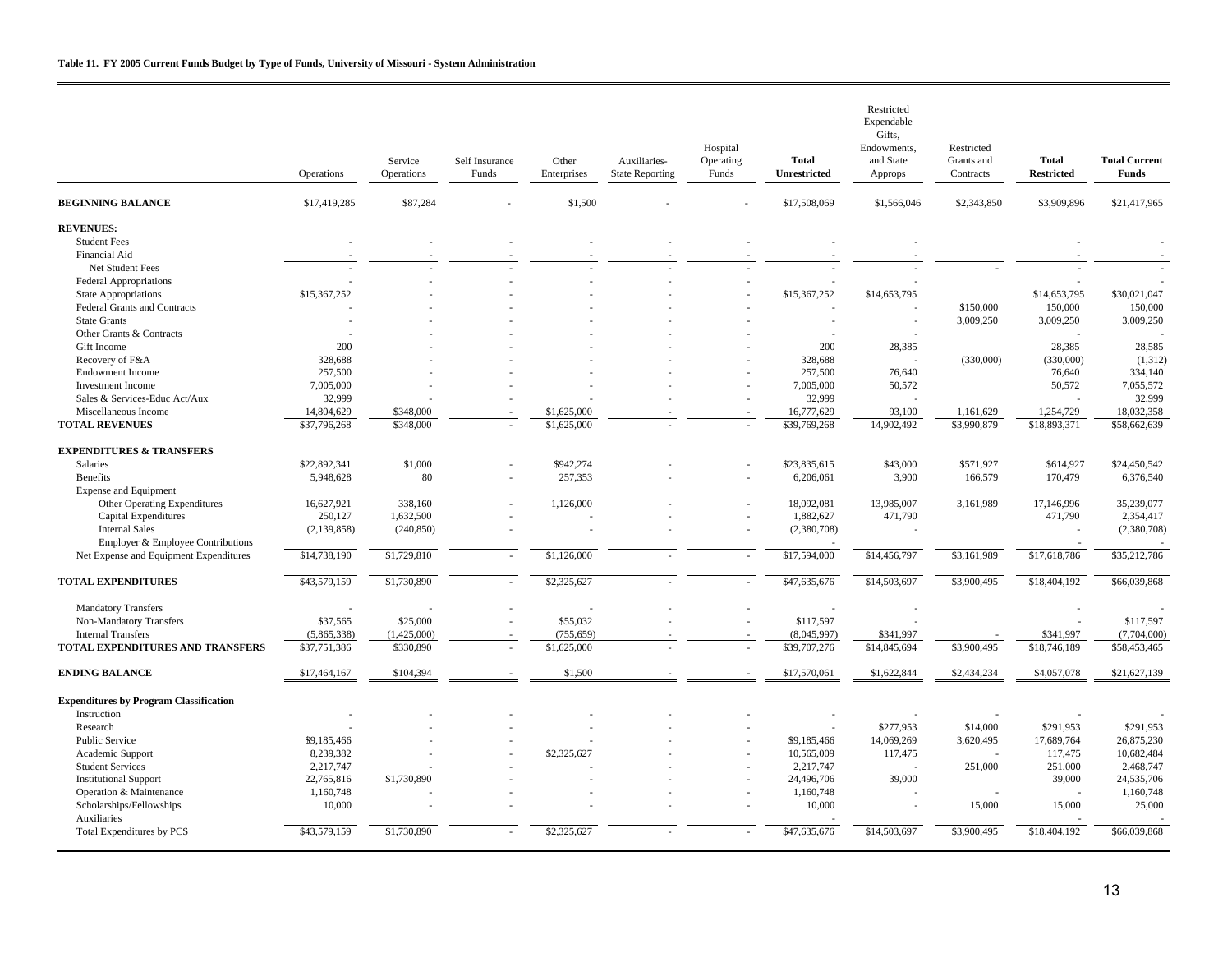**Table 11. FY 2005 Current Funds Budget by Type of Funds, University of Missouri - System Administration**

| | Operations | Service Operations | Self Insurance Funds | Other Enterprises | Auxiliaries- State Reporting | Hospital Operating Funds | **Total Unrestricted** | Restricted Expendable Gifts, Endowments, and State Approps | Restricted Grants and Contracts | **Total Restricted** | **Total Current Funds** |
|---|---|---|---|---|---|---|---|---|---|---|---|
| **BEGINNING BALANCE** | $17,419,285 | $87,284 | - | $1,500 | - | - | $17,508,069 | $1,566,046 | $2,343,850 | $3,909,896 | $21,417,965 |
| **REVENUES:** | | | | | | | | | | | |
| Student Fees | - | - | - | - | - | - | - | - | | - | - |
| Financial Aid | - | - | - | - | - | - | - | - | | - | - |
| Net Student Fees | - | - | - | - | - | - | - | - | - | - | - |
| Federal Appropriations | - | - | - | - | - | - | - | - | | - | - |
| State Appropriations | $15,367,252 | - | - | - | - | - | $15,367,252 | $14,653,795 | | $14,653,795 | $30,021,047 |
| Federal Grants and Contracts | - | - | - | - | - | - | - | - | $150,000 | 150,000 | 150,000 |
| State Grants | - | - | - | - | - | - | - | - | 3,009,250 | 3,009,250 | 3,009,250 |
| Other Grants & Contracts | - | - | - | - | - | - | - | - | | - | - |
| Gift Income | 200 | - | - | - | - | - | 200 | 28,385 | | 28,385 | 28,585 |
| Recovery of F&A | 328,688 | - | - | - | - | - | 328,688 | - | (330,000) | (330,000) | (1,312) |
| Endowment Income | 257,500 | - | - | - | - | - | 257,500 | 76,640 | | 76,640 | 334,140 |
| Investment Income | 7,005,000 | - | - | - | - | - | 7,005,000 | 50,572 | | 50,572 | 7,055,572 |
| Sales & Services-Educ Act/Aux | 32,999 | - | - | - | - | - | 32,999 | - | | - | 32,999 |
| Miscellaneous Income | 14,804,629 | $348,000 | - | $1,625,000 | - | - | 16,777,629 | 93,100 | 1,161,629 | 1,254,729 | 18,032,358 |
| **TOTAL REVENUES** | $37,796,268 | $348,000 | - | $1,625,000 | - | - | $39,769,268 | 14,902,492 | $3,990,879 | $18,893,371 | $58,662,639 |
| **EXPENDITURES & TRANSFERS** | | | | | | | | | | | |
| Salaries | $22,892,341 | $1,000 | - | $942,274 | - | - | $23,835,615 | $43,000 | $571,927 | $614,927 | $24,450,542 |
| Benefits | 5,948,628 | 80 | - | 257,353 | - | - | 6,206,061 | 3,900 | 166,579 | 170,479 | 6,376,540 |
| Expense and Equipment | | | | | | | | | | | |
| Other Operating Expenditures | 16,627,921 | 338,160 | - | 1,126,000 | - | - | 18,092,081 | 13,985,007 | 3,161,989 | 17,146,996 | 35,239,077 |
| Capital Expenditures | 250,127 | 1,632,500 | - | - | - | - | 1,882,627 | 471,790 | | 471,790 | 2,354,417 |
| Internal Sales | (2,139,858) | (240,850) | - | - | - | - | (2,380,708) | - | | - | (2,380,708) |
| Employer & Employee Contributions | | | | | | | - | | | - | - |
| Net Expense and Equipment Expenditures | $14,738,190 | $1,729,810 | - | $1,126,000 | - | - | $17,594,000 | $14,456,797 | $3,161,989 | $17,618,786 | $35,212,786 |
| **TOTAL EXPENDITURES** | $43,579,159 | $1,730,890 | - | $2,325,627 | - | - | $47,635,676 | $14,503,697 | $3,900,495 | $18,404,192 | $66,039,868 |
| Mandatory Transfers | - | - | - | - | - | - | - | - | | - | - |
| Non-Mandatory Transfers | $37,565 | $25,000 | - | $55,032 | - | - | $117,597 | - | | - | $117,597 |
| Internal Transfers | (5,865,338) | (1,425,000) | - | (755,659) | - | - | (8,045,997) | $341,997 | - | $341,997 | (7,704,000) |
| **TOTAL EXPENDITURES AND TRANSFERS** | $37,751,386 | $330,890 | - | $1,625,000 | - | - | $39,707,276 | $14,845,694 | $3,900,495 | $18,746,189 | $58,453,465 |
| **ENDING BALANCE** | $17,464,167 | $104,394 | - | $1,500 | - | - | $17,570,061 | $1,622,844 | $2,434,234 | $4,057,078 | $21,627,139 |
| **Expenditures by Program Classification** | | | | | | | | | | | |
| Instruction | - | - | - | - | - | - | - | - | - | - | - |
| Research | - | - | - | - | - | - | - | $277,953 | $14,000 | $291,953 | $291,953 |
| Public Service | $9,185,466 | - | - | - | - | - | $9,185,466 | 14,069,269 | 3,620,495 | 17,689,764 | 26,875,230 |
| Academic Support | 8,239,382 | - | - | $2,325,627 | - | - | 10,565,009 | 117,475 | - | 117,475 | 10,682,484 |
| Student Services | 2,217,747 | - | - | - | - | - | 2,217,747 | - | 251,000 | 251,000 | 2,468,747 |
| Institutional Support | 22,765,816 | $1,730,890 | - | - | - | - | 24,496,706 | 39,000 | | 39,000 | 24,535,706 |
| Operation & Maintenance | 1,160,748 | - | - | - | - | - | 1,160,748 | - | - | - | 1,160,748 |
| Scholarships/Fellowships | 10,000 | - | - | - | - | - | 10,000 | - | 15,000 | 15,000 | 25,000 |
| Auxiliaries | | | | | | | - | | | - | - |
| Total Expenditures by PCS | $43,579,159 | $1,730,890 | - | $2,325,627 | - | - | $47,635,676 | $14,503,697 | $3,900,495 | $18,404,192 | $66,039,868 |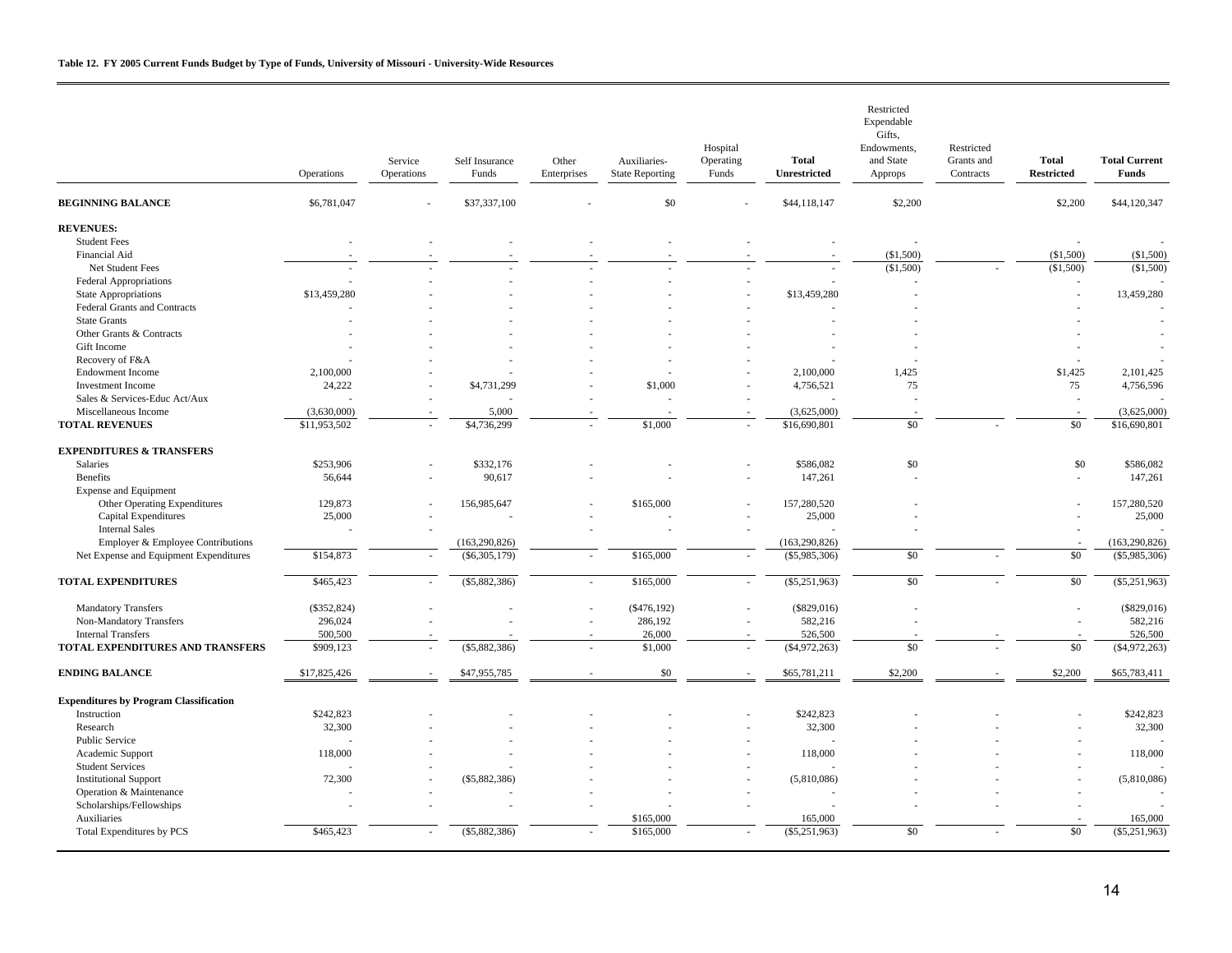**Table 12. FY 2005 Current Funds Budget by Type of Funds, University of Missouri - University-Wide Resources**

| | Operations | Service Operations | Self Insurance Funds | Other Enterprises | Auxiliaries-State Reporting | Hospital Operating Funds | **Total Unrestricted** | Restricted Expendable Gifts, Endowments, and State Approps | Restricted Grants and Contracts | **Total Restricted** | **Total Current Funds** |
|---|---|---|---|---|---|---|---|---|---|---|---|
| **BEGINNING BALANCE** | $6,781,047 | - | $37,337,100 | - | $0 | - | $44,118,147 | $2,200 | | $2,200 | $44,120,347 |
| **REVENUES:** | | | | | | | | | | | |
| Student Fees | - | - | - | - | - | - | - | - | | - | - |
| Financial Aid | - | - | - | - | - | - | - | ($1,500) | | ($1,500) | ($1,500) |
| Net Student Fees | - | - | - | - | - | - | - | ($1,500) | - | ($1,500) | ($1,500) |
| Federal Appropriations | - | - | - | - | - | - | - | - | | - | - |
| State Appropriations | $13,459,280 | - | - | - | - | - | $13,459,280 | - | | - | 13,459,280 |
| Federal Grants and Contracts | - | - | - | - | - | - | - | - | | - | - |
| State Grants | - | - | - | - | - | - | - | - | | - | - |
| Other Grants & Contracts | - | - | - | - | - | - | - | - | | - | - |
| Gift Income | - | - | - | - | - | - | - | - | | - | - |
| Recovery of F&A | - | - | - | - | - | - | - | - | | - | - |
| Endowment Income | 2,100,000 | - | - | - | - | - | 2,100,000 | 1,425 | | $1,425 | 2,101,425 |
| Investment Income | 24,222 | - | $4,731,299 | - | $1,000 | - | 4,756,521 | 75 | | 75 | 4,756,596 |
| Sales & Services-Educ Act/Aux | - | - | - | - | - | - | - | - | | - | - |
| Miscellaneous Income | (3,630,000) | - | 5,000 | - | - | - | (3,625,000) | - | | - | (3,625,000) |
| **TOTAL REVENUES** | $11,953,502 | - | $4,736,299 | - | $1,000 | - | $16,690,801 | $0 | - | $0 | $16,690,801 |
| **EXPENDITURES & TRANSFERS** | | | | | | | | | | | |
| Salaries | $253,906 | - | $332,176 | - | - | - | $586,082 | $0 | | $0 | $586,082 |
| Benefits | 56,644 | - | 90,617 | - | - | - | 147,261 | - | | - | 147,261 |
| Expense and Equipment | | | | | | | | | | | |
| Other Operating Expenditures | 129,873 | - | 156,985,647 | - | $165,000 | - | 157,280,520 | - | | - | 157,280,520 |
| Capital Expenditures | 25,000 | - | - | - | - | - | 25,000 | - | | - | 25,000 |
| Internal Sales | - | - | | - | - | - | - | - | | - | - |
| Employer & Employee Contributions | | | (163,290,826) | | | | (163,290,826) | | | - | (163,290,826) |
| Net Expense and Equipment Expenditures | $154,873 | - | ($6,305,179) | - | $165,000 | - | ($5,985,306) | $0 | - | $0 | ($5,985,306) |
| **TOTAL EXPENDITURES** | $465,423 | - | ($5,882,386) | - | $165,000 | - | ($5,251,963) | $0 | - | $0 | ($5,251,963) |
| Mandatory Transfers | ($352,824) | - | - | - | ($476,192) | - | ($829,016) | - | | - | ($829,016) |
| Non-Mandatory Transfers | 296,024 | - | - | - | 286,192 | - | 582,216 | - | | - | 582,216 |
| Internal Transfers | 500,500 | - | - | - | 26,000 | - | 526,500 | - | - | - | 526,500 |
| **TOTAL EXPENDITURES AND TRANSFERS** | $909,123 | - | ($5,882,386) | - | $1,000 | - | ($4,972,263) | $0 | - | $0 | ($4,972,263) |
| **ENDING BALANCE** | $17,825,426 | - | $47,955,785 | - | $0 | - | $65,781,211 | $2,200 | - | $2,200 | $65,783,411 |
| **Expenditures by Program Classification** | | | | | | | | | | | |
| Instruction | $242,823 | - | - | - | - | - | $242,823 | - | - | - | $242,823 |
| Research | 32,300 | - | - | - | - | - | 32,300 | - | - | - | 32,300 |
| Public Service | - | - | - | - | - | - | - | - | - | - | - |
| Academic Support | 118,000 | - | - | - | - | - | 118,000 | - | - | - | 118,000 |
| Student Services | - | - | - | - | - | - | - | - | - | - | - |
| Institutional Support | 72,300 | - | ($5,882,386) | - | - | - | (5,810,086) | - | - | - | (5,810,086) |
| Operation & Maintenance | - | - | - | - | - | - | - | - | - | - | - |
| Scholarships/Fellowships | - | - | - | - | - | - | - | - | - | - | - |
| Auxiliaries | | | | | $165,000 | | 165,000 | | | - | 165,000 |
| Total Expenditures by PCS | $465,423 | - | ($5,882,386) | - | $165,000 | - | ($5,251,963) | $0 | - | $0 | ($5,251,963) |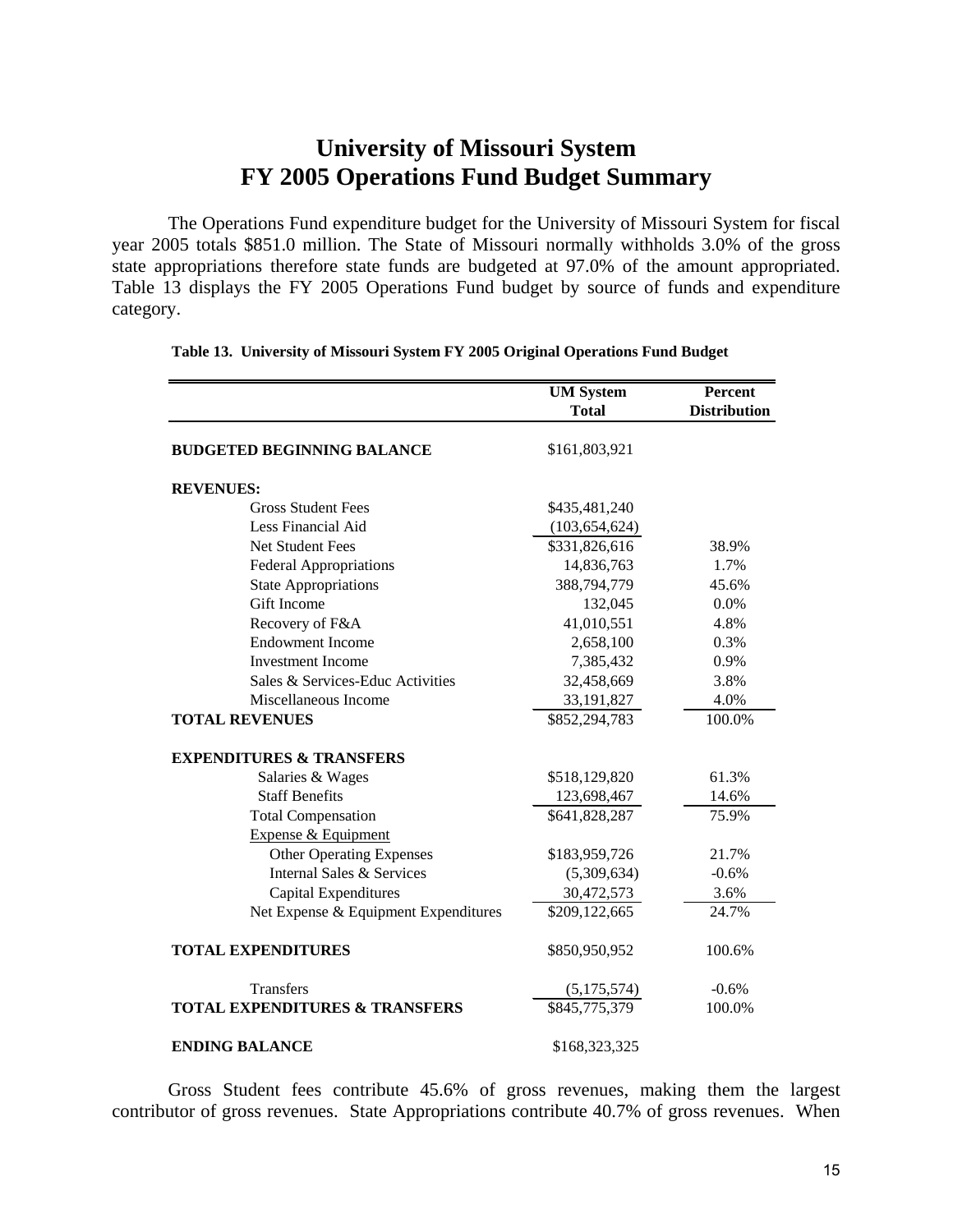# University of Missouri System
# FY 2005 Operations Fund Budget Summary

The Operations Fund expenditure budget for the University of Missouri System for fiscal year 2005 totals $851.0 million. The State of Missouri normally withholds 3.0% of the gross state appropriations therefore state funds are budgeted at 97.0% of the amount appropriated. Table 13 displays the FY 2005 Operations Fund budget by source of funds and expenditure category.

**Table 13. University of Missouri System FY 2005 Original Operations Fund Budget**

| | UM System Total | Percent Distribution |
|---|---|---|
| **BUDGETED BEGINNING BALANCE** | $161,803,921 | |
| **REVENUES:** | | |
| Gross Student Fees | $435,481,240 | |
| Less Financial Aid | (103,654,624) | |
| Net Student Fees | $331,826,616 | 38.9% |
| Federal Appropriations | 14,836,763 | 1.7% |
| State Appropriations | 388,794,779 | 45.6% |
| Gift Income | 132,045 | 0.0% |
| Recovery of F&A | 41,010,551 | 4.8% |
| Endowment Income | 2,658,100 | 0.3% |
| Investment Income | 7,385,432 | 0.9% |
| Sales & Services-Educ Activities | 32,458,669 | 3.8% |
| Miscellaneous Income | 33,191,827 | 4.0% |
| **TOTAL REVENUES** | $852,294,783 | 100.0% |
| **EXPENDITURES & TRANSFERS** | | |
| Salaries & Wages | $518,129,820 | 61.3% |
| Staff Benefits | 123,698,467 | 14.6% |
| Total Compensation | $641,828,287 | 75.9% |
| Expense & Equipment | | |
| Other Operating Expenses | $183,959,726 | 21.7% |
| Internal Sales & Services | (5,309,634) | -0.6% |
| Capital Expenditures | 30,472,573 | 3.6% |
| Net Expense & Equipment Expenditures | $209,122,665 | 24.7% |
| **TOTAL EXPENDITURES** | $850,950,952 | 100.6% |
| Transfers | (5,175,574) | -0.6% |
| **TOTAL EXPENDITURES & TRANSFERS** | $845,775,379 | 100.0% |
| **ENDING BALANCE** | $168,323,325 | |

Gross Student fees contribute 45.6% of gross revenues, making them the largest contributor of gross revenues. State Appropriations contribute 40.7% of gross revenues. When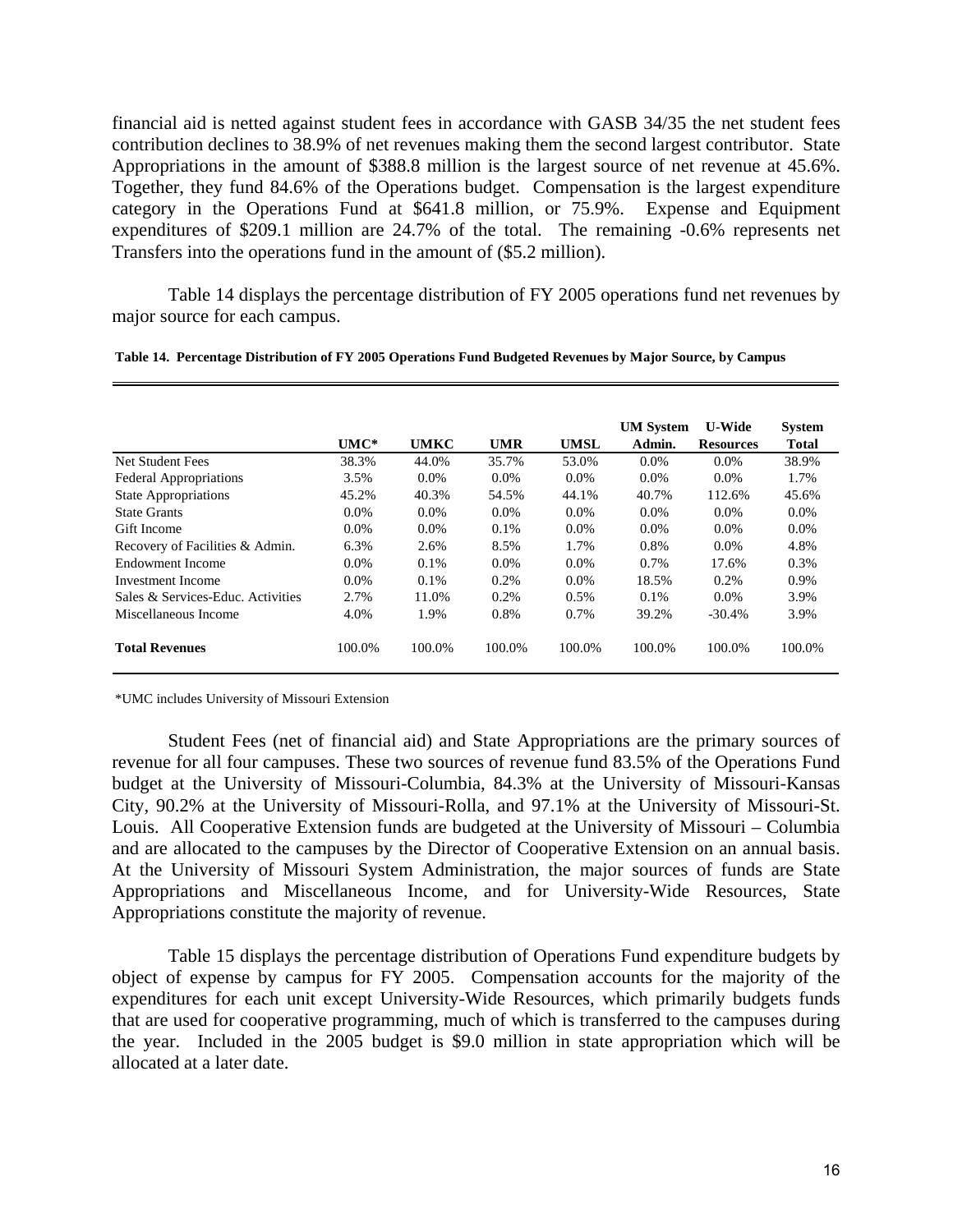financial aid is netted against student fees in accordance with GASB 34/35 the net student fees contribution declines to 38.9% of net revenues making them the second largest contributor. State Appropriations in the amount of $388.8 million is the largest source of net revenue at 45.6%. Together, they fund 84.6% of the Operations budget. Compensation is the largest expenditure category in the Operations Fund at $641.8 million, or 75.9%. Expense and Equipment expenditures of $209.1 million are 24.7% of the total. The remaining -0.6% represents net Transfers into the operations fund in the amount of ($5.2 million).

Table 14 displays the percentage distribution of FY 2005 operations fund net revenues by major source for each campus.

**Table 14. Percentage Distribution of FY 2005 Operations Fund Budgeted Revenues by Major Source, by Campus**

| | UMC* | UMKC | UMR | UMSL | UM System Admin. | U-Wide Resources | System Total |
|---|---|---|---|---|---|---|---|
| Net Student Fees | 38.3% | 44.0% | 35.7% | 53.0% | 0.0% | 0.0% | 38.9% |
| Federal Appropriations | 3.5% | 0.0% | 0.0% | 0.0% | 0.0% | 0.0% | 1.7% |
| State Appropriations | 45.2% | 40.3% | 54.5% | 44.1% | 40.7% | 112.6% | 45.6% |
| State Grants | 0.0% | 0.0% | 0.0% | 0.0% | 0.0% | 0.0% | 0.0% |
| Gift Income | 0.0% | 0.0% | 0.1% | 0.0% | 0.0% | 0.0% | 0.0% |
| Recovery of Facilities & Admin. | 6.3% | 2.6% | 8.5% | 1.7% | 0.8% | 0.0% | 4.8% |
| Endowment Income | 0.0% | 0.1% | 0.0% | 0.0% | 0.7% | 17.6% | 0.3% |
| Investment Income | 0.0% | 0.1% | 0.2% | 0.0% | 18.5% | 0.2% | 0.9% |
| Sales & Services-Educ. Activities | 2.7% | 11.0% | 0.2% | 0.5% | 0.1% | 0.0% | 3.9% |
| Miscellaneous Income | 4.0% | 1.9% | 0.8% | 0.7% | 39.2% | -30.4% | 3.9% |
| **Total Revenues** | 100.0% | 100.0% | 100.0% | 100.0% | 100.0% | 100.0% | 100.0% |

*UMC includes University of Missouri Extension

Student Fees (net of financial aid) and State Appropriations are the primary sources of revenue for all four campuses. These two sources of revenue fund 83.5% of the Operations Fund budget at the University of Missouri-Columbia, 84.3% at the University of Missouri-Kansas City, 90.2% at the University of Missouri-Rolla, and 97.1% at the University of Missouri-St. Louis. All Cooperative Extension funds are budgeted at the University of Missouri – Columbia and are allocated to the campuses by the Director of Cooperative Extension on an annual basis. At the University of Missouri System Administration, the major sources of funds are State Appropriations and Miscellaneous Income, and for University-Wide Resources, State Appropriations constitute the majority of revenue.

Table 15 displays the percentage distribution of Operations Fund expenditure budgets by object of expense by campus for FY 2005. Compensation accounts for the majority of the expenditures for each unit except University-Wide Resources, which primarily budgets funds that are used for cooperative programming, much of which is transferred to the campuses during the year. Included in the 2005 budget is $9.0 million in state appropriation which will be allocated at a later date.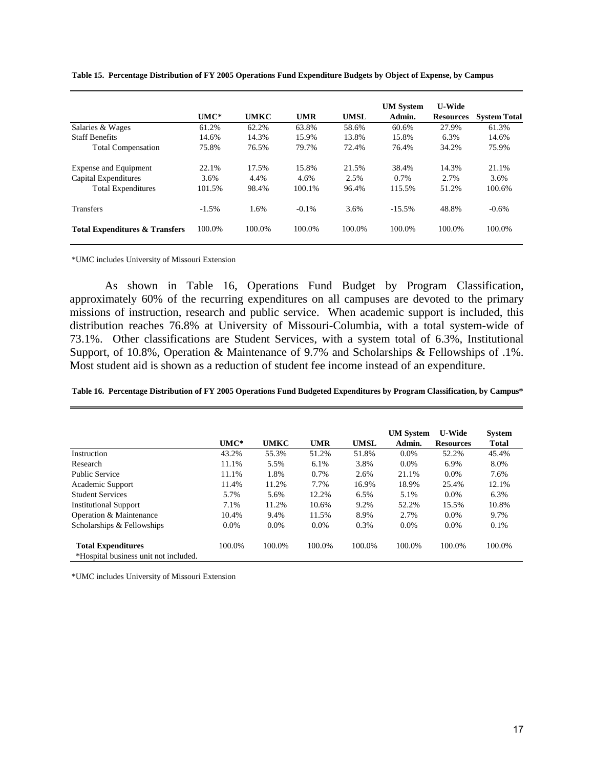**Table 15. Percentage Distribution of FY 2005 Operations Fund Expenditure Budgets by Object of Expense, by Campus**

| | UMC* | UMKC | UMR | UMSL | UM System Admin. | U-Wide Resources | System Total |
|---|---|---|---|---|---|---|---|
| Salaries & Wages | 61.2% | 62.2% | 63.8% | 58.6% | 60.6% | 27.9% | 61.3% |
| Staff Benefits | 14.6% | 14.3% | 15.9% | 13.8% | 15.8% | 6.3% | 14.6% |
| Total Compensation | 75.8% | 76.5% | 79.7% | 72.4% | 76.4% | 34.2% | 75.9% |
| Expense and Equipment | 22.1% | 17.5% | 15.8% | 21.5% | 38.4% | 14.3% | 21.1% |
| Capital Expenditures | 3.6% | 4.4% | 4.6% | 2.5% | 0.7% | 2.7% | 3.6% |
| Total Expenditures | 101.5% | 98.4% | 100.1% | 96.4% | 115.5% | 51.2% | 100.6% |
| Transfers | -1.5% | 1.6% | -0.1% | 3.6% | -15.5% | 48.8% | -0.6% |
| **Total Expenditures & Transfers** | 100.0% | 100.0% | 100.0% | 100.0% | 100.0% | 100.0% | 100.0% |

*UMC includes University of Missouri Extension

As shown in Table 16, Operations Fund Budget by Program Classification, approximately 60% of the recurring expenditures on all campuses are devoted to the primary missions of instruction, research and public service. When academic support is included, this distribution reaches 76.8% at University of Missouri-Columbia, with a total system-wide of 73.1%. Other classifications are Student Services, with a system total of 6.3%, Institutional Support, of 10.8%, Operation & Maintenance of 9.7% and Scholarships & Fellowships of .1%. Most student aid is shown as a reduction of student fee income instead of an expenditure.

**Table 16. Percentage Distribution of FY 2005 Operations Fund Budgeted Expenditures by Program Classification, by Campus***

| | UMC* | UMKC | UMR | UMSL | UM System Admin. | U-Wide Resources | System Total |
|---|---|---|---|---|---|---|---|
| Instruction | 43.2% | 55.3% | 51.2% | 51.8% | 0.0% | 52.2% | 45.4% |
| Research | 11.1% | 5.5% | 6.1% | 3.8% | 0.0% | 6.9% | 8.0% |
| Public Service | 11.1% | 1.8% | 0.7% | 2.6% | 21.1% | 0.0% | 7.6% |
| Academic Support | 11.4% | 11.2% | 7.7% | 16.9% | 18.9% | 25.4% | 12.1% |
| Student Services | 5.7% | 5.6% | 12.2% | 6.5% | 5.1% | 0.0% | 6.3% |
| Institutional Support | 7.1% | 11.2% | 10.6% | 9.2% | 52.2% | 15.5% | 10.8% |
| Operation & Maintenance | 10.4% | 9.4% | 11.5% | 8.9% | 2.7% | 0.0% | 9.7% |
| Scholarships & Fellowships | 0.0% | 0.0% | 0.0% | 0.3% | 0.0% | 0.0% | 0.1% |
| **Total Expenditures** | 100.0% | 100.0% | 100.0% | 100.0% | 100.0% | 100.0% | 100.0% |

*Hospital business unit not included.

*UMC includes University of Missouri Extension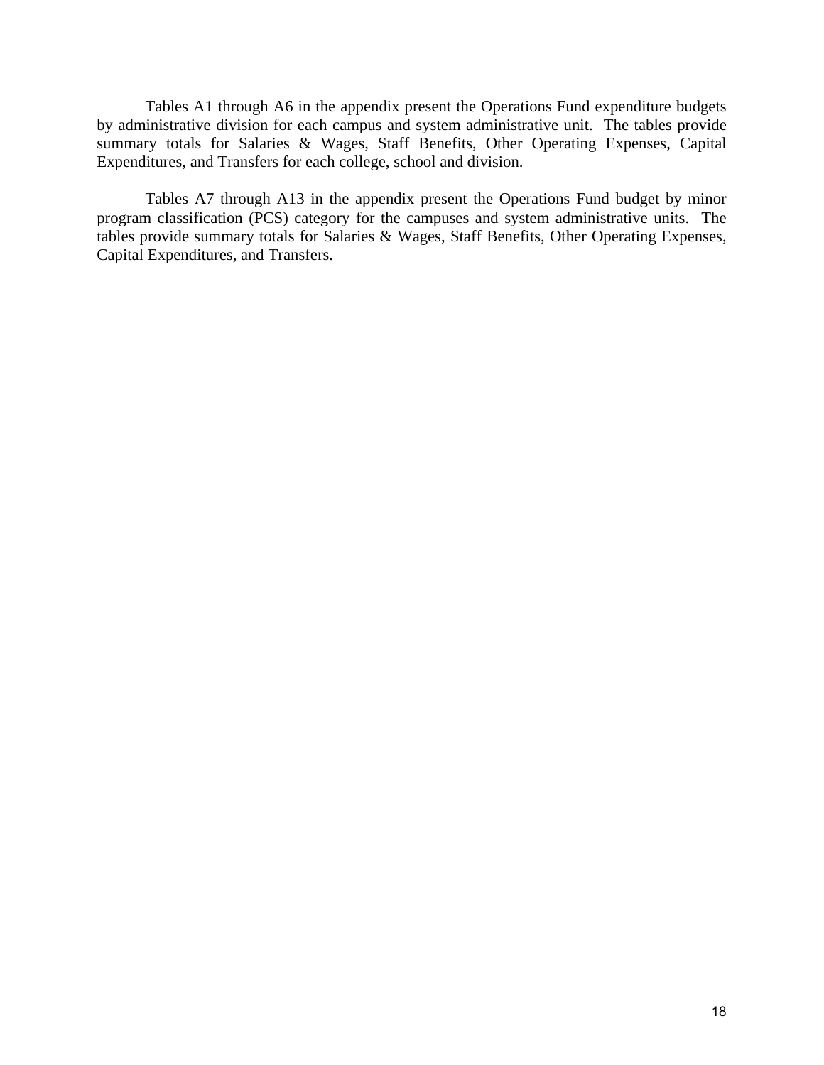Tables A1 through A6 in the appendix present the Operations Fund expenditure budgets by administrative division for each campus and system administrative unit. The tables provide summary totals for Salaries & Wages, Staff Benefits, Other Operating Expenses, Capital Expenditures, and Transfers for each college, school and division.

Tables A7 through A13 in the appendix present the Operations Fund budget by minor program classification (PCS) category for the campuses and system administrative units. The tables provide summary totals for Salaries & Wages, Staff Benefits, Other Operating Expenses, Capital Expenditures, and Transfers.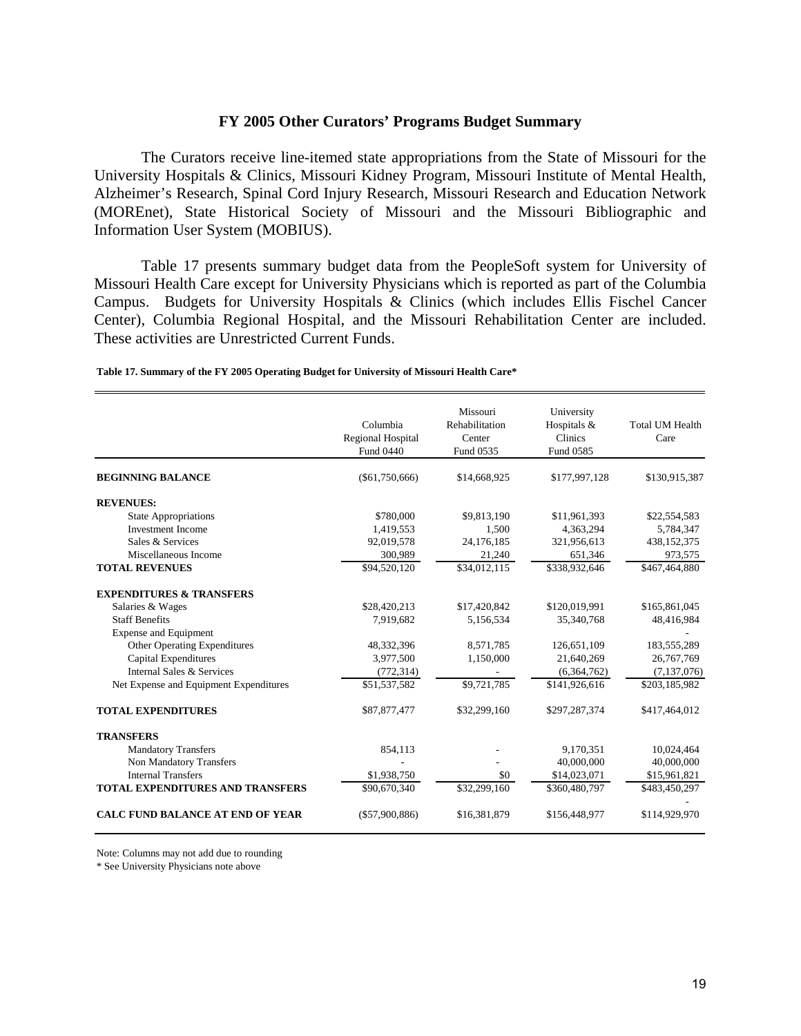## FY 2005 Other Curators' Programs Budget Summary

The Curators receive line-itemed state appropriations from the State of Missouri for the University Hospitals & Clinics, Missouri Kidney Program, Missouri Institute of Mental Health, Alzheimer's Research, Spinal Cord Injury Research, Missouri Research and Education Network (MOREnet), State Historical Society of Missouri and the Missouri Bibliographic and Information User System (MOBIUS).

Table 17 presents summary budget data from the PeopleSoft system for University of Missouri Health Care except for University Physicians which is reported as part of the Columbia Campus. Budgets for University Hospitals & Clinics (which includes Ellis Fischel Cancer Center), Columbia Regional Hospital, and the Missouri Rehabilitation Center are included. These activities are Unrestricted Current Funds.

**Table 17. Summary of the FY 2005 Operating Budget for University of Missouri Health Care***

| | Columbia Regional Hospital Fund 0440 | Missouri Rehabilitation Center Fund 0535 | University Hospitals & Clinics Fund 0585 | Total UM Health Care |
|---|---|---|---|---|
| **BEGINNING BALANCE** | ($61,750,666) | $14,668,925 | $177,997,128 | $130,915,387 |
| **REVENUES:** | | | | |
| State Appropriations | $780,000 | $9,813,190 | $11,961,393 | $22,554,583 |
| Investment Income | 1,419,553 | 1,500 | 4,363,294 | 5,784,347 |
| Sales & Services | 92,019,578 | 24,176,185 | 321,956,613 | 438,152,375 |
| Miscellaneous Income | 300,989 | 21,240 | 651,346 | 973,575 |
| **TOTAL REVENUES** | $94,520,120 | $34,012,115 | $338,932,646 | $467,464,880 |
| **EXPENDITURES & TRANSFERS** | | | | |
| Salaries & Wages | $28,420,213 | $17,420,842 | $120,019,991 | $165,861,045 |
| Staff Benefits | 7,919,682 | 5,156,534 | 35,340,768 | 48,416,984 |
| Expense and Equipment | | | | - |
| Other Operating Expenditures | 48,332,396 | 8,571,785 | 126,651,109 | 183,555,289 |
| Capital Expenditures | 3,977,500 | 1,150,000 | 21,640,269 | 26,767,769 |
| Internal Sales & Services | (772,314) | - | (6,364,762) | (7,137,076) |
| Net Expense and Equipment Expenditures | $51,537,582 | $9,721,785 | $141,926,616 | $203,185,982 |
| **TOTAL EXPENDITURES** | $87,877,477 | $32,299,160 | $297,287,374 | $417,464,012 |
| **TRANSFERS** | | | | |
| Mandatory Transfers | 854,113 | - | 9,170,351 | 10,024,464 |
| Non Mandatory Transfers | - | - | 40,000,000 | 40,000,000 |
| Internal Transfers | $1,938,750 | $0 | $14,023,071 | $15,961,821 |
| **TOTAL EXPENDITURES AND TRANSFERS** | $90,670,340 | $32,299,160 | $360,480,797 | $483,450,297 |
| | | | | - |
| **CALC FUND BALANCE AT END OF YEAR** | ($57,900,886) | $16,381,879 | $156,448,977 | $114,929,970 |

Note: Columns may not add due to rounding

* See University Physicians note above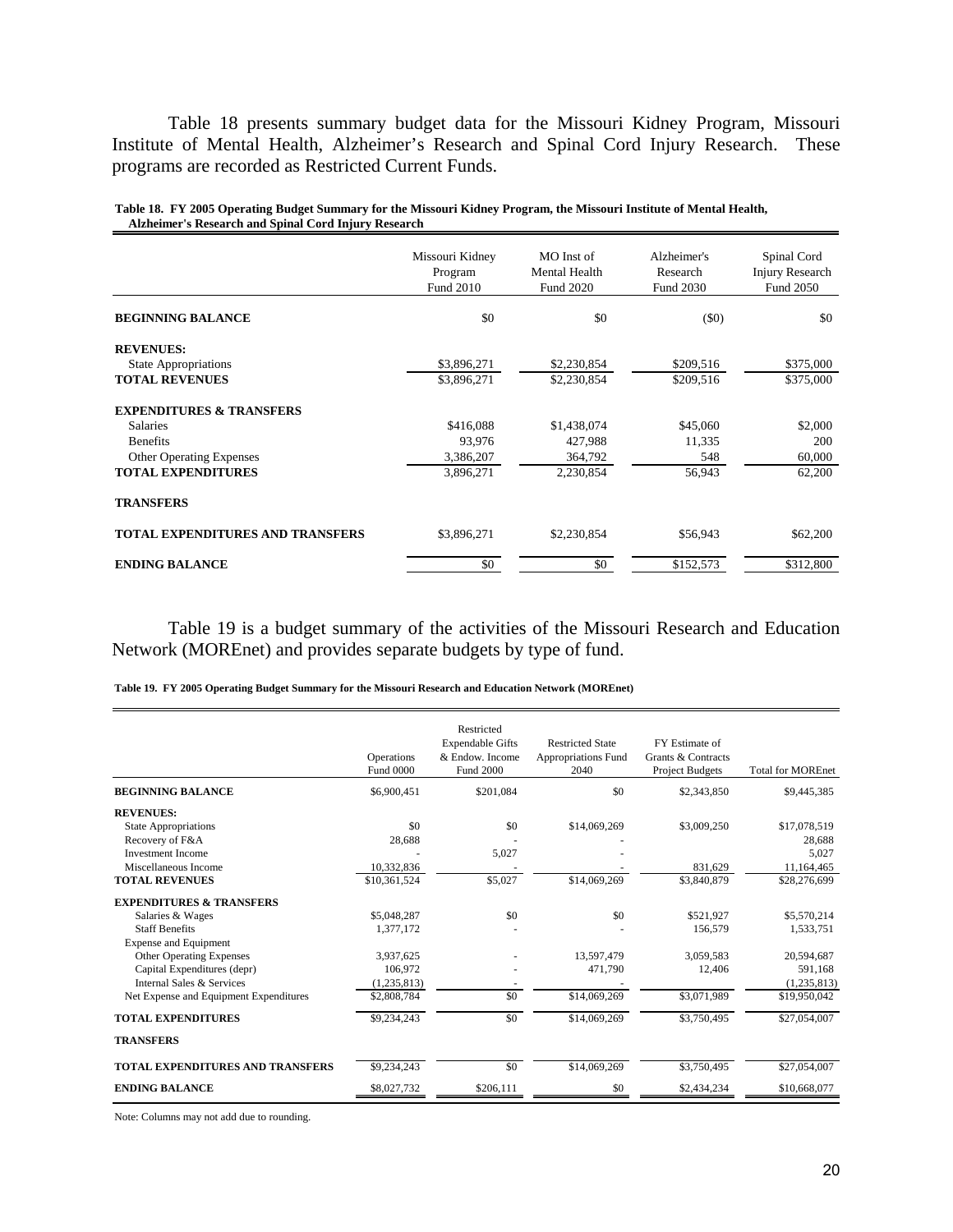Table 18 presents summary budget data for the Missouri Kidney Program, Missouri Institute of Mental Health, Alzheimer's Research and Spinal Cord Injury Research. These programs are recorded as Restricted Current Funds.

**Table 18. FY 2005 Operating Budget Summary for the Missouri Kidney Program, the Missouri Institute of Mental Health, Alzheimer's Research and Spinal Cord Injury Research**

| | Missouri Kidney Program Fund 2010 | MO Inst of Mental Health Fund 2020 | Alzheimer's Research Fund 2030 | Spinal Cord Injury Research Fund 2050 |
|---|---|---|---|---|
| **BEGINNING BALANCE** | $0 | $0 | ($0) | $0 |
| **REVENUES:** | | | | |
| State Appropriations | $3,896,271 | $2,230,854 | $209,516 | $375,000 |
| **TOTAL REVENUES** | $3,896,271 | $2,230,854 | $209,516 | $375,000 |
| **EXPENDITURES & TRANSFERS** | | | | |
| Salaries | $416,088 | $1,438,074 | $45,060 | $2,000 |
| Benefits | 93,976 | 427,988 | 11,335 | 200 |
| Other Operating Expenses | 3,386,207 | 364,792 | 548 | 60,000 |
| **TOTAL EXPENDITURES** | 3,896,271 | 2,230,854 | 56,943 | 62,200 |
| **TRANSFERS** | | | | |
| **TOTAL EXPENDITURES AND TRANSFERS** | $3,896,271 | $2,230,854 | $56,943 | $62,200 |
| **ENDING BALANCE** | $0 | $0 | $152,573 | $312,800 |

Table 19 is a budget summary of the activities of the Missouri Research and Education Network (MOREnet) and provides separate budgets by type of fund.

**Table 19. FY 2005 Operating Budget Summary for the Missouri Research and Education Network (MOREnet)**

| | Operations Fund 0000 | Restricted Expendable Gifts & Endow. Income Fund 2000 | Restricted State Appropriations Fund 2040 | FY Estimate of Grants & Contracts Project Budgets | Total for MOREnet |
|---|---|---|---|---|---|
| **BEGINNING BALANCE** | $6,900,451 | $201,084 | $0 | $2,343,850 | $9,445,385 |
| **REVENUES:** | | | | | |
| State Appropriations | $0 | $0 | $14,069,269 | $3,009,250 | $17,078,519 |
| Recovery of F&A | 28,688 | - | - | | 28,688 |
| Investment Income | - | 5,027 | - | | 5,027 |
| Miscellaneous Income | 10,332,836 | - | - | 831,629 | 11,164,465 |
| **TOTAL REVENUES** | $10,361,524 | $5,027 | $14,069,269 | $3,840,879 | $28,276,699 |
| **EXPENDITURES & TRANSFERS** | | | | | |
| Salaries & Wages | $5,048,287 | $0 | $0 | $521,927 | $5,570,214 |
| Staff Benefits | 1,377,172 | - | - | 156,579 | 1,533,751 |
| Expense and Equipment | | | | | |
| Other Operating Expenses | 3,937,625 | - | 13,597,479 | 3,059,583 | 20,594,687 |
| Capital Expenditures (depr) | 106,972 | - | 471,790 | 12,406 | 591,168 |
| Internal Sales & Services | (1,235,813) | - | - | | (1,235,813) |
| Net Expense and Equipment Expenditures | $2,808,784 | $0 | $14,069,269 | $3,071,989 | $19,950,042 |
| **TOTAL EXPENDITURES** | $9,234,243 | $0 | $14,069,269 | $3,750,495 | $27,054,007 |
| **TRANSFERS** | | | | | |
| **TOTAL EXPENDITURES AND TRANSFERS** | $9,234,243 | $0 | $14,069,269 | $3,750,495 | $27,054,007 |
| **ENDING BALANCE** | $8,027,732 | $206,111 | $0 | $2,434,234 | $10,668,077 |

Note: Columns may not add due to rounding.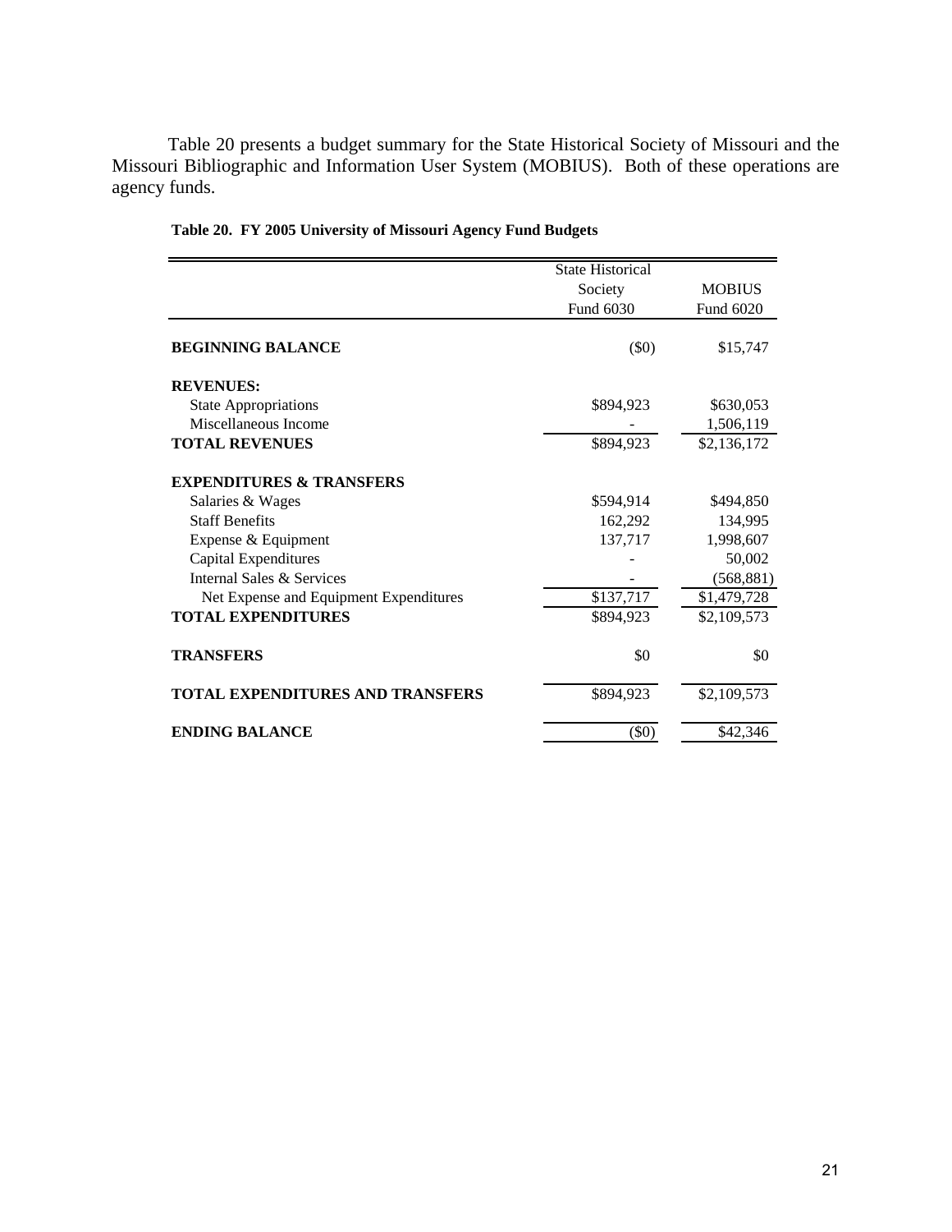Table 20 presents a budget summary for the State Historical Society of Missouri and the Missouri Bibliographic and Information User System (MOBIUS). Both of these operations are agency funds.

**Table 20. FY 2005 University of Missouri Agency Fund Budgets**

| | State Historical Society Fund 6030 | MOBIUS Fund 6020 |
|---|---|---|
| **BEGINNING BALANCE** | ($0) | $15,747 |
| **REVENUES:** | | |
| State Appropriations | $894,923 | $630,053 |
| Miscellaneous Income | - | 1,506,119 |
| **TOTAL REVENUES** | $894,923 | $2,136,172 |
| **EXPENDITURES & TRANSFERS** | | |
| Salaries & Wages | $594,914 | $494,850 |
| Staff Benefits | 162,292 | 134,995 |
| Expense & Equipment | 137,717 | 1,998,607 |
| Capital Expenditures | - | 50,002 |
| Internal Sales & Services | - | (568,881) |
| Net Expense and Equipment Expenditures | $137,717 | $1,479,728 |
| **TOTAL EXPENDITURES** | $894,923 | $2,109,573 |
| **TRANSFERS** | $0 | $0 |
| **TOTAL EXPENDITURES AND TRANSFERS** | $894,923 | $2,109,573 |
| **ENDING BALANCE** | ($0) | $42,346 |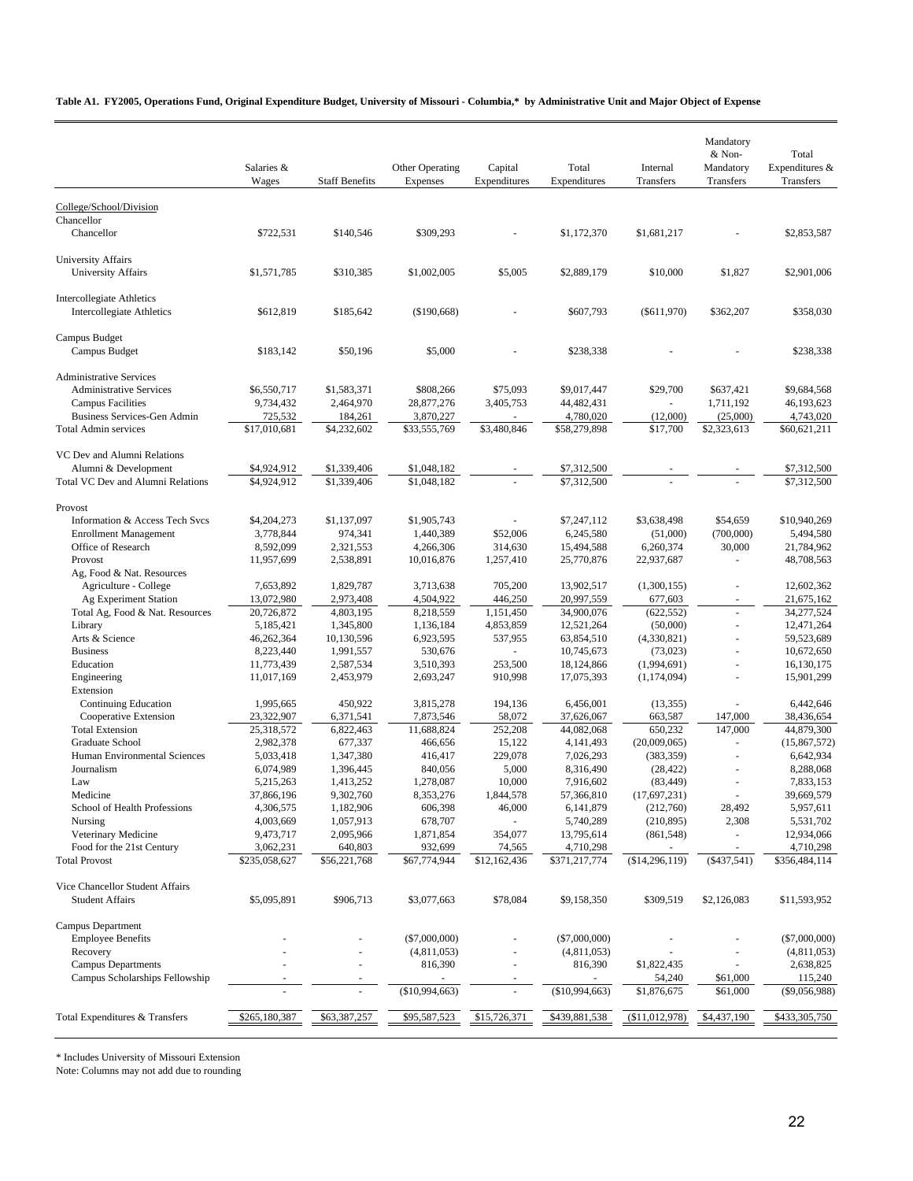**Table A1. FY2005, Operations Fund, Original Expenditure Budget, University of Missouri - Columbia,* by Administrative Unit and Major Object of Expense**

| | Salaries & Wages | Staff Benefits | Other Operating Expenses | Capital Expenditures | Total Expenditures | Internal Transfers | Mandatory & Non-Mandatory Transfers | Total Expenditures & Transfers |
|---|---|---|---|---|---|---|---|---|
| College/School/Division | | | | | | | | |
| Chancellor | | | | | | | | |
| Chancellor | $722,531 | $140,546 | $309,293 | - | $1,172,370 | $1,681,217 | - | $2,853,587 |
| University Affairs | | | | | | | | |
| University Affairs | $1,571,785 | $310,385 | $1,002,005 | $5,005 | $2,889,179 | $10,000 | $1,827 | $2,901,006 |
| Intercollegiate Athletics | | | | | | | | |
| Intercollegiate Athletics | $612,819 | $185,642 | ($190,668) | - | $607,793 | ($611,970) | $362,207 | $358,030 |
| Campus Budget | | | | | | | | |
| Campus Budget | $183,142 | $50,196 | $5,000 | - | $238,338 | - | - | $238,338 |
| Administrative Services | | | | | | | | |
| Administrative Services | $6,550,717 | $1,583,371 | $808,266 | $75,093 | $9,017,447 | $29,700 | $637,421 | $9,684,568 |
| Campus Facilities | 9,734,432 | 2,464,970 | 28,877,276 | 3,405,753 | 44,482,431 | - | 1,711,192 | 46,193,623 |
| Business Services-Gen Admin | 725,532 | 184,261 | 3,870,227 | - | 4,780,020 | (12,000) | (25,000) | 4,743,020 |
| Total Admin services | $17,010,681 | $4,232,602 | $33,555,769 | $3,480,846 | $58,279,898 | $17,700 | $2,323,613 | $60,621,211 |
| VC Dev and Alumni Relations | | | | | | | | |
| Alumni & Development | $4,924,912 | $1,339,406 | $1,048,182 | - | $7,312,500 | - | - | $7,312,500 |
| Total VC Dev and Alumni Relations | $4,924,912 | $1,339,406 | $1,048,182 | - | $7,312,500 | - | - | $7,312,500 |
| Provost | | | | | | | | |
| Information & Access Tech Svcs | $4,204,273 | $1,137,097 | $1,905,743 | - | $7,247,112 | $3,638,498 | $54,659 | $10,940,269 |
| Enrollment Management | 3,778,844 | 974,341 | 1,440,389 | $52,006 | 6,245,580 | (51,000) | (700,000) | 5,494,580 |
| Office of Research | 8,592,099 | 2,321,553 | 4,266,306 | 314,630 | 15,494,588 | 6,260,374 | 30,000 | 21,784,962 |
| Provost | 11,957,699 | 2,538,891 | 10,016,876 | 1,257,410 | 25,770,876 | 22,937,687 | - | 48,708,563 |
| Ag, Food & Nat. Resources | | | | | | | | |
| Agriculture - College | 7,653,892 | 1,829,787 | 3,713,638 | 705,200 | 13,902,517 | (1,300,155) | - | 12,602,362 |
| Ag Experiment Station | 13,072,980 | 2,973,408 | 4,504,922 | 446,250 | 20,997,559 | 677,603 | - | 21,675,162 |
| Total Ag, Food & Nat. Resources | 20,726,872 | 4,803,195 | 8,218,559 | 1,151,450 | 34,900,076 | (622,552) | - | 34,277,524 |
| Library | 5,185,421 | 1,345,800 | 1,136,184 | 4,853,859 | 12,521,264 | (50,000) | - | 12,471,264 |
| Arts & Science | 46,262,364 | 10,130,596 | 6,923,595 | 537,955 | 63,854,510 | (4,330,821) | - | 59,523,689 |
| Business | 8,223,440 | 1,991,557 | 530,676 | - | 10,745,673 | (73,023) | - | 10,672,650 |
| Education | 11,773,439 | 2,587,534 | 3,510,393 | 253,500 | 18,124,866 | (1,994,691) | - | 16,130,175 |
| Engineering | 11,017,169 | 2,453,979 | 2,693,247 | 910,998 | 17,075,393 | (1,174,094) | - | 15,901,299 |
| Extension | | | | | | | | |
| Continuing Education | 1,995,665 | 450,922 | 3,815,278 | 194,136 | 6,456,001 | (13,355) | - | 6,442,646 |
| Cooperative Extension | 23,322,907 | 6,371,541 | 7,873,546 | 58,072 | 37,626,067 | 663,587 | 147,000 | 38,436,654 |
| Total Extension | 25,318,572 | 6,822,463 | 11,688,824 | 252,208 | 44,082,068 | 650,232 | 147,000 | 44,879,300 |
| Graduate School | 2,982,378 | 677,337 | 466,656 | 15,122 | 4,141,493 | (20,009,065) | - | (15,867,572) |
| Human Environmental Sciences | 5,033,418 | 1,347,380 | 416,417 | 229,078 | 7,026,293 | (383,359) | - | 6,642,934 |
| Journalism | 6,074,989 | 1,396,445 | 840,056 | 5,000 | 8,316,490 | (28,422) | - | 8,288,068 |
| Law | 5,215,263 | 1,413,252 | 1,278,087 | 10,000 | 7,916,602 | (83,449) | - | 7,833,153 |
| Medicine | 37,866,196 | 9,302,760 | 8,353,276 | 1,844,578 | 57,366,810 | (17,697,231) | - | 39,669,579 |
| School of Health Professions | 4,306,575 | 1,182,906 | 606,398 | 46,000 | 6,141,879 | (212,760) | 28,492 | 5,957,611 |
| Nursing | 4,003,669 | 1,057,913 | 678,707 | - | 5,740,289 | (210,895) | 2,308 | 5,531,702 |
| Veterinary Medicine | 9,473,717 | 2,095,966 | 1,871,854 | 354,077 | 13,795,614 | (861,548) | - | 12,934,066 |
| Food for the 21st Century | 3,062,231 | 640,803 | 932,699 | 74,565 | 4,710,298 | - | - | 4,710,298 |
| Total Provost | $235,058,627 | $56,221,768 | $67,774,944 | $12,162,436 | $371,217,774 | ($14,296,119) | ($437,541) | $356,484,114 |
| Vice Chancellor Student Affairs | | | | | | | | |
| Student Affairs | $5,095,891 | $906,713 | $3,077,663 | $78,084 | $9,158,350 | $309,519 | $2,126,083 | $11,593,952 |
| Campus Department | | | | | | | | |
| Employee Benefits | - | - | ($7,000,000) | - | ($7,000,000) | - | - | ($7,000,000) |
| Recovery | - | - | (4,811,053) | - | (4,811,053) | - | - | (4,811,053) |
| Campus Departments | - | - | 816,390 | - | 816,390 | $1,822,435 | - | 2,638,825 |
| Campus Scholarships Fellowship | - | - | - | - | - | 54,240 | $61,000 | 115,240 |
| | - | - | ($10,994,663) | - | ($10,994,663) | $1,876,675 | $61,000 | ($9,056,988) |
| Total Expenditures & Transfers | $265,180,387 | $63,387,257 | $95,587,523 | $15,726,371 | $439,881,538 | ($11,012,978) | $4,437,190 | $433,305,750 |

* Includes University of Missouri Extension

Note: Columns may not add due to rounding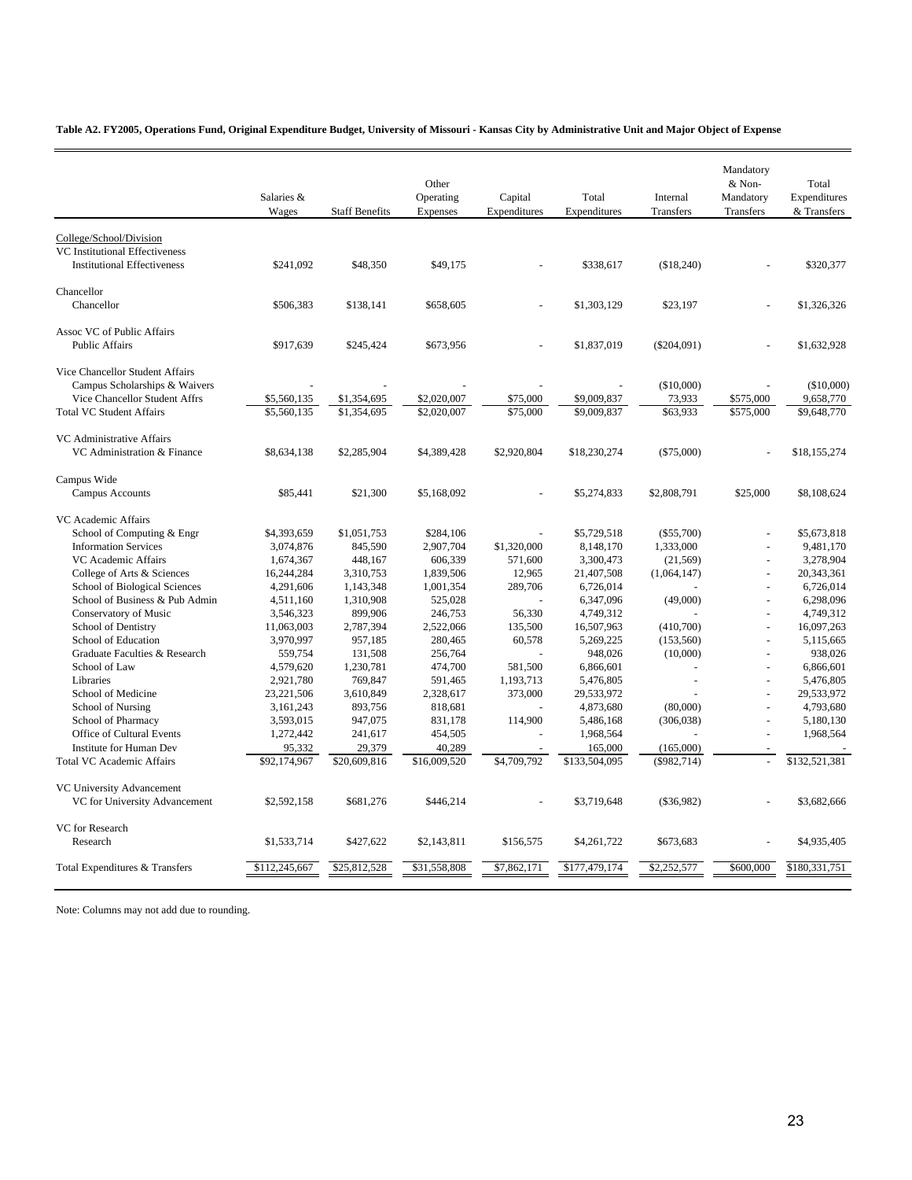**Table A2. FY2005, Operations Fund, Original Expenditure Budget, University of Missouri - Kansas City by Administrative Unit and Major Object of Expense**

| | Salaries & Wages | Staff Benefits | Other Operating Expenses | Capital Expenditures | Total Expenditures | Internal Transfers | Mandatory & Non-Mandatory Transfers | Total Expenditures & Transfers |
|---|---|---|---|---|---|---|---|---|
| College/School/Division | | | | | | | | |
| VC Institutional Effectiveness | | | | | | | | |
| Institutional Effectiveness | $241,092 | $48,350 | $49,175 | - | $338,617 | ($18,240) | - | $320,377 |
| Chancellor | | | | | | | | |
| Chancellor | $506,383 | $138,141 | $658,605 | - | $1,303,129 | $23,197 | - | $1,326,326 |
| Assoc VC of Public Affairs | | | | | | | | |
| Public Affairs | $917,639 | $245,424 | $673,956 | - | $1,837,019 | ($204,091) | - | $1,632,928 |
| Vice Chancellor Student Affairs | | | | | | | | |
| Campus Scholarships & Waivers | - | - | - | - | - | ($10,000) | - | ($10,000) |
| Vice Chancellor Student Affrs | $5,560,135 | $1,354,695 | $2,020,007 | $75,000 | $9,009,837 | 73,933 | $575,000 | 9,658,770 |
| Total VC Student Affairs | $5,560,135 | $1,354,695 | $2,020,007 | $75,000 | $9,009,837 | $63,933 | $575,000 | $9,648,770 |
| VC Administrative Affairs | | | | | | | | |
| VC Administration & Finance | $8,634,138 | $2,285,904 | $4,389,428 | $2,920,804 | $18,230,274 | ($75,000) | - | $18,155,274 |
| Campus Wide | | | | | | | | |
| Campus Accounts | $85,441 | $21,300 | $5,168,092 | - | $5,274,833 | $2,808,791 | $25,000 | $8,108,624 |
| VC Academic Affairs | | | | | | | | |
| School of Computing & Engr | $4,393,659 | $1,051,753 | $284,106 | - | $5,729,518 | ($55,700) | - | $5,673,818 |
| Information Services | 3,074,876 | 845,590 | 2,907,704 | $1,320,000 | 8,148,170 | 1,333,000 | - | 9,481,170 |
| VC Academic Affairs | 1,674,367 | 448,167 | 606,339 | 571,600 | 3,300,473 | (21,569) | - | 3,278,904 |
| College of Arts & Sciences | 16,244,284 | 3,310,753 | 1,839,506 | 12,965 | 21,407,508 | (1,064,147) | - | 20,343,361 |
| School of Biological Sciences | 4,291,606 | 1,143,348 | 1,001,354 | 289,706 | 6,726,014 | - | - | 6,726,014 |
| School of Business & Pub Admin | 4,511,160 | 1,310,908 | 525,028 | - | 6,347,096 | (49,000) | - | 6,298,096 |
| Conservatory of Music | 3,546,323 | 899,906 | 246,753 | 56,330 | 4,749,312 | - | - | 4,749,312 |
| School of Dentistry | 11,063,003 | 2,787,394 | 2,522,066 | 135,500 | 16,507,963 | (410,700) | - | 16,097,263 |
| School of Education | 3,970,997 | 957,185 | 280,465 | 60,578 | 5,269,225 | (153,560) | - | 5,115,665 |
| Graduate Faculties & Research | 559,754 | 131,508 | 256,764 | - | 948,026 | (10,000) | - | 938,026 |
| School of Law | 4,579,620 | 1,230,781 | 474,700 | 581,500 | 6,866,601 | - | - | 6,866,601 |
| Libraries | 2,921,780 | 769,847 | 591,465 | 1,193,713 | 5,476,805 | - | - | 5,476,805 |
| School of Medicine | 23,221,506 | 3,610,849 | 2,328,617 | 373,000 | 29,533,972 | - | - | 29,533,972 |
| School of Nursing | 3,161,243 | 893,756 | 818,681 | - | 4,873,680 | (80,000) | - | 4,793,680 |
| School of Pharmacy | 3,593,015 | 947,075 | 831,178 | 114,900 | 5,486,168 | (306,038) | - | 5,180,130 |
| Office of Cultural Events | 1,272,442 | 241,617 | 454,505 | - | 1,968,564 | - | - | 1,968,564 |
| Institute for Human Dev | 95,332 | 29,379 | 40,289 | - | 165,000 | (165,000) | - | - |
| Total VC Academic Affairs | $92,174,967 | $20,609,816 | $16,009,520 | $4,709,792 | $133,504,095 | ($982,714) | - | $132,521,381 |
| VC University Advancement | | | | | | | | |
| VC for University Advancement | $2,592,158 | $681,276 | $446,214 | - | $3,719,648 | ($36,982) | - | $3,682,666 |
| VC for Research | | | | | | | | |
| Research | $1,533,714 | $427,622 | $2,143,811 | $156,575 | $4,261,722 | $673,683 | - | $4,935,405 |
| Total Expenditures & Transfers | $112,245,667 | $25,812,528 | $31,558,808 | $7,862,171 | $177,479,174 | $2,252,577 | $600,000 | $180,331,751 |

Note: Columns may not add due to rounding.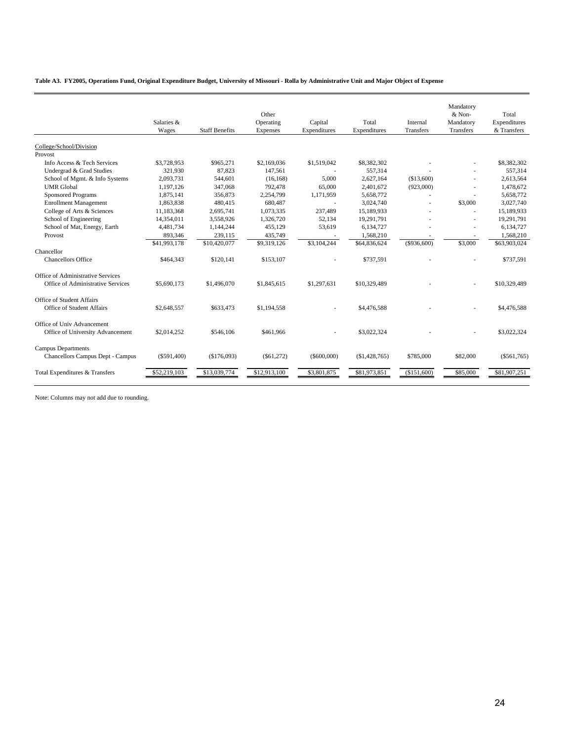**Table A3. FY2005, Operations Fund, Original Expenditure Budget, University of Missouri - Rolla by Administrative Unit and Major Object of Expense**

| | Salaries & Wages | Staff Benefits | Other Operating Expenses | Capital Expenditures | Total Expenditures | Internal Transfers | Mandatory & Non-Mandatory Transfers | Total Expenditures & Transfers |
|---|---|---|---|---|---|---|---|---|
| College/School/Division | | | | | | | | |
| Provost | | | | | | | | |
| Info Access & Tech Services | $3,728,953 | $965,271 | $2,169,036 | $1,519,042 | $8,382,302 | - | - | $8,382,302 |
| Undergrad & Grad Studies | 321,930 | 87,823 | 147,561 | - | 557,314 | - | - | 557,314 |
| School of Mgmt. & Info Systems | 2,093,731 | 544,601 | (16,168) | 5,000 | 2,627,164 | ($13,600) | - | 2,613,564 |
| UMR Global | 1,197,126 | 347,068 | 792,478 | 65,000 | 2,401,672 | (923,000) | - | 1,478,672 |
| Sponsored Programs | 1,875,141 | 356,873 | 2,254,799 | 1,171,959 | 5,658,772 | - | - | 5,658,772 |
| Enrollment Management | 1,863,838 | 480,415 | 680,487 | - | 3,024,740 | - | $3,000 | 3,027,740 |
| College of Arts & Sciences | 11,183,368 | 2,695,741 | 1,073,335 | 237,489 | 15,189,933 | - | - | 15,189,933 |
| School of Engineering | 14,354,011 | 3,558,926 | 1,326,720 | 52,134 | 19,291,791 | - | - | 19,291,791 |
| School of Mat, Energy, Earth | 4,481,734 | 1,144,244 | 455,129 | 53,619 | 6,134,727 | - | - | 6,134,727 |
| Provost | 893,346 | 239,115 | 435,749 | - | 1,568,210 | - | - | 1,568,210 |
| | $41,993,178 | $10,420,077 | $9,319,126 | $3,104,244 | $64,836,624 | ($936,600) | $3,000 | $63,903,024 |
| Chancellor | | | | | | | | |
| Chancellors Office | $464,343 | $120,141 | $153,107 | - | $737,591 | - | - | $737,591 |
| Office of Administrative Services | | | | | | | | |
| Office of Administrative Services | $5,690,173 | $1,496,070 | $1,845,615 | $1,297,631 | $10,329,489 | - | - | $10,329,489 |
| Office of Student Affairs | | | | | | | | |
| Office of Student Affairs | $2,648,557 | $633,473 | $1,194,558 | - | $4,476,588 | - | - | $4,476,588 |
| Office of Univ Advancement | | | | | | | | |
| Office of University Advancement | $2,014,252 | $546,106 | $461,966 | - | $3,022,324 | - | - | $3,022,324 |
| Campus Departments | | | | | | | | |
| Chancellors Campus Dept - Campus | ($591,400) | ($176,093) | ($61,272) | ($600,000) | ($1,428,765) | $785,000 | $82,000 | ($561,765) |
| Total Expenditures & Transfers | $52,219,103 | $13,039,774 | $12,913,100 | $3,801,875 | $81,973,851 | ($151,600) | $85,000 | $81,907,251 |

Note: Columns may not add due to rounding.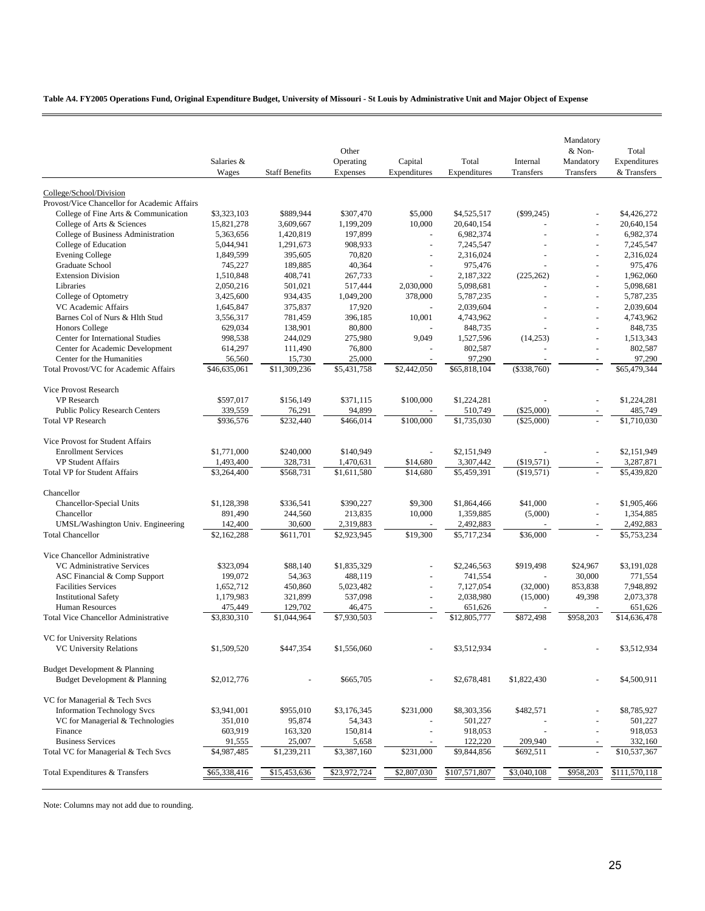**Table A4. FY2005 Operations Fund, Original Expenditure Budget, University of Missouri - St Louis by Administrative Unit and Major Object of Expense**

| | Salaries & Wages | Staff Benefits | Other Operating Expenses | Capital Expenditures | Total Expenditures | Internal Transfers | Mandatory & Non-Mandatory Transfers | Total Expenditures & Transfers |
|---|---|---|---|---|---|---|---|---|
| College/School/Division | | | | | | | | |
| Provost/Vice Chancellor for Academic Affairs | | | | | | | | |
| College of Fine Arts & Communication | $3,323,103 | $889,944 | $307,470 | $5,000 | $4,525,517 | ($99,245) | - | $4,426,272 |
| College of Arts & Sciences | 15,821,278 | 3,609,667 | 1,199,209 | 10,000 | 20,640,154 | - | - | 20,640,154 |
| College of Business Administration | 5,363,656 | 1,420,819 | 197,899 | - | 6,982,374 | - | - | 6,982,374 |
| College of Education | 5,044,941 | 1,291,673 | 908,933 | - | 7,245,547 | - | - | 7,245,547 |
| Evening College | 1,849,599 | 395,605 | 70,820 | - | 2,316,024 | - | - | 2,316,024 |
| Graduate School | 745,227 | 189,885 | 40,364 | - | 975,476 | - | - | 975,476 |
| Extension Division | 1,510,848 | 408,741 | 267,733 | - | 2,187,322 | (225,262) | - | 1,962,060 |
| Libraries | 2,050,216 | 501,021 | 517,444 | 2,030,000 | 5,098,681 | - | - | 5,098,681 |
| College of Optometry | 3,425,600 | 934,435 | 1,049,200 | 378,000 | 5,787,235 | - | - | 5,787,235 |
| VC Academic Affairs | 1,645,847 | 375,837 | 17,920 | - | 2,039,604 | - | - | 2,039,604 |
| Barnes Col of Nurs & Hlth Stud | 3,556,317 | 781,459 | 396,185 | 10,001 | 4,743,962 | - | - | 4,743,962 |
| Honors College | 629,034 | 138,901 | 80,800 | - | 848,735 | - | - | 848,735 |
| Center for International Studies | 998,538 | 244,029 | 275,980 | 9,049 | 1,527,596 | (14,253) | - | 1,513,343 |
| Center for Academic Development | 614,297 | 111,490 | 76,800 | - | 802,587 | - | - | 802,587 |
| Center for the Humanities | 56,560 | 15,730 | 25,000 | - | 97,290 | - | - | 97,290 |
| Total Provost/VC for Academic Affairs | $46,635,061 | $11,309,236 | $5,431,758 | $2,442,050 | $65,818,104 | ($338,760) | - | $65,479,344 |
| Vice Provost Research | | | | | | | | |
| VP Research | $597,017 | $156,149 | $371,115 | $100,000 | $1,224,281 | - | - | $1,224,281 |
| Public Policy Research Centers | 339,559 | 76,291 | 94,899 | - | 510,749 | ($25,000) | - | 485,749 |
| Total VP Research | $936,576 | $232,440 | $466,014 | $100,000 | $1,735,030 | ($25,000) | - | $1,710,030 |
| Vice Provost for Student Affairs | | | | | | | | |
| Enrollment Services | $1,771,000 | $240,000 | $140,949 | - | $2,151,949 | - | - | $2,151,949 |
| VP Student Affairs | 1,493,400 | 328,731 | 1,470,631 | $14,680 | 3,307,442 | ($19,571) | - | 3,287,871 |
| Total VP for Student Affairs | $3,264,400 | $568,731 | $1,611,580 | $14,680 | $5,459,391 | ($19,571) | - | $5,439,820 |
| Chancellor | | | | | | | | |
| Chancellor-Special Units | $1,128,398 | $336,541 | $390,227 | $9,300 | $1,864,466 | $41,000 | - | $1,905,466 |
| Chancellor | 891,490 | 244,560 | 213,835 | 10,000 | 1,359,885 | (5,000) | - | 1,354,885 |
| UMSL/Washington Univ. Engineering | 142,400 | 30,600 | 2,319,883 | - | 2,492,883 | - | - | 2,492,883 |
| Total Chancellor | $2,162,288 | $611,701 | $2,923,945 | $19,300 | $5,717,234 | $36,000 | - | $5,753,234 |
| Vice Chancellor Administrative | | | | | | | | |
| VC Administrative Services | $323,094 | $88,140 | $1,835,329 | - | $2,246,563 | $919,498 | $24,967 | $3,191,028 |
| ASC Financial & Comp Support | 199,072 | 54,363 | 488,119 | - | 741,554 | - | 30,000 | 771,554 |
| Facilities Services | 1,652,712 | 450,860 | 5,023,482 | - | 7,127,054 | (32,000) | 853,838 | 7,948,892 |
| Institutional Safety | 1,179,983 | 321,899 | 537,098 | - | 2,038,980 | (15,000) | 49,398 | 2,073,378 |
| Human Resources | 475,449 | 129,702 | 46,475 | - | 651,626 | - | - | 651,626 |
| Total Vice Chancellor Administrative | $3,830,310 | $1,044,964 | $7,930,503 | - | $12,805,777 | $872,498 | $958,203 | $14,636,478 |
| VC for University Relations | | | | | | | | |
| VC University Relations | $1,509,520 | $447,354 | $1,556,060 | - | $3,512,934 | - | - | $3,512,934 |
| Budget Development & Planning | | | | | | | | |
| Budget Development & Planning | $2,012,776 | - | $665,705 | - | $2,678,481 | $1,822,430 | - | $4,500,911 |
| VC for Managerial & Tech Svcs | | | | | | | | |
| Information Technology Svcs | $3,941,001 | $955,010 | $3,176,345 | $231,000 | $8,303,356 | $482,571 | - | $8,785,927 |
| VC for Managerial & Technologies | 351,010 | 95,874 | 54,343 | - | 501,227 | - | - | 501,227 |
| Finance | 603,919 | 163,320 | 150,814 | - | 918,053 | - | - | 918,053 |
| Business Services | 91,555 | 25,007 | 5,658 | - | 122,220 | 209,940 | - | 332,160 |
| Total VC for Managerial & Tech Svcs | $4,987,485 | $1,239,211 | $3,387,160 | $231,000 | $9,844,856 | $692,511 | - | $10,537,367 |
| Total Expenditures & Transfers | $65,338,416 | $15,453,636 | $23,972,724 | $2,807,030 | $107,571,807 | $3,040,108 | $958,203 | $111,570,118 |

Note: Columns may not add due to rounding.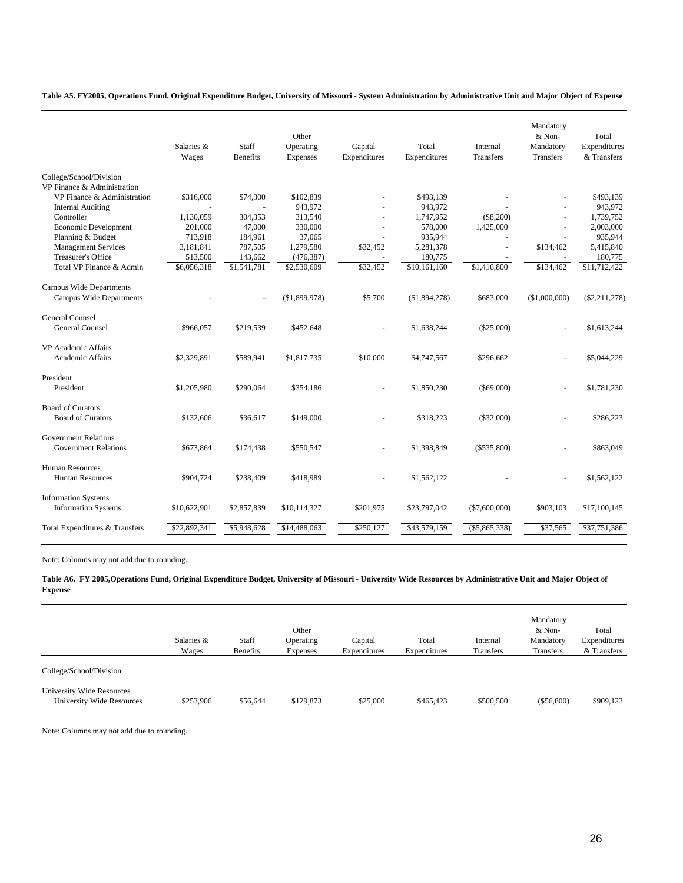**Table A5. FY2005, Operations Fund, Original Expenditure Budget, University of Missouri - System Administration by Administrative Unit and Major Object of Expense**

| | Salaries & Wages | Staff Benefits | Other Operating Expenses | Capital Expenditures | Total Expenditures | Internal Transfers | Mandatory & Non-Mandatory Transfers | Total Expenditures & Transfers |
|---|---|---|---|---|---|---|---|---|
| College/School/Division | | | | | | | | |
| VP Finance & Administration | | | | | | | | |
| VP Finance & Administration | $316,000 | $74,300 | $102,839 | - | $493,139 | - | - | $493,139 |
| Internal Auditing | - | - | 943,972 | - | 943,972 | - | - | 943,972 |
| Controller | 1,130,059 | 304,353 | 313,540 | - | 1,747,952 | ($8,200) | - | 1,739,752 |
| Economic Development | 201,000 | 47,000 | 330,000 | - | 578,000 | 1,425,000 | - | 2,003,000 |
| Planning & Budget | 713,918 | 184,961 | 37,065 | - | 935,944 | - | - | 935,944 |
| Management Services | 3,181,841 | 787,505 | 1,279,580 | $32,452 | 5,281,378 | - | $134,462 | 5,415,840 |
| Treasurer's Office | 513,500 | 143,662 | (476,387) | - | 180,775 | - | - | 180,775 |
| Total VP Finance & Admin | $6,056,318 | $1,541,781 | $2,530,609 | $32,452 | $10,161,160 | $1,416,800 | $134,462 | $11,712,422 |
| Campus Wide Departments | | | | | | | | |
| Campus Wide Departments | - | - | ($1,899,978) | $5,700 | ($1,894,278) | $683,000 | ($1,000,000) | ($2,211,278) |
| General Counsel | | | | | | | | |
| General Counsel | $966,057 | $219,539 | $452,648 | - | $1,638,244 | ($25,000) | - | $1,613,244 |
| VP Academic Affairs | | | | | | | | |
| Academic Affairs | $2,329,891 | $589,941 | $1,817,735 | $10,000 | $4,747,567 | $296,662 | - | $5,044,229 |
| President | | | | | | | | |
| President | $1,205,980 | $290,064 | $354,186 | - | $1,850,230 | ($69,000) | - | $1,781,230 |
| Board of Curators | | | | | | | | |
| Board of Curators | $132,606 | $36,617 | $149,000 | - | $318,223 | ($32,000) | - | $286,223 |
| Government Relations | | | | | | | | |
| Government Relations | $673,864 | $174,438 | $550,547 | - | $1,398,849 | ($535,800) | - | $863,049 |
| Human Resources | | | | | | | | |
| Human Resources | $904,724 | $238,409 | $418,989 | - | $1,562,122 | - | - | $1,562,122 |
| Information Systems | | | | | | | | |
| Information Systems | $10,622,901 | $2,857,839 | $10,114,327 | $201,975 | $23,797,042 | ($7,600,000) | $903,103 | $17,100,145 |
| Total Expenditures & Transfers | $22,892,341 | $5,948,628 | $14,488,063 | $250,127 | $43,579,159 | ($5,865,338) | $37,565 | $37,751,386 |

Note: Columns may not add due to rounding.

**Table A6. FY 2005,Operations Fund, Original Expenditure Budget, University of Missouri - University Wide Resources by Administrative Unit and Major Object of Expense**

| | Salaries & Wages | Staff Benefits | Other Operating Expenses | Capital Expenditures | Total Expenditures | Internal Transfers | Mandatory & Non-Mandatory Transfers | Total Expenditures & Transfers |
|---|---|---|---|---|---|---|---|---|
| College/School/Division | | | | | | | | |
| University Wide Resources | | | | | | | | |
| University Wide Resources | $253,906 | $56,644 | $129,873 | $25,000 | $465,423 | $500,500 | ($56,800) | $909,123 |

Note: Columns may not add due to rounding.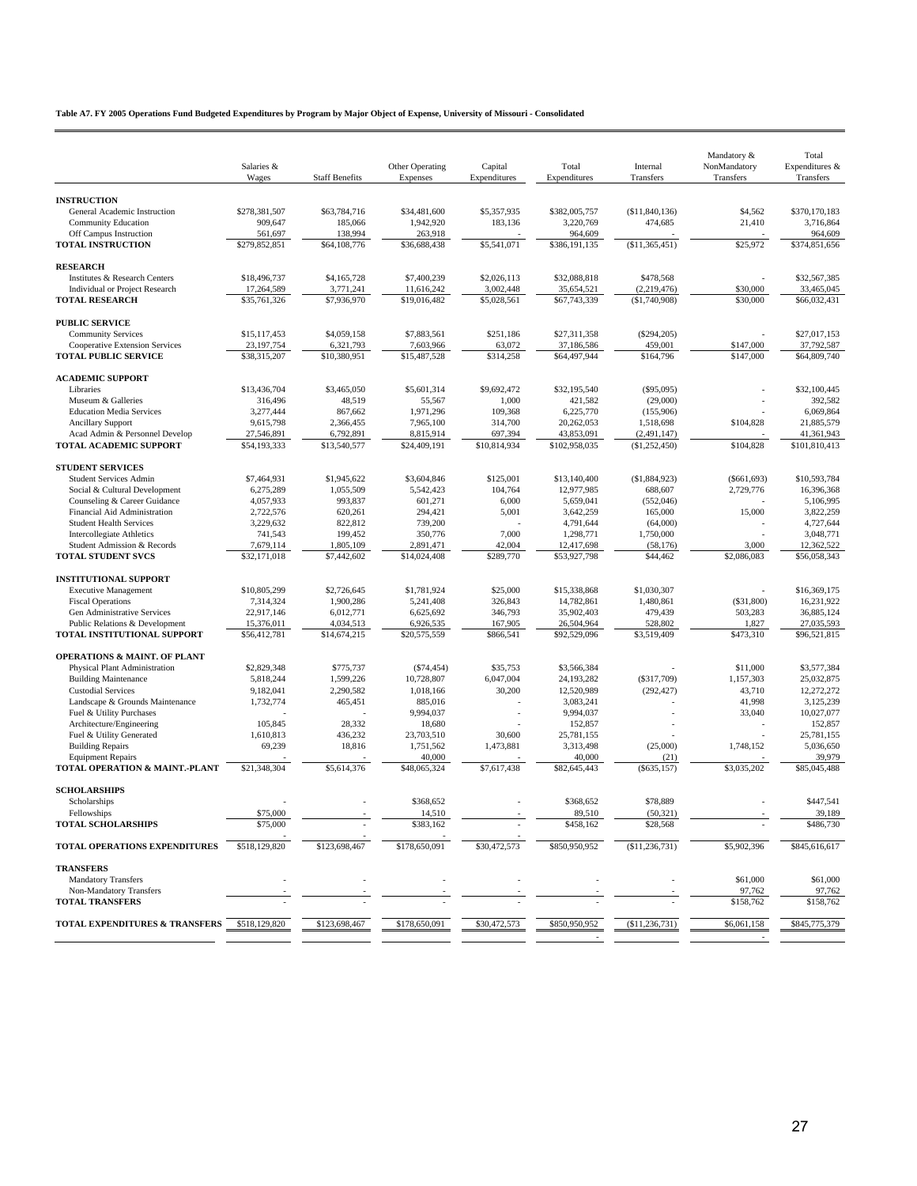**Table A7. FY 2005 Operations Fund Budgeted Expenditures by Program by Major Object of Expense, University of Missouri - Consolidated**

| | Salaries & Wages | Staff Benefits | Other Operating Expenses | Capital Expenditures | Total Expenditures | Internal Transfers | Mandatory & NonMandatory Transfers | Total Expenditures & Transfers |
|---|---|---|---|---|---|---|---|---|
| **INSTRUCTION** | | | | | | | | |
| General Academic Instruction | $278,381,507 | $63,784,716 | $34,481,600 | $5,357,935 | $382,005,757 | ($11,840,136) | $4,562 | $370,170,183 |
| Community Education | 909,647 | 185,066 | 1,942,920 | 183,136 | 3,220,769 | 474,685 | 21,410 | 3,716,864 |
| Off Campus Instruction | 561,697 | 138,994 | 263,918 | - | 964,609 | - | - | 964,609 |
| **TOTAL INSTRUCTION** | $279,852,851 | $64,108,776 | $36,688,438 | $5,541,071 | $386,191,135 | ($11,365,451) | $25,972 | $374,851,656 |
| **RESEARCH** | | | | | | | | |
| Institutes & Research Centers | $18,496,737 | $4,165,728 | $7,400,239 | $2,026,113 | $32,088,818 | $478,568 | - | $32,567,385 |
| Individual or Project Research | 17,264,589 | 3,771,241 | 11,616,242 | 3,002,448 | 35,654,521 | (2,219,476) | $30,000 | 33,465,045 |
| **TOTAL RESEARCH** | $35,761,326 | $7,936,970 | $19,016,482 | $5,028,561 | $67,743,339 | ($1,740,908) | $30,000 | $66,032,431 |
| **PUBLIC SERVICE** | | | | | | | | |
| Community Services | $15,117,453 | $4,059,158 | $7,883,561 | $251,186 | $27,311,358 | ($294,205) | - | $27,017,153 |
| Cooperative Extension Services | 23,197,754 | 6,321,793 | 7,603,966 | 63,072 | 37,186,586 | 459,001 | $147,000 | 37,792,587 |
| **TOTAL PUBLIC SERVICE** | $38,315,207 | $10,380,951 | $15,487,528 | $314,258 | $64,497,944 | $164,796 | $147,000 | $64,809,740 |
| **ACADEMIC SUPPORT** | | | | | | | | |
| Libraries | $13,436,704 | $3,465,050 | $5,601,314 | $9,692,472 | $32,195,540 | ($95,095) | - | $32,100,445 |
| Museum & Galleries | 316,496 | 48,519 | 55,567 | 1,000 | 421,582 | (29,000) | - | 392,582 |
| Education Media Services | 3,277,444 | 867,662 | 1,971,296 | 109,368 | 6,225,770 | (155,906) | - | 6,069,864 |
| Ancillary Support | 9,615,798 | 2,366,455 | 7,965,100 | 314,700 | 20,262,053 | 1,518,698 | $104,828 | 21,885,579 |
| Acad Admin & Personnel Develop | 27,546,891 | 6,792,891 | 8,815,914 | 697,394 | 43,853,091 | (2,491,147) | - | 41,361,943 |
| **TOTAL ACADEMIC SUPPORT** | $54,193,333 | $13,540,577 | $24,409,191 | $10,814,934 | $102,958,035 | ($1,252,450) | $104,828 | $101,810,413 |
| **STUDENT SERVICES** | | | | | | | | |
| Student Services Admin | $7,464,931 | $1,945,622 | $3,604,846 | $125,001 | $13,140,400 | ($1,884,923) | ($661,693) | $10,593,784 |
| Social & Cultural Development | 6,275,289 | 1,055,509 | 5,542,423 | 104,764 | 12,977,985 | 688,607 | 2,729,776 | 16,396,368 |
| Counseling & Career Guidance | 4,057,933 | 993,837 | 601,271 | 6,000 | 5,659,041 | (552,046) | - | 5,106,995 |
| Financial Aid Administration | 2,722,576 | 620,261 | 294,421 | 5,001 | 3,642,259 | 165,000 | 15,000 | 3,822,259 |
| Student Health Services | 3,229,632 | 822,812 | 739,200 | - | 4,791,644 | (64,000) | - | 4,727,644 |
| Intercollegiate Athletics | 741,543 | 199,452 | 350,776 | 7,000 | 1,298,771 | 1,750,000 | - | 3,048,771 |
| Student Admission & Records | 7,679,114 | 1,805,109 | 2,891,471 | 42,004 | 12,417,698 | (58,176) | 3,000 | 12,362,522 |
| **TOTAL STUDENT SVCS** | $32,171,018 | $7,442,602 | $14,024,408 | $289,770 | $53,927,798 | $44,462 | $2,086,083 | $56,058,343 |
| **INSTITUTIONAL SUPPORT** | | | | | | | | |
| Executive Management | $10,805,299 | $2,726,645 | $1,781,924 | $25,000 | $15,338,868 | $1,030,307 | - | $16,369,175 |
| Fiscal Operations | 7,314,324 | 1,900,286 | 5,241,408 | 326,843 | 14,782,861 | 1,480,861 | ($31,800) | 16,231,922 |
| Gen Administrative Services | 22,917,146 | 6,012,771 | 6,625,692 | 346,793 | 35,902,403 | 479,439 | 503,283 | 36,885,124 |
| Public Relations & Development | 15,376,011 | 4,034,513 | 6,926,535 | 167,905 | 26,504,964 | 528,802 | 1,827 | 27,035,593 |
| **TOTAL INSTITUTIONAL SUPPORT** | $56,412,781 | $14,674,215 | $20,575,559 | $866,541 | $92,529,096 | $3,519,409 | $473,310 | $96,521,815 |
| **OPERATIONS & MAINT. OF PLANT** | | | | | | | | |
| Physical Plant Administration | $2,829,348 | $775,737 | ($74,454) | $35,753 | $3,566,384 | - | $11,000 | $3,577,384 |
| Building Maintenance | 5,818,244 | 1,599,226 | 10,728,807 | 6,047,004 | 24,193,282 | ($317,709) | 1,157,303 | 25,032,875 |
| Custodial Services | 9,182,041 | 2,290,582 | 1,018,166 | 30,200 | 12,520,989 | (292,427) | 43,710 | 12,272,272 |
| Landscape & Grounds Maintenance | 1,732,774 | 465,451 | 885,016 | - | 3,083,241 | - | 41,998 | 3,125,239 |
| Fuel & Utility Purchases | - | - | 9,994,037 | - | 9,994,037 | - | 33,040 | 10,027,077 |
| Architecture/Engineering | 105,845 | 28,332 | 18,680 | - | 152,857 | - | - | 152,857 |
| Fuel & Utility Generated | 1,610,813 | 436,232 | 23,703,510 | 30,600 | 25,781,155 | - | - | 25,781,155 |
| Building Repairs | 69,239 | 18,816 | 1,751,562 | 1,473,881 | 3,313,498 | (25,000) | 1,748,152 | 5,036,650 |
| Equipment Repairs | - | - | 40,000 | - | 40,000 | (21) | - | 39,979 |
| **TOTAL OPERATION & MAINT.-PLANT** | $21,348,304 | $5,614,376 | $48,065,324 | $7,617,438 | $82,645,443 | ($635,157) | $3,035,202 | $85,045,488 |
| **SCHOLARSHIPS** | | | | | | | | |
| Scholarships | - | - | $368,652 | - | $368,652 | $78,889 | - | $447,541 |
| Fellowships | $75,000 | - | 14,510 | - | 89,510 | (50,321) | - | 39,189 |
| **TOTAL SCHOLARSHIPS** | $75,000 | - | $383,162 | - | $458,162 | $28,568 | - | $486,730 |
| | - | - | - | - | | | | |
| **TOTAL OPERATIONS EXPENDITURES** | $518,129,820 | $123,698,467 | $178,650,091 | $30,472,573 | $850,950,952 | ($11,236,731) | $5,902,396 | $845,616,617 |
| **TRANSFERS** | | | | | | | | |
| Mandatory Transfers | - | - | - | - | - | - | $61,000 | $61,000 |
| Non-Mandatory Transfers | - | - | - | - | - | - | 97,762 | 97,762 |
| **TOTAL TRANSFERS** | - | - | - | - | - | - | $158,762 | $158,762 |
| **TOTAL EXPENDITURES & TRANSFERS** | $518,129,820 | $123,698,467 | $178,650,091 | $30,472,573 | $850,950,952 | ($11,236,731) | $6,061,158 | $845,775,379 |
| | | | | | - | | - | |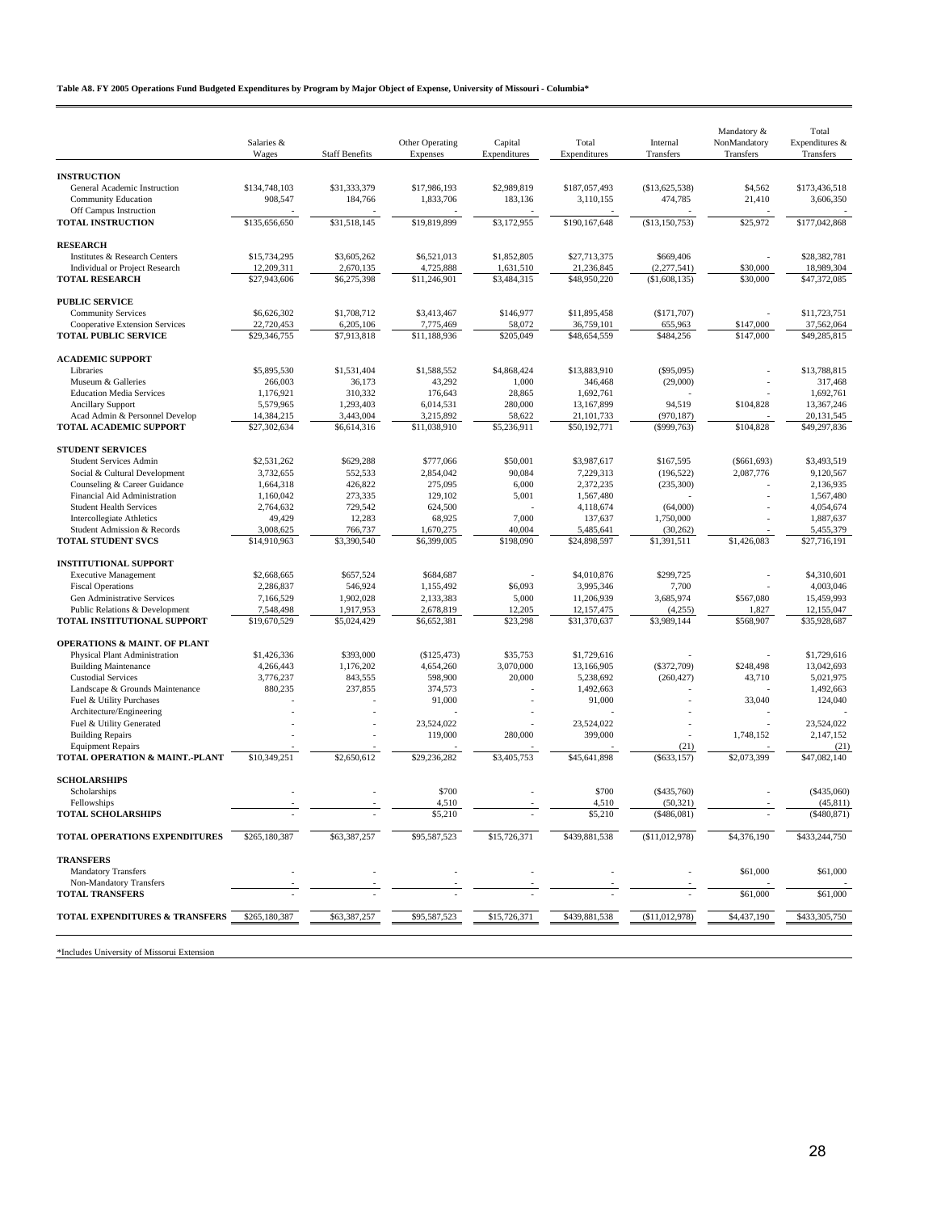**Table A8. FY 2005 Operations Fund Budgeted Expenditures by Program by Major Object of Expense, University of Missouri - Columbia***

| | Salaries & Wages | Staff Benefits | Other Operating Expenses | Capital Expenditures | Total Expenditures | Internal Transfers | Mandatory & NonMandatory Transfers | Total Expenditures & Transfers |
|---|---|---|---|---|---|---|---|---|
| **INSTRUCTION** | | | | | | | | |
| General Academic Instruction | $134,748,103 | $31,333,379 | $17,986,193 | $2,989,819 | $187,057,493 | ($13,625,538) | $4,562 | $173,436,518 |
| Community Education | 908,547 | 184,766 | 1,833,706 | 183,136 | 3,110,155 | 474,785 | 21,410 | 3,606,350 |
| Off Campus Instruction | - | - | - | - | - | - | - | - |
| **TOTAL INSTRUCTION** | $135,656,650 | $31,518,145 | $19,819,899 | $3,172,955 | $190,167,648 | ($13,150,753) | $25,972 | $177,042,868 |
| **RESEARCH** | | | | | | | | |
| Institutes & Research Centers | $15,734,295 | $3,605,262 | $6,521,013 | $1,852,805 | $27,713,375 | $669,406 | - | $28,382,781 |
| Individual or Project Research | 12,209,311 | 2,670,135 | 4,725,888 | 1,631,510 | 21,236,845 | (2,277,541) | $30,000 | 18,989,304 |
| **TOTAL RESEARCH** | $27,943,606 | $6,275,398 | $11,246,901 | $3,484,315 | $48,950,220 | ($1,608,135) | $30,000 | $47,372,085 |
| **PUBLIC SERVICE** | | | | | | | | |
| Community Services | $6,626,302 | $1,708,712 | $3,413,467 | $146,977 | $11,895,458 | ($171,707) | - | $11,723,751 |
| Cooperative Extension Services | 22,720,453 | 6,205,106 | 7,775,469 | 58,072 | 36,759,101 | 655,963 | $147,000 | 37,562,064 |
| **TOTAL PUBLIC SERVICE** | $29,346,755 | $7,913,818 | $11,188,936 | $205,049 | $48,654,559 | $484,256 | $147,000 | $49,285,815 |
| **ACADEMIC SUPPORT** | | | | | | | | |
| Libraries | $5,895,530 | $1,531,404 | $1,588,552 | $4,868,424 | $13,883,910 | ($95,095) | - | $13,788,815 |
| Museum & Galleries | 266,003 | 36,173 | 43,292 | 1,000 | 346,468 | (29,000) | - | 317,468 |
| Education Media Services | 1,176,921 | 310,332 | 176,643 | 28,865 | 1,692,761 | - | - | 1,692,761 |
| Ancillary Support | 5,579,965 | 1,293,403 | 6,014,531 | 280,000 | 13,167,899 | 94,519 | $104,828 | 13,367,246 |
| Acad Admin & Personnel Develop | 14,384,215 | 3,443,004 | 3,215,892 | 58,622 | 21,101,733 | (970,187) | - | 20,131,545 |
| **TOTAL ACADEMIC SUPPORT** | $27,302,634 | $6,614,316 | $11,038,910 | $5,236,911 | $50,192,771 | ($999,763) | $104,828 | $49,297,836 |
| **STUDENT SERVICES** | | | | | | | | |
| Student Services Admin | $2,531,262 | $629,288 | $777,066 | $50,001 | $3,987,617 | $167,595 | ($661,693) | $3,493,519 |
| Social & Cultural Development | 3,732,655 | 552,533 | 2,854,042 | 90,084 | 7,229,313 | (196,522) | 2,087,776 | 9,120,567 |
| Counseling & Career Guidance | 1,664,318 | 426,822 | 275,095 | 6,000 | 2,372,235 | (235,300) | - | 2,136,935 |
| Financial Aid Administration | 1,160,042 | 273,335 | 129,102 | 5,001 | 1,567,480 | - | - | 1,567,480 |
| Student Health Services | 2,764,632 | 729,542 | 624,500 | - | 4,118,674 | (64,000) | - | 4,054,674 |
| Intercollegiate Athletics | 49,429 | 12,283 | 68,925 | 7,000 | 137,637 | 1,750,000 | - | 1,887,637 |
| Student Admission & Records | 3,008,625 | 766,737 | 1,670,275 | 40,004 | 5,485,641 | (30,262) | - | 5,455,379 |
| **TOTAL STUDENT SVCS** | $14,910,963 | $3,390,540 | $6,399,005 | $198,090 | $24,898,597 | $1,391,511 | $1,426,083 | $27,716,191 |
| **INSTITUTIONAL SUPPORT** | | | | | | | | |
| Executive Management | $2,668,665 | $657,524 | $684,687 | - | $4,010,876 | $299,725 | - | $4,310,601 |
| Fiscal Operations | 2,286,837 | 546,924 | 1,155,492 | $6,093 | 3,995,346 | 7,700 | - | 4,003,046 |
| Gen Administrative Services | 7,166,529 | 1,902,028 | 2,133,383 | 5,000 | 11,206,939 | 3,685,974 | $567,080 | 15,459,993 |
| Public Relations & Development | 7,548,498 | 1,917,953 | 2,678,819 | 12,205 | 12,157,475 | (4,255) | 1,827 | 12,155,047 |
| **TOTAL INSTITUTIONAL SUPPORT** | $19,670,529 | $5,024,429 | $6,652,381 | $23,298 | $31,370,637 | $3,989,144 | $568,907 | $35,928,687 |
| **OPERATIONS & MAINT. OF PLANT** | | | | | | | | |
| Physical Plant Administration | $1,426,336 | $393,000 | ($125,473) | $35,753 | $1,729,616 | - | - | $1,729,616 |
| Building Maintenance | 4,266,443 | 1,176,202 | 4,654,260 | 3,070,000 | 13,166,905 | ($372,709) | $248,498 | 13,042,693 |
| Custodial Services | 3,776,237 | 843,555 | 598,900 | 20,000 | 5,238,692 | (260,427) | 43,710 | 5,021,975 |
| Landscape & Grounds Maintenance | 880,235 | 237,855 | 374,573 | - | 1,492,663 | - | - | 1,492,663 |
| Fuel & Utility Purchases | - | - | 91,000 | - | 91,000 | - | 33,040 | 124,040 |
| Architecture/Engineering | - | - | - | - | - | - | - | - |
| Fuel & Utility Generated | - | - | 23,524,022 | - | 23,524,022 | - | - | 23,524,022 |
| Building Repairs | - | - | 119,000 | 280,000 | 399,000 | - | 1,748,152 | 2,147,152 |
| Equipment Repairs | - | - | - | - | - | (21) | - | (21) |
| **TOTAL OPERATION & MAINT.-PLANT** | $10,349,251 | $2,650,612 | $29,236,282 | $3,405,753 | $45,641,898 | ($633,157) | $2,073,399 | $47,082,140 |
| **SCHOLARSHIPS** | | | | | | | | |
| Scholarships | - | - | $700 | - | $700 | ($435,760) | - | ($435,060) |
| Fellowships | - | - | 4,510 | - | 4,510 | (50,321) | - | (45,811) |
| **TOTAL SCHOLARSHIPS** | - | - | $5,210 | - | $5,210 | ($486,081) | - | ($480,871) |
| **TOTAL OPERATIONS EXPENDITURES** | $265,180,387 | $63,387,257 | $95,587,523 | $15,726,371 | $439,881,538 | ($11,012,978) | $4,376,190 | $433,244,750 |
| **TRANSFERS** | | | | | | | | |
| Mandatory Transfers | - | - | - | - | - | - | $61,000 | $61,000 |
| Non-Mandatory Transfers | - | - | - | - | - | - | - | - |
| **TOTAL TRANSFERS** | - | - | - | - | - | - | $61,000 | $61,000 |
| **TOTAL EXPENDITURES & TRANSFERS** | $265,180,387 | $63,387,257 | $95,587,523 | $15,726,371 | $439,881,538 | ($11,012,978) | $4,437,190 | $433,305,750 |

*Includes University of Missorui Extension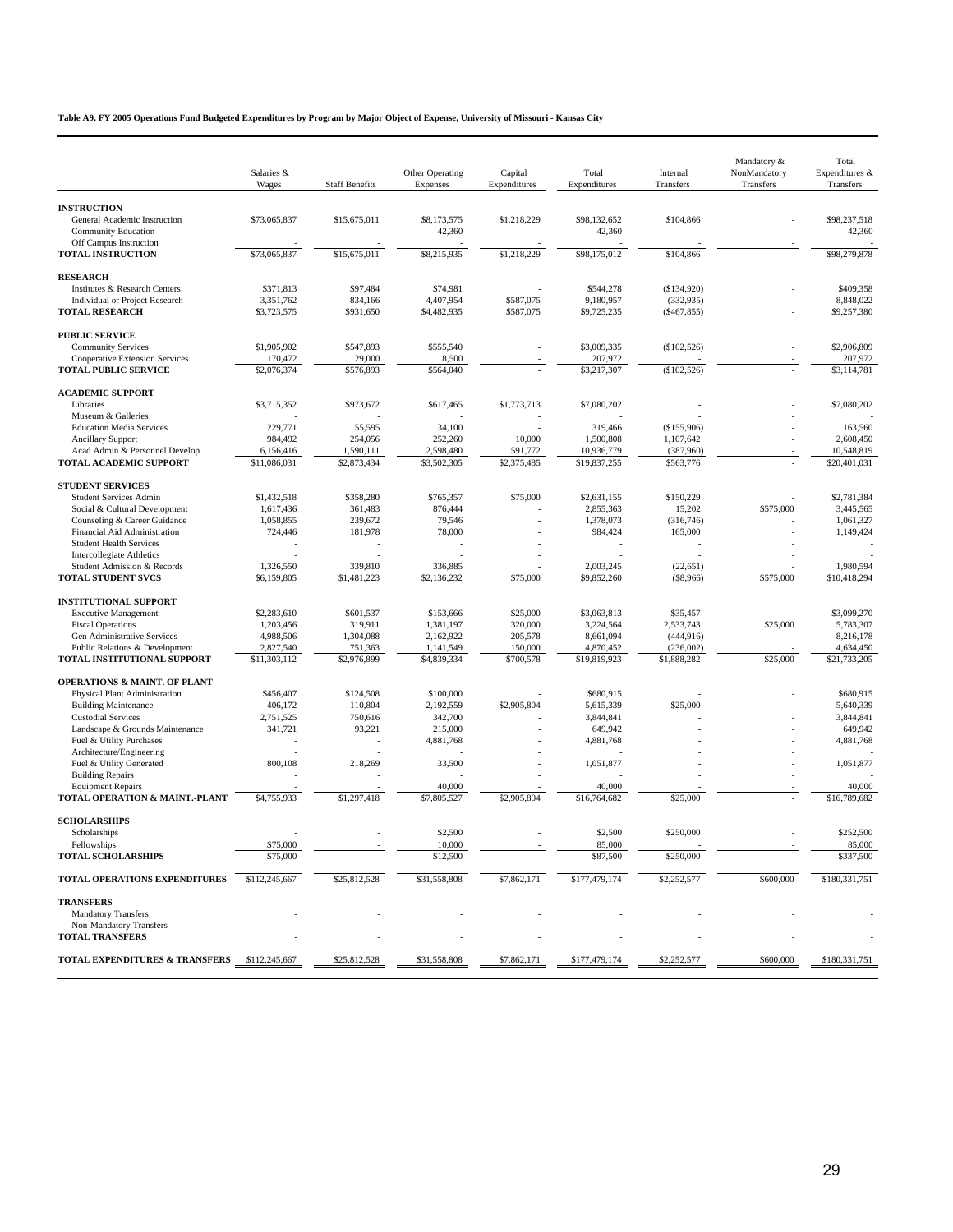**Table A9. FY 2005 Operations Fund Budgeted Expenditures by Program by Major Object of Expense, University of Missouri - Kansas City**

| | Salaries & Wages | Staff Benefits | Other Operating Expenses | Capital Expenditures | Total Expenditures | Internal Transfers | Mandatory & NonMandatory Transfers | Total Expenditures & Transfers |
|---|---|---|---|---|---|---|---|---|
| **INSTRUCTION** | | | | | | | | |
| General Academic Instruction | $73,065,837 | $15,675,011 | $8,173,575 | $1,218,229 | $98,132,652 | $104,866 | - | $98,237,518 |
| Community Education | - | - | 42,360 | - | 42,360 | - | - | 42,360 |
| Off Campus Instruction | - | - | - | - | - | - | - | - |
| **TOTAL INSTRUCTION** | $73,065,837 | $15,675,011 | $8,215,935 | $1,218,229 | $98,175,012 | $104,866 | - | $98,279,878 |
| **RESEARCH** | | | | | | | | |
| Institutes & Research Centers | $371,813 | $97,484 | $74,981 | - | $544,278 | ($134,920) | - | $409,358 |
| Individual or Project Research | 3,351,762 | 834,166 | 4,407,954 | $587,075 | 9,180,957 | (332,935) | - | 8,848,022 |
| **TOTAL RESEARCH** | $3,723,575 | $931,650 | $4,482,935 | $587,075 | $9,725,235 | ($467,855) | - | $9,257,380 |
| **PUBLIC SERVICE** | | | | | | | | |
| Community Services | $1,905,902 | $547,893 | $555,540 | - | $3,009,335 | ($102,526) | - | $2,906,809 |
| Cooperative Extension Services | 170,472 | 29,000 | 8,500 | - | 207,972 | - | - | 207,972 |
| **TOTAL PUBLIC SERVICE** | $2,076,374 | $576,893 | $564,040 | - | $3,217,307 | ($102,526) | - | $3,114,781 |
| **ACADEMIC SUPPORT** | | | | | | | | |
| Libraries | $3,715,352 | $973,672 | $617,465 | $1,773,713 | $7,080,202 | - | - | $7,080,202 |
| Museum & Galleries | - | - | - | - | - | - | - | - |
| Education Media Services | 229,771 | 55,595 | 34,100 | - | 319,466 | ($155,906) | - | 163,560 |
| Ancillary Support | 984,492 | 254,056 | 252,260 | 10,000 | 1,500,808 | 1,107,642 | - | 2,608,450 |
| Acad Admin & Personnel Develop | 6,156,416 | 1,590,111 | 2,598,480 | 591,772 | 10,936,779 | (387,960) | - | 10,548,819 |
| **TOTAL ACADEMIC SUPPORT** | $11,086,031 | $2,873,434 | $3,502,305 | $2,375,485 | $19,837,255 | $563,776 | - | $20,401,031 |
| **STUDENT SERVICES** | | | | | | | | |
| Student Services Admin | $1,432,518 | $358,280 | $765,357 | $75,000 | $2,631,155 | $150,229 | - | $2,781,384 |
| Social & Cultural Development | 1,617,436 | 361,483 | 876,444 | - | 2,855,363 | 15,202 | $575,000 | 3,445,565 |
| Counseling & Career Guidance | 1,058,855 | 239,672 | 79,546 | - | 1,378,073 | (316,746) | - | 1,061,327 |
| Financial Aid Administration | 724,446 | 181,978 | 78,000 | - | 984,424 | 165,000 | - | 1,149,424 |
| Student Health Services | - | - | - | - | - | - | - | - |
| Intercollegiate Athletics | - | - | - | - | - | - | - | - |
| Student Admission & Records | 1,326,550 | 339,810 | 336,885 | - | 2,003,245 | (22,651) | - | 1,980,594 |
| **TOTAL STUDENT SVCS** | $6,159,805 | $1,481,223 | $2,136,232 | $75,000 | $9,852,260 | ($8,966) | $575,000 | $10,418,294 |
| **INSTITUTIONAL SUPPORT** | | | | | | | | |
| Executive Management | $2,283,610 | $601,537 | $153,666 | $25,000 | $3,063,813 | $35,457 | - | $3,099,270 |
| Fiscal Operations | 1,203,456 | 319,911 | 1,381,197 | 320,000 | 3,224,564 | 2,533,743 | $25,000 | 5,783,307 |
| Gen Administrative Services | 4,988,506 | 1,304,088 | 2,162,922 | 205,578 | 8,661,094 | (444,916) | - | 8,216,178 |
| Public Relations & Development | 2,827,540 | 751,363 | 1,141,549 | 150,000 | 4,870,452 | (236,002) | - | 4,634,450 |
| **TOTAL INSTITUTIONAL SUPPORT** | $11,303,112 | $2,976,899 | $4,839,334 | $700,578 | $19,819,923 | $1,888,282 | $25,000 | $21,733,205 |
| **OPERATIONS & MAINT. OF PLANT** | | | | | | | | |
| Physical Plant Administration | $456,407 | $124,508 | $100,000 | - | $680,915 | - | - | $680,915 |
| Building Maintenance | 406,172 | 110,804 | 2,192,559 | $2,905,804 | 5,615,339 | $25,000 | - | 5,640,339 |
| Custodial Services | 2,751,525 | 750,616 | 342,700 | - | 3,844,841 | - | - | 3,844,841 |
| Landscape & Grounds Maintenance | 341,721 | 93,221 | 215,000 | - | 649,942 | - | - | 649,942 |
| Fuel & Utility Purchases | - | - | 4,881,768 | - | 4,881,768 | - | - | 4,881,768 |
| Architecture/Engineering | - | - | - | - | - | - | - | - |
| Fuel & Utility Generated | 800,108 | 218,269 | 33,500 | - | 1,051,877 | - | - | 1,051,877 |
| Building Repairs | - | - | - | - | - | - | - | - |
| Equipment Repairs | - | - | 40,000 | - | 40,000 | - | - | 40,000 |
| **TOTAL OPERATION & MAINT.-PLANT** | $4,755,933 | $1,297,418 | $7,805,527 | $2,905,804 | $16,764,682 | $25,000 | - | $16,789,682 |
| **SCHOLARSHIPS** | | | | | | | | |
| Scholarships | - | - | $2,500 | - | $2,500 | $250,000 | - | $252,500 |
| Fellowships | $75,000 | - | 10,000 | - | 85,000 | - | - | 85,000 |
| **TOTAL SCHOLARSHIPS** | $75,000 | - | $12,500 | - | $87,500 | $250,000 | - | $337,500 |
| **TOTAL OPERATIONS EXPENDITURES** | $112,245,667 | $25,812,528 | $31,558,808 | $7,862,171 | $177,479,174 | $2,252,577 | $600,000 | $180,331,751 |
| **TRANSFERS** | | | | | | | | |
| Mandatory Transfers | - | - | - | - | - | - | - | - |
| Non-Mandatory Transfers | - | - | - | - | - | - | - | - |
| **TOTAL TRANSFERS** | - | - | - | - | - | - | - | - |
| **TOTAL EXPENDITURES & TRANSFERS** | $112,245,667 | $25,812,528 | $31,558,808 | $7,862,171 | $177,479,174 | $2,252,577 | $600,000 | $180,331,751 |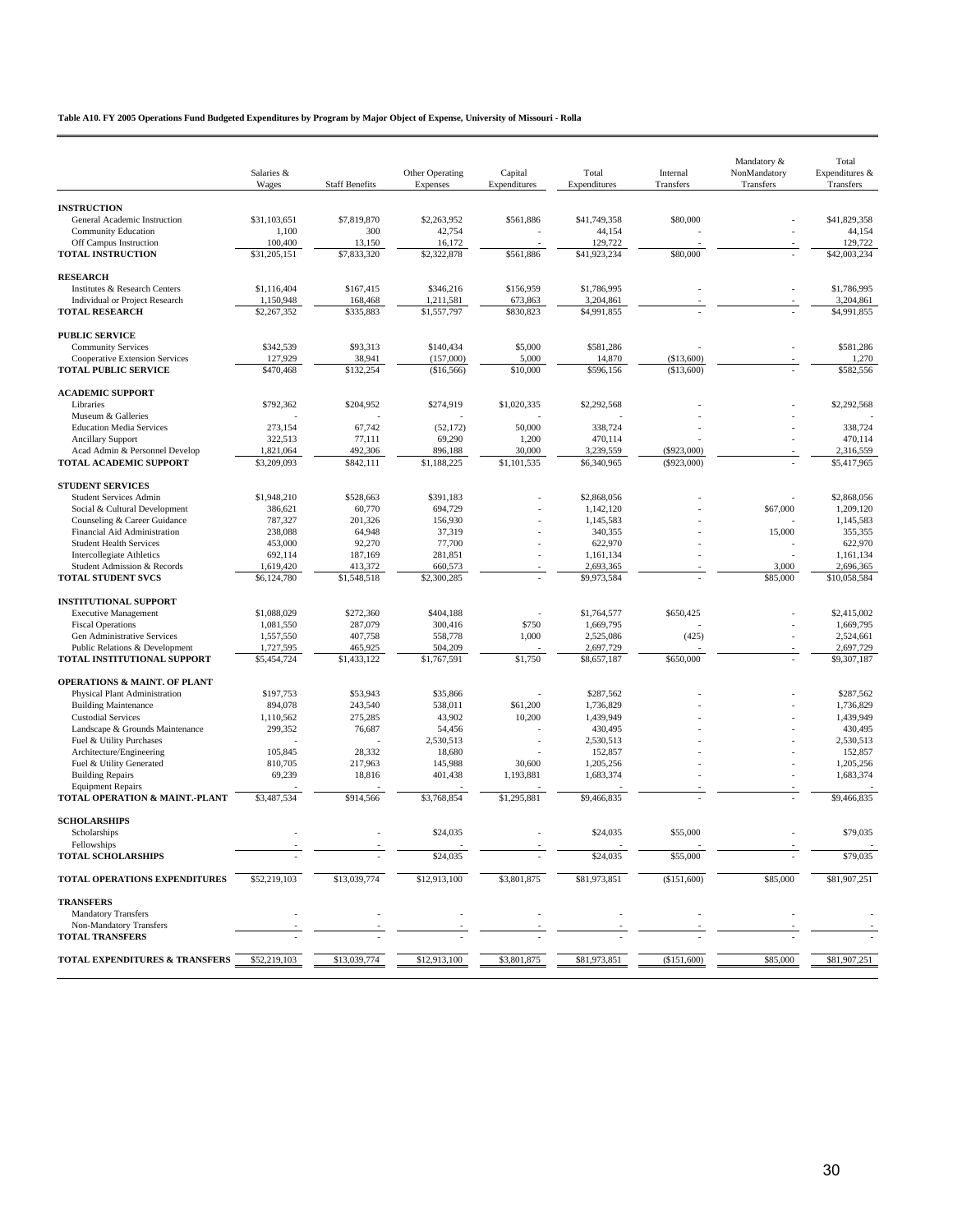**Table A10. FY 2005 Operations Fund Budgeted Expenditures by Program by Major Object of Expense, University of Missouri - Rolla**

| | Salaries & Wages | Staff Benefits | Other Operating Expenses | Capital Expenditures | Total Expenditures | Internal Transfers | Mandatory & NonMandatory Transfers | Total Expenditures & Transfers |
|---|---|---|---|---|---|---|---|---|
| **INSTRUCTION** | | | | | | | | |
| General Academic Instruction | $31,103,651 | $7,819,870 | $2,263,952 | $561,886 | $41,749,358 | $80,000 | - | $41,829,358 |
| Community Education | 1,100 | 300 | 42,754 | - | 44,154 | - | - | 44,154 |
| Off Campus Instruction | 100,400 | 13,150 | 16,172 | - | 129,722 | - | - | 129,722 |
| **TOTAL INSTRUCTION** | $31,205,151 | $7,833,320 | $2,322,878 | $561,886 | $41,923,234 | $80,000 | - | $42,003,234 |
| **RESEARCH** | | | | | | | | |
| Institutes & Research Centers | $1,116,404 | $167,415 | $346,216 | $156,959 | $1,786,995 | - | - | $1,786,995 |
| Individual or Project Research | 1,150,948 | 168,468 | 1,211,581 | 673,863 | 3,204,861 | - | - | 3,204,861 |
| **TOTAL RESEARCH** | $2,267,352 | $335,883 | $1,557,797 | $830,823 | $4,991,855 | - | - | $4,991,855 |
| **PUBLIC SERVICE** | | | | | | | | |
| Community Services | $342,539 | $93,313 | $140,434 | $5,000 | $581,286 | - | - | $581,286 |
| Cooperative Extension Services | 127,929 | 38,941 | (157,000) | 5,000 | 14,870 | ($13,600) | - | 1,270 |
| **TOTAL PUBLIC SERVICE** | $470,468 | $132,254 | ($16,566) | $10,000 | $596,156 | ($13,600) | - | $582,556 |
| **ACADEMIC SUPPORT** | | | | | | | | |
| Libraries | $792,362 | $204,952 | $274,919 | $1,020,335 | $2,292,568 | - | - | $2,292,568 |
| Museum & Galleries | - | - | - | - | - | - | - | - |
| Education Media Services | 273,154 | 67,742 | (52,172) | 50,000 | 338,724 | - | - | 338,724 |
| Ancillary Support | 322,513 | 77,111 | 69,290 | 1,200 | 470,114 | - | - | 470,114 |
| Acad Admin & Personnel Develop | 1,821,064 | 492,306 | 896,188 | 30,000 | 3,239,559 | ($923,000) | - | 2,316,559 |
| **TOTAL ACADEMIC SUPPORT** | $3,209,093 | $842,111 | $1,188,225 | $1,101,535 | $6,340,965 | ($923,000) | - | $5,417,965 |
| **STUDENT SERVICES** | | | | | | | | |
| Student Services Admin | $1,948,210 | $528,663 | $391,183 | - | $2,868,056 | - | - | $2,868,056 |
| Social & Cultural Development | 386,621 | 60,770 | 694,729 | - | 1,142,120 | - | $67,000 | 1,209,120 |
| Counseling & Career Guidance | 787,327 | 201,326 | 156,930 | - | 1,145,583 | - | - | 1,145,583 |
| Financial Aid Administration | 238,088 | 64,948 | 37,319 | - | 340,355 | - | 15,000 | 355,355 |
| Student Health Services | 453,000 | 92,270 | 77,700 | - | 622,970 | - | - | 622,970 |
| Intercollegiate Athletics | 692,114 | 187,169 | 281,851 | - | 1,161,134 | - | - | 1,161,134 |
| Student Admission & Records | 1,619,420 | 413,372 | 660,573 | - | 2,693,365 | - | 3,000 | 2,696,365 |
| **TOTAL STUDENT SVCS** | $6,124,780 | $1,548,518 | $2,300,285 | - | $9,973,584 | - | $85,000 | $10,058,584 |
| **INSTITUTIONAL SUPPORT** | | | | | | | | |
| Executive Management | $1,088,029 | $272,360 | $404,188 | - | $1,764,577 | $650,425 | - | $2,415,002 |
| Fiscal Operations | 1,081,550 | 287,079 | 300,416 | $750 | 1,669,795 | - | - | 1,669,795 |
| Gen Administrative Services | 1,557,550 | 407,758 | 558,778 | 1,000 | 2,525,086 | (425) | - | 2,524,661 |
| Public Relations & Development | 1,727,595 | 465,925 | 504,209 | - | 2,697,729 | - | - | 2,697,729 |
| **TOTAL INSTITUTIONAL SUPPORT** | $5,454,724 | $1,433,122 | $1,767,591 | $1,750 | $8,657,187 | $650,000 | - | $9,307,187 |
| **OPERATIONS & MAINT. OF PLANT** | | | | | | | | |
| Physical Plant Administration | $197,753 | $53,943 | $35,866 | - | $287,562 | - | - | $287,562 |
| Building Maintenance | 894,078 | 243,540 | 538,011 | $61,200 | 1,736,829 | - | - | 1,736,829 |
| Custodial Services | 1,110,562 | 275,285 | 43,902 | 10,200 | 1,439,949 | - | - | 1,439,949 |
| Landscape & Grounds Maintenance | 299,352 | 76,687 | 54,456 | - | 430,495 | - | - | 430,495 |
| Fuel & Utility Purchases | - | - | 2,530,513 | - | 2,530,513 | - | - | 2,530,513 |
| Architecture/Engineering | 105,845 | 28,332 | 18,680 | - | 152,857 | - | - | 152,857 |
| Fuel & Utility Generated | 810,705 | 217,963 | 145,988 | 30,600 | 1,205,256 | - | - | 1,205,256 |
| Building Repairs | 69,239 | 18,816 | 401,438 | 1,193,881 | 1,683,374 | - | - | 1,683,374 |
| Equipment Repairs | - | - | - | - | - | - | - | - |
| **TOTAL OPERATION & MAINT.-PLANT** | $3,487,534 | $914,566 | $3,768,854 | $1,295,881 | $9,466,835 | - | - | $9,466,835 |
| **SCHOLARSHIPS** | | | | | | | | |
| Scholarships | - | - | $24,035 | - | $24,035 | $55,000 | - | $79,035 |
| Fellowships | - | - | - | - | - | - | - | - |
| **TOTAL SCHOLARSHIPS** | - | - | $24,035 | - | $24,035 | $55,000 | - | $79,035 |
| **TOTAL OPERATIONS EXPENDITURES** | $52,219,103 | $13,039,774 | $12,913,100 | $3,801,875 | $81,973,851 | ($151,600) | $85,000 | $81,907,251 |
| **TRANSFERS** | | | | | | | | |
| Mandatory Transfers | - | - | - | - | - | - | - | - |
| Non-Mandatory Transfers | - | - | - | - | - | - | - | - |
| **TOTAL TRANSFERS** | - | - | - | - | - | - | - | - |
| **TOTAL EXPENDITURES & TRANSFERS** | $52,219,103 | $13,039,774 | $12,913,100 | $3,801,875 | $81,973,851 | ($151,600) | $85,000 | $81,907,251 |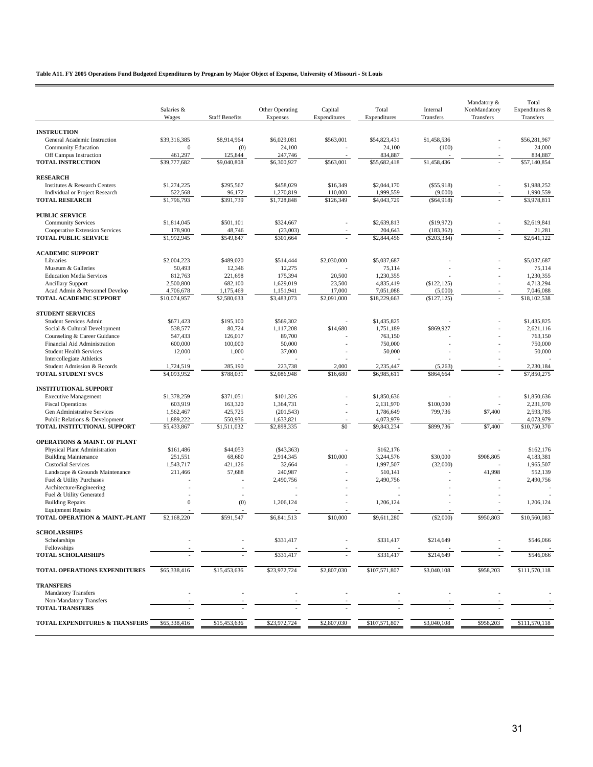**Table A11. FY 2005 Operations Fund Budgeted Expenditures by Program by Major Object of Expense, University of Missouri - St Louis**

| | Salaries & Wages | Staff Benefits | Other Operating Expenses | Capital Expenditures | Total Expenditures | Internal Transfers | Mandatory & NonMandatory Transfers | Total Expenditures & Transfers |
|---|---|---|---|---|---|---|---|---|
| **INSTRUCTION** | | | | | | | | |
| General Academic Instruction | $39,316,385 | $8,914,964 | $6,029,081 | $563,001 | $54,823,431 | $1,458,536 | - | $56,281,967 |
| Community Education | 0 | (0) | 24,100 | - | 24,100 | (100) | - | 24,000 |
| Off Campus Instruction | 461,297 | 125,844 | 247,746 | - | 834,887 | - | - | 834,887 |
| **TOTAL INSTRUCTION** | $39,777,682 | $9,040,808 | $6,300,927 | $563,001 | $55,682,418 | $1,458,436 | - | $57,140,854 |
| **RESEARCH** | | | | | | | | |
| Institutes & Research Centers | $1,274,225 | $295,567 | $458,029 | $16,349 | $2,044,170 | ($55,918) | - | $1,988,252 |
| Individual or Project Research | 522,568 | 96,172 | 1,270,819 | 110,000 | 1,999,559 | (9,000) | - | 1,990,559 |
| **TOTAL RESEARCH** | $1,796,793 | $391,739 | $1,728,848 | $126,349 | $4,043,729 | ($64,918) | - | $3,978,811 |
| **PUBLIC SERVICE** | | | | | | | | |
| Community Services | $1,814,045 | $501,101 | $324,667 | - | $2,639,813 | ($19,972) | - | $2,619,841 |
| Cooperative Extension Services | 178,900 | 48,746 | (23,003) | - | 204,643 | (183,362) | - | 21,281 |
| **TOTAL PUBLIC SERVICE** | $1,992,945 | $549,847 | $301,664 | - | $2,844,456 | ($203,334) | - | $2,641,122 |
| **ACADEMIC SUPPORT** | | | | | | | | |
| Libraries | $2,004,223 | $489,020 | $514,444 | $2,030,000 | $5,037,687 | - | - | $5,037,687 |
| Museum & Galleries | 50,493 | 12,346 | 12,275 | - | 75,114 | - | - | 75,114 |
| Education Media Services | 812,763 | 221,698 | 175,394 | 20,500 | 1,230,355 | - | - | 1,230,355 |
| Ancillary Support | 2,500,800 | 682,100 | 1,629,019 | 23,500 | 4,835,419 | ($122,125) | - | 4,713,294 |
| Acad Admin & Personnel Develop | 4,706,678 | 1,175,469 | 1,151,941 | 17,000 | 7,051,088 | (5,000) | - | 7,046,088 |
| **TOTAL ACADEMIC SUPPORT** | $10,074,957 | $2,580,633 | $3,483,073 | $2,091,000 | $18,229,663 | ($127,125) | - | $18,102,538 |
| **STUDENT SERVICES** | | | | | | | | |
| Student Services Admin | $671,423 | $195,100 | $569,302 | - | $1,435,825 | - | - | $1,435,825 |
| Social & Cultural Development | 538,577 | 80,724 | 1,117,208 | $14,680 | 1,751,189 | $869,927 | - | 2,621,116 |
| Counseling & Career Guidance | 547,433 | 126,017 | 89,700 | - | 763,150 | - | - | 763,150 |
| Financial Aid Administration | 600,000 | 100,000 | 50,000 | - | 750,000 | - | - | 750,000 |
| Student Health Services | 12,000 | 1,000 | 37,000 | - | 50,000 | - | - | 50,000 |
| Intercollegiate Athletics | - | - | - | - | - | - | - | - |
| Student Admission & Records | 1,724,519 | 285,190 | 223,738 | 2,000 | 2,235,447 | (5,263) | - | 2,230,184 |
| **TOTAL STUDENT SVCS** | $4,093,952 | $788,031 | $2,086,948 | $16,680 | $6,985,611 | $864,664 | - | $7,850,275 |
| **INSTITUTIONAL SUPPORT** | | | | | | | | |
| Executive Management | $1,378,259 | $371,051 | $101,326 | - | $1,850,636 | - | - | $1,850,636 |
| Fiscal Operations | 603,919 | 163,320 | 1,364,731 | - | 2,131,970 | $100,000 | - | 2,231,970 |
| Gen Administrative Services | 1,562,467 | 425,725 | (201,543) | - | 1,786,649 | 799,736 | $7,400 | 2,593,785 |
| Public Relations & Development | 1,889,222 | 550,936 | 1,633,821 | - | 4,073,979 | - | - | 4,073,979 |
| **TOTAL INSTITUTIONAL SUPPORT** | $5,433,867 | $1,511,032 | $2,898,335 | $0 | $9,843,234 | $899,736 | $7,400 | $10,750,370 |
| **OPERATIONS & MAINT. OF PLANT** | | | | | | | | |
| Physical Plant Administration | $161,486 | $44,053 | ($43,363) | - | $162,176 | - | - | $162,176 |
| Building Maintenance | 251,551 | 68,680 | 2,914,345 | $10,000 | 3,244,576 | $30,000 | $908,805 | 4,183,381 |
| Custodial Services | 1,543,717 | 421,126 | 32,664 | - | 1,997,507 | (32,000) | - | 1,965,507 |
| Landscape & Grounds Maintenance | 211,466 | 57,688 | 240,987 | - | 510,141 | - | 41,998 | 552,139 |
| Fuel & Utility Purchases | - | - | 2,490,756 | - | 2,490,756 | - | - | 2,490,756 |
| Architecture/Engineering | - | - | - | - | - | - | - | - |
| Fuel & Utility Generated | - | - | - | - | - | - | - | - |
| Building Repairs | 0 | (0) | 1,206,124 | - | 1,206,124 | - | - | 1,206,124 |
| Equipment Repairs | - | - | - | - | - | - | - | - |
| **TOTAL OPERATION & MAINT.-PLANT** | $2,168,220 | $591,547 | $6,841,513 | $10,000 | $9,611,280 | ($2,000) | $950,803 | $10,560,083 |
| **SCHOLARSHIPS** | | | | | | | | |
| Scholarships | - | - | $331,417 | - | $331,417 | $214,649 | - | $546,066 |
| Fellowships | - | - | - | - | - | - | - | - |
| **TOTAL SCHOLARSHIPS** | - | - | $331,417 | - | $331,417 | $214,649 | - | $546,066 |
| **TOTAL OPERATIONS EXPENDITURES** | $65,338,416 | $15,453,636 | $23,972,724 | $2,807,030 | $107,571,807 | $3,040,108 | $958,203 | $111,570,118 |
| **TRANSFERS** | | | | | | | | |
| Mandatory Transfers | - | - | - | - | - | - | - | - |
| Non-Mandatory Transfers | - | - | - | - | - | - | - | - |
| **TOTAL TRANSFERS** | - | - | - | - | - | - | - | - |
| **TOTAL EXPENDITURES & TRANSFERS** | $65,338,416 | $15,453,636 | $23,972,724 | $2,807,030 | $107,571,807 | $3,040,108 | $958,203 | $111,570,118 |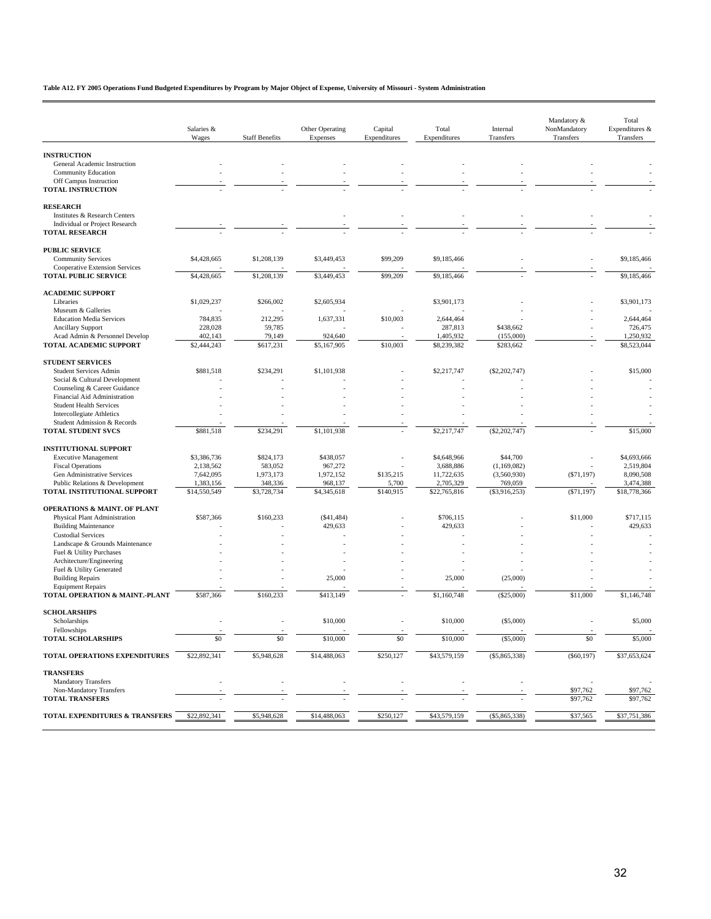**Table A12. FY 2005 Operations Fund Budgeted Expenditures by Program by Major Object of Expense, University of Missouri - System Administration**

| | Salaries & Wages | Staff Benefits | Other Operating Expenses | Capital Expenditures | Total Expenditures | Internal Transfers | Mandatory & NonMandatory Transfers | Total Expenditures & Transfers |
|---|---|---|---|---|---|---|---|---|
| **INSTRUCTION** | | | | | | | | |
| General Academic Instruction | - | - | - | - | - | - | - | - |
| Community Education | - | - | - | - | - | - | - | - |
| Off Campus Instruction | - | - | - | - | - | - | - | - |
| **TOTAL INSTRUCTION** | - | - | - | - | - | - | - | - |
| **RESEARCH** | | | | | | | | |
| Institutes & Research Centers | | | - | - | - | - | - | - |
| Individual or Project Research | - | - | - | - | - | - | - | - |
| **TOTAL RESEARCH** | - | - | - | - | - | - | - | - |
| **PUBLIC SERVICE** | | | | | | | | |
| Community Services | $4,428,665 | $1,208,139 | $3,449,453 | $99,209 | $9,185,466 | - | - | $9,185,466 |
| Cooperative Extension Services | - | - | - | - | - | - | - | - |
| **TOTAL PUBLIC SERVICE** | $4,428,665 | $1,208,139 | $3,449,453 | $99,209 | $9,185,466 | - | - | $9,185,466 |
| **ACADEMIC SUPPORT** | | | | | | | | |
| Libraries | $1,029,237 | $266,002 | $2,605,934 | | $3,901,173 | - | - | $3,901,173 |
| Museum & Galleries | - | - | | - | - | - | - | - |
| Education Media Services | 784,835 | 212,295 | 1,637,331 | $10,003 | 2,644,464 | - | - | 2,644,464 |
| Ancillary Support | 228,028 | 59,785 | - | - | 287,813 | $438,662 | - | 726,475 |
| Acad Admin & Personnel Develop | 402,143 | 79,149 | 924,640 | - | 1,405,932 | (155,000) | - | 1,250,932 |
| **TOTAL ACADEMIC SUPPORT** | $2,444,243 | $617,231 | $5,167,905 | $10,003 | $8,239,382 | $283,662 | - | $8,523,044 |
| **STUDENT SERVICES** | | | | | | | | |
| Student Services Admin | $881,518 | $234,291 | $1,101,938 | - | $2,217,747 | ($2,202,747) | - | $15,000 |
| Social & Cultural Development | - | - | - | - | - | - | - | - |
| Counseling & Career Guidance | - | - | - | - | - | - | - | - |
| Financial Aid Administration | - | - | - | - | - | - | - | - |
| Student Health Services | - | - | - | - | - | - | - | - |
| Intercollegiate Athletics | - | - | - | - | - | - | - | - |
| Student Admission & Records | - | - | - | - | - | - | - | - |
| **TOTAL STUDENT SVCS** | $881,518 | $234,291 | $1,101,938 | - | $2,217,747 | ($2,202,747) | - | $15,000 |
| **INSTITUTIONAL SUPPORT** | | | | | | | | |
| Executive Management | $3,386,736 | $824,173 | $438,057 | - | $4,648,966 | $44,700 | - | $4,693,666 |
| Fiscal Operations | 2,138,562 | 583,052 | 967,272 | - | 3,688,886 | (1,169,082) | - | 2,519,804 |
| Gen Administrative Services | 7,642,095 | 1,973,173 | 1,972,152 | $135,215 | 11,722,635 | (3,560,930) | ($71,197) | 8,090,508 |
| Public Relations & Development | 1,383,156 | 348,336 | 968,137 | 5,700 | 2,705,329 | 769,059 | - | 3,474,388 |
| **TOTAL INSTITUTIONAL SUPPORT** | $14,550,549 | $3,728,734 | $4,345,618 | $140,915 | $22,765,816 | ($3,916,253) | ($71,197) | $18,778,366 |
| **OPERATIONS & MAINT. OF PLANT** | | | | | | | | |
| Physical Plant Administration | $587,366 | $160,233 | ($41,484) | - | $706,115 | - | $11,000 | $717,115 |
| Building Maintenance | - | - | 429,633 | - | 429,633 | - | - | 429,633 |
| Custodial Services | - | - | - | - | - | - | - | - |
| Landscape & Grounds Maintenance | - | - | - | - | - | - | - | - |
| Fuel & Utility Purchases | - | - | - | - | - | - | - | - |
| Architecture/Engineering | - | - | - | - | - | - | - | - |
| Fuel & Utility Generated | - | - | - | - | - | - | - | - |
| Building Repairs | - | - | 25,000 | - | 25,000 | (25,000) | - | - |
| Equipment Repairs | - | - | - | - | - | - | - | - |
| **TOTAL OPERATION & MAINT.-PLANT** | $587,366 | $160,233 | $413,149 | - | $1,160,748 | ($25,000) | $11,000 | $1,146,748 |
| **SCHOLARSHIPS** | | | | | | | | |
| Scholarships | - | - | $10,000 | - | $10,000 | ($5,000) | - | $5,000 |
| Fellowships | - | - | - | - | - | - | - | - |
| **TOTAL SCHOLARSHIPS** | $0 | $0 | $10,000 | $0 | $10,000 | ($5,000) | $0 | $5,000 |
| **TOTAL OPERATIONS EXPENDITURES** | $22,892,341 | $5,948,628 | $14,488,063 | $250,127 | $43,579,159 | ($5,865,338) | ($60,197) | $37,653,624 |
| **TRANSFERS** | | | | | | | | |
| Mandatory Transfers | - | - | - | - | - | - | - | - |
| Non-Mandatory Transfers | - | - | - | - | - | - | $97,762 | $97,762 |
| **TOTAL TRANSFERS** | - | - | - | - | - | - | $97,762 | $97,762 |
| **TOTAL EXPENDITURES & TRANSFERS** | $22,892,341 | $5,948,628 | $14,488,063 | $250,127 | $43,579,159 | ($5,865,338) | $37,565 | $37,751,386 |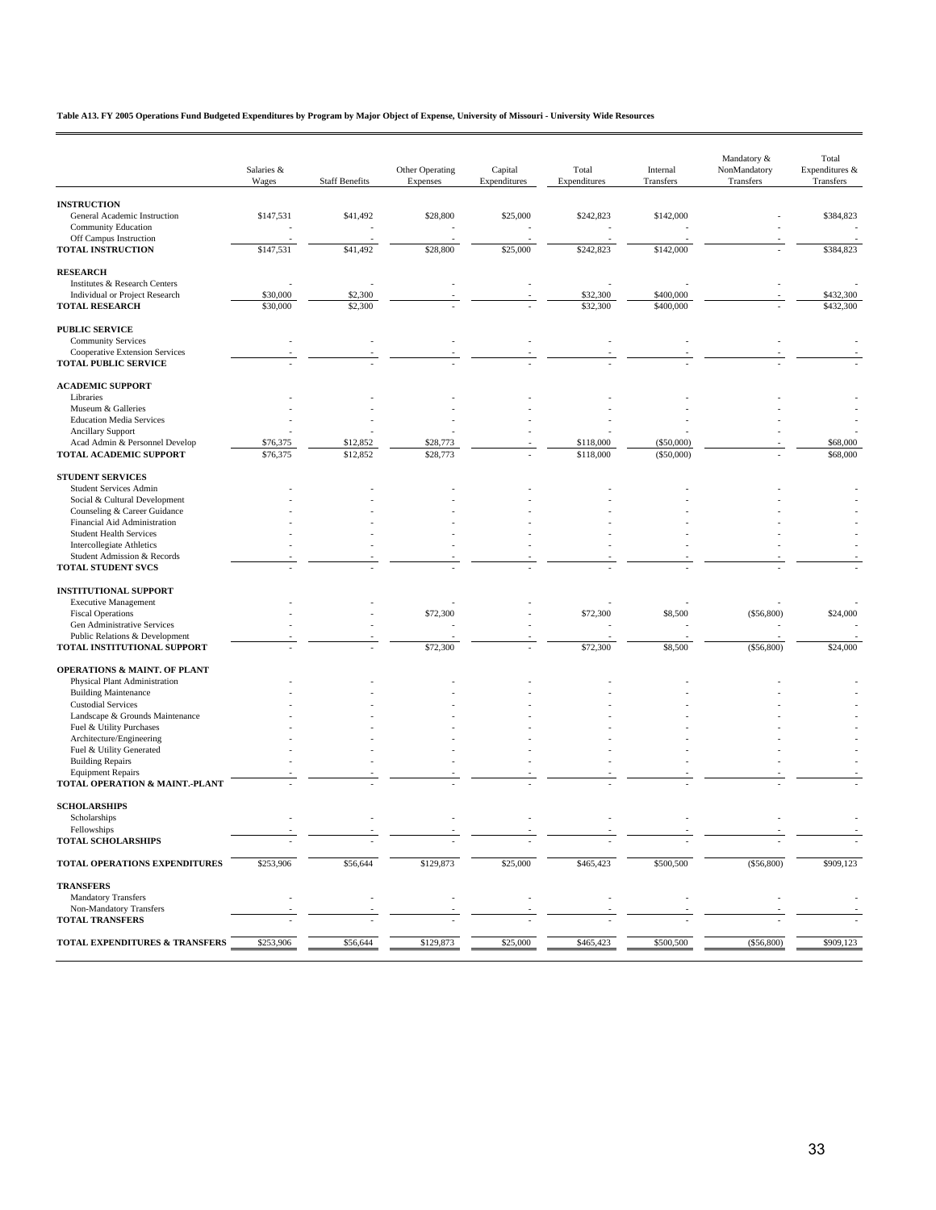**Table A13. FY 2005 Operations Fund Budgeted Expenditures by Program by Major Object of Expense, University of Missouri - University Wide Resources**

| | Salaries & Wages | Staff Benefits | Other Operating Expenses | Capital Expenditures | Total Expenditures | Internal Transfers | Mandatory & NonMandatory Transfers | Total Expenditures & Transfers |
|---|---|---|---|---|---|---|---|---|
| **INSTRUCTION** | | | | | | | | |
| General Academic Instruction | $147,531 | $41,492 | $28,800 | $25,000 | $242,823 | $142,000 | - | $384,823 |
| Community Education | - | - | - | - | - | - | - | - |
| Off Campus Instruction | - | - | - | - | - | - | - | - |
| **TOTAL INSTRUCTION** | $147,531 | $41,492 | $28,800 | $25,000 | $242,823 | $142,000 | - | $384,823 |
| **RESEARCH** | | | | | | | | |
| Institutes & Research Centers | - | - | - | - | - | - | - | - |
| Individual or Project Research | $30,000 | $2,300 | - | - | $32,300 | $400,000 | - | $432,300 |
| **TOTAL RESEARCH** | $30,000 | $2,300 | - | - | $32,300 | $400,000 | - | $432,300 |
| **PUBLIC SERVICE** | | | | | | | | |
| Community Services | - | - | - | - | - | - | - | - |
| Cooperative Extension Services | - | - | - | - | - | - | - | - |
| **TOTAL PUBLIC SERVICE** | - | - | - | - | - | - | - | - |
| **ACADEMIC SUPPORT** | | | | | | | | |
| Libraries | - | - | - | - | - | - | - | - |
| Museum & Galleries | - | - | - | - | - | - | - | - |
| Education Media Services | - | - | - | - | - | - | - | - |
| Ancillary Support | - | - | - | - | - | - | - | - |
| Acad Admin & Personnel Develop | $76,375 | $12,852 | $28,773 | - | $118,000 | ($50,000) | - | $68,000 |
| **TOTAL ACADEMIC SUPPORT** | $76,375 | $12,852 | $28,773 | - | $118,000 | ($50,000) | - | $68,000 |
| **STUDENT SERVICES** | | | | | | | | |
| Student Services Admin | - | - | - | - | - | - | - | - |
| Social & Cultural Development | - | - | - | - | - | - | - | - |
| Counseling & Career Guidance | - | - | - | - | - | - | - | - |
| Financial Aid Administration | - | - | - | - | - | - | - | - |
| Student Health Services | - | - | - | - | - | - | - | - |
| Intercollegiate Athletics | - | - | - | - | - | - | - | - |
| Student Admission & Records | - | - | - | - | - | - | - | - |
| **TOTAL STUDENT SVCS** | - | - | - | - | - | - | - | - |
| **INSTITUTIONAL SUPPORT** | | | | | | | | |
| Executive Management | - | - | - | - | - | - | - | - |
| Fiscal Operations | - | - | $72,300 | - | $72,300 | $8,500 | ($56,800) | $24,000 |
| Gen Administrative Services | - | - | - | - | - | - | - | - |
| Public Relations & Development | - | - | - | - | - | - | - | - |
| **TOTAL INSTITUTIONAL SUPPORT** | - | - | $72,300 | - | $72,300 | $8,500 | ($56,800) | $24,000 |
| **OPERATIONS & MAINT. OF PLANT** | | | | | | | | |
| Physical Plant Administration | - | - | - | - | - | - | - | - |
| Building Maintenance | - | - | - | - | - | - | - | - |
| Custodial Services | - | - | - | - | - | - | - | - |
| Landscape & Grounds Maintenance | - | - | - | - | - | - | - | - |
| Fuel & Utility Purchases | - | - | - | - | - | - | - | - |
| Architecture/Engineering | - | - | - | - | - | - | - | - |
| Fuel & Utility Generated | - | - | - | - | - | - | - | - |
| Building Repairs | - | - | - | - | - | - | - | - |
| Equipment Repairs | - | - | - | - | - | - | - | - |
| **TOTAL OPERATION & MAINT.-PLANT** | - | - | - | - | - | - | - | - |
| **SCHOLARSHIPS** | | | | | | | | |
| Scholarships | - | - | - | - | - | - | - | - |
| Fellowships | - | - | - | - | - | - | - | - |
| **TOTAL SCHOLARSHIPS** | - | - | - | - | - | - | - | - |
| **TOTAL OPERATIONS EXPENDITURES** | $253,906 | $56,644 | $129,873 | $25,000 | $465,423 | $500,500 | ($56,800) | $909,123 |
| **TRANSFERS** | | | | | | | | |
| Mandatory Transfers | - | - | - | - | - | - | - | - |
| Non-Mandatory Transfers | - | - | - | - | - | - | - | - |
| **TOTAL TRANSFERS** | - | - | - | - | - | - | - | - |
| **TOTAL EXPENDITURES & TRANSFERS** | $253,906 | $56,644 | $129,873 | $25,000 | $465,423 | $500,500 | ($56,800) | $909,123 |